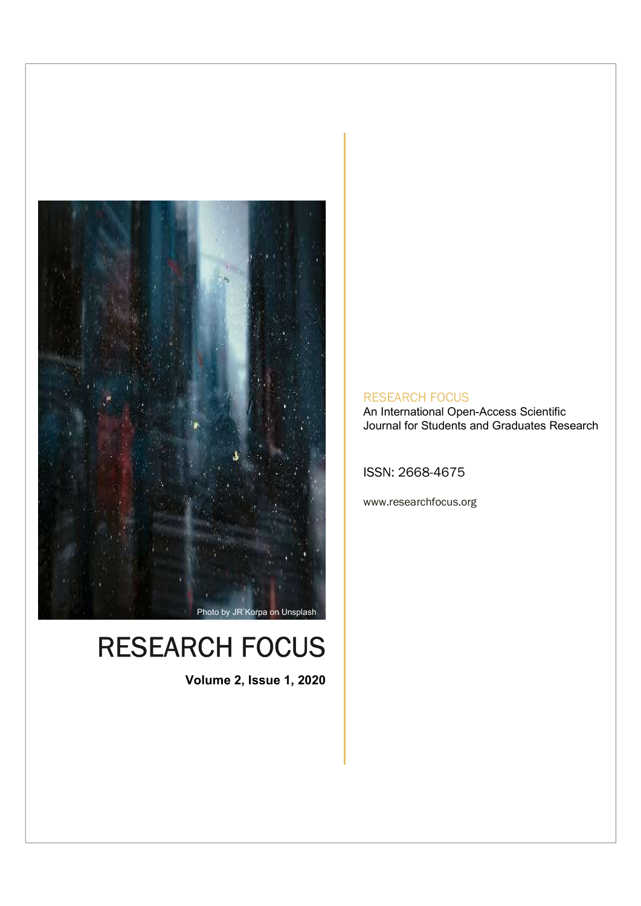Photo by JR Korpa on Unsplash

# RESEARCH FOCUS

**Volume 2, Issue 1, 2020**

RESEARCH FOCUS

An International Open-Access Scientific Journal for Students and Graduates Research

ISSN: 2668-4675

www.researchfocus.org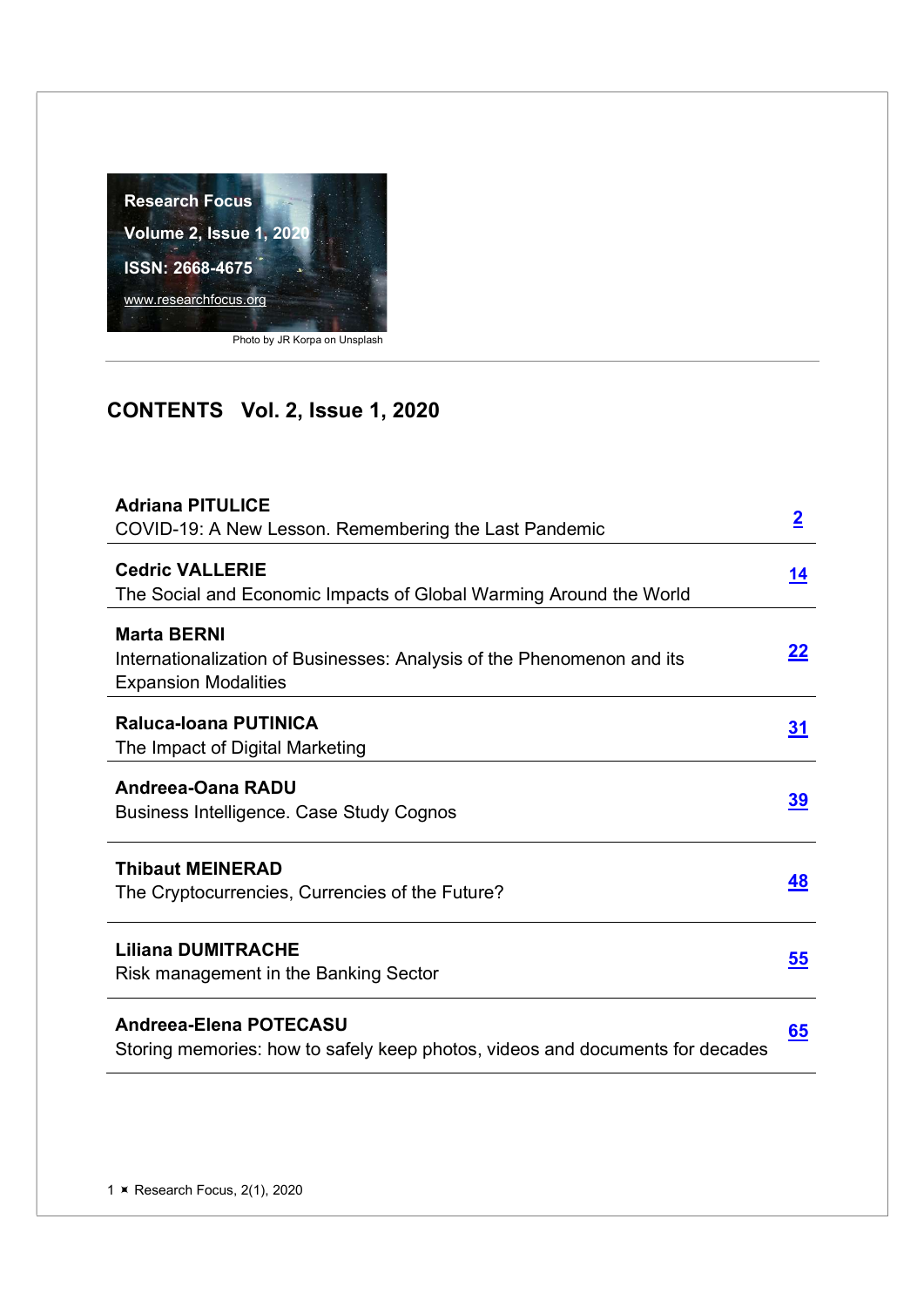Research Focus

Volume 2, Issue 1, 2020

ISSN: 2668-4675

www.researchfocus.org

Photo by JR Korpa on Unsplash

## CONTENTS Vol. 2, Issue 1, 2020

| | |
|---|---|
| **Adriana PITULICE**<br>COVID-19: A New Lesson. Remembering the Last Pandemic | **2** |
| **Cedric VALLERIE**<br>The Social and Economic Impacts of Global Warming Around the World | **14** |
| **Marta BERNI**<br>Internationalization of Businesses: Analysis of the Phenomenon and its Expansion Modalities | **22** |
| **Raluca-Ioana PUTINICA**<br>The Impact of Digital Marketing | **31** |
| **Andreea-Oana RADU**<br>Business Intelligence. Case Study Cognos | **39** |
| **Thibaut MEINERAD**<br>The Cryptocurrencies, Currencies of the Future? | **48** |
| **Liliana DUMITRACHE**<br>Risk management in the Banking Sector | **55** |
| **Andreea-Elena POTECASU**<br>Storing memories: how to safely keep photos, videos and documents for decades | **65** |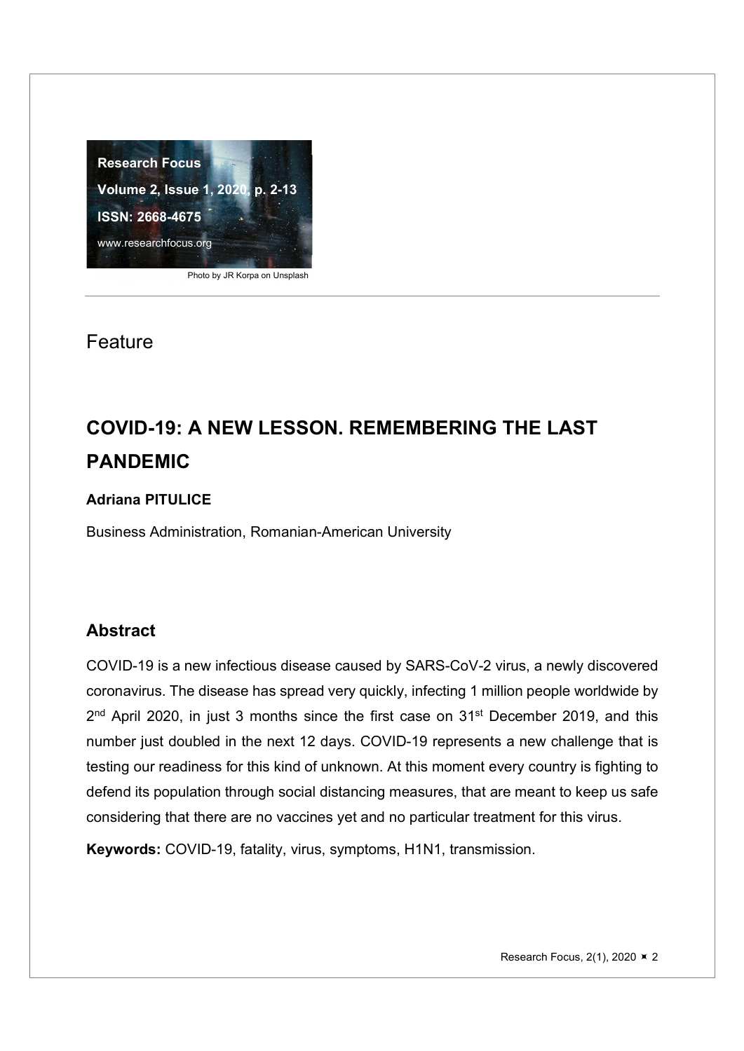Feature

# COVID-19: A NEW LESSON. REMEMBERING THE LAST PANDEMIC

**Adriana PITULICE**

Business Administration, Romanian-American University

## Abstract

COVID-19 is a new infectious disease caused by SARS-CoV-2 virus, a newly discovered coronavirus. The disease has spread very quickly, infecting 1 million people worldwide by 2nd April 2020, in just 3 months since the first case on 31st December 2019, and this number just doubled in the next 12 days. COVID-19 represents a new challenge that is testing our readiness for this kind of unknown. At this moment every country is fighting to defend its population through social distancing measures, that are meant to keep us safe considering that there are no vaccines yet and no particular treatment for this virus.

**Keywords:** COVID-19, fatality, virus, symptoms, H1N1, transmission.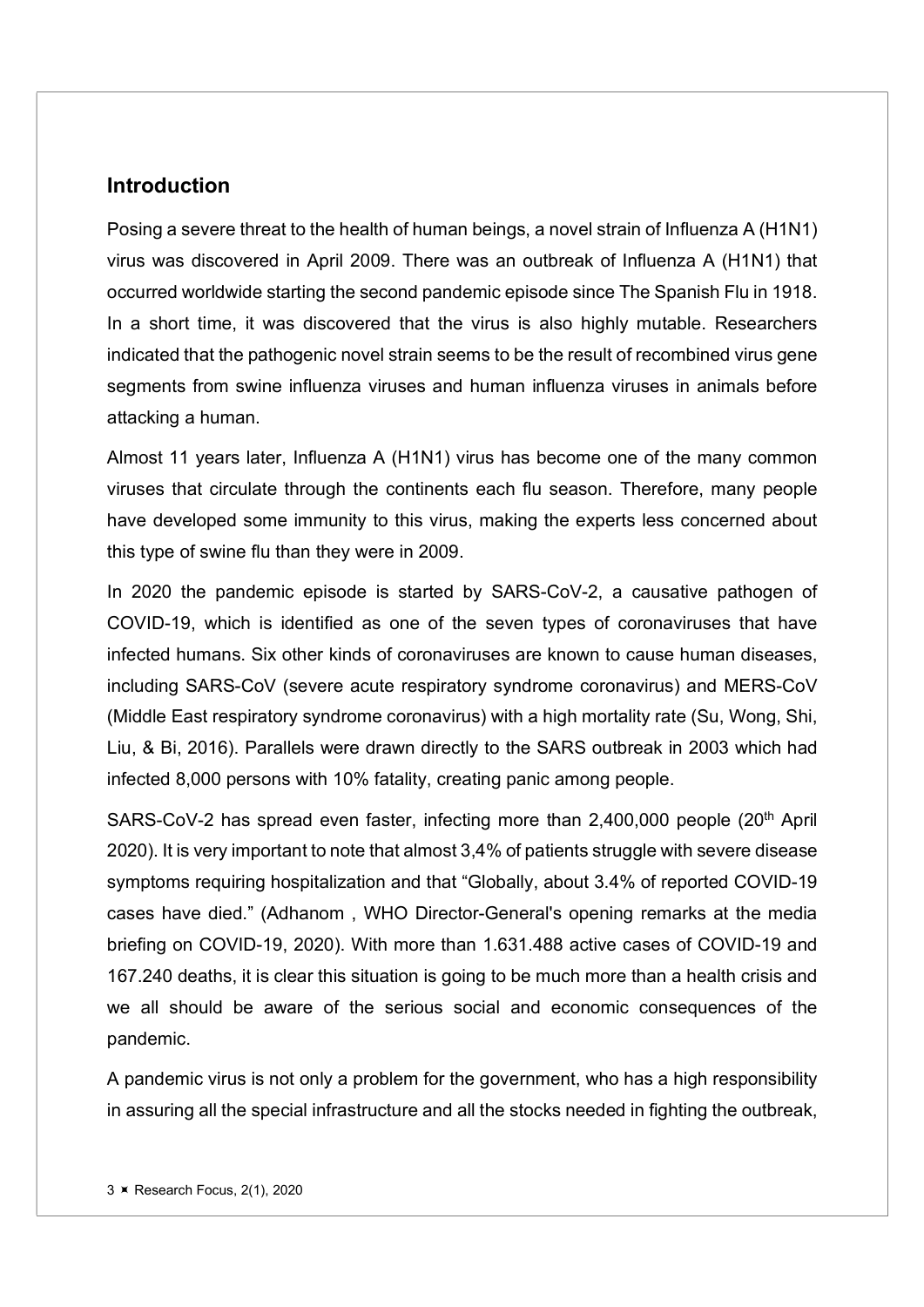## Introduction

Posing a severe threat to the health of human beings, a novel strain of Influenza A (H1N1) virus was discovered in April 2009. There was an outbreak of Influenza A (H1N1) that occurred worldwide starting the second pandemic episode since The Spanish Flu in 1918. In a short time, it was discovered that the virus is also highly mutable. Researchers indicated that the pathogenic novel strain seems to be the result of recombined virus gene segments from swine influenza viruses and human influenza viruses in animals before attacking a human.

Almost 11 years later, Influenza A (H1N1) virus has become one of the many common viruses that circulate through the continents each flu season. Therefore, many people have developed some immunity to this virus, making the experts less concerned about this type of swine flu than they were in 2009.

In 2020 the pandemic episode is started by SARS-CoV-2, a causative pathogen of COVID-19, which is identified as one of the seven types of coronaviruses that have infected humans. Six other kinds of coronaviruses are known to cause human diseases, including SARS-CoV (severe acute respiratory syndrome coronavirus) and MERS-CoV (Middle East respiratory syndrome coronavirus) with a high mortality rate (Su, Wong, Shi, Liu, & Bi, 2016). Parallels were drawn directly to the SARS outbreak in 2003 which had infected 8,000 persons with 10% fatality, creating panic among people.

SARS-CoV-2 has spread even faster, infecting more than 2,400,000 people (20th April 2020). It is very important to note that almost 3,4% of patients struggle with severe disease symptoms requiring hospitalization and that "Globally, about 3.4% of reported COVID-19 cases have died." (Adhanom , WHO Director-General's opening remarks at the media briefing on COVID-19, 2020). With more than 1.631.488 active cases of COVID-19 and 167.240 deaths, it is clear this situation is going to be much more than a health crisis and we all should be aware of the serious social and economic consequences of the pandemic.

A pandemic virus is not only a problem for the government, who has a high responsibility in assuring all the special infrastructure and all the stocks needed in fighting the outbreak,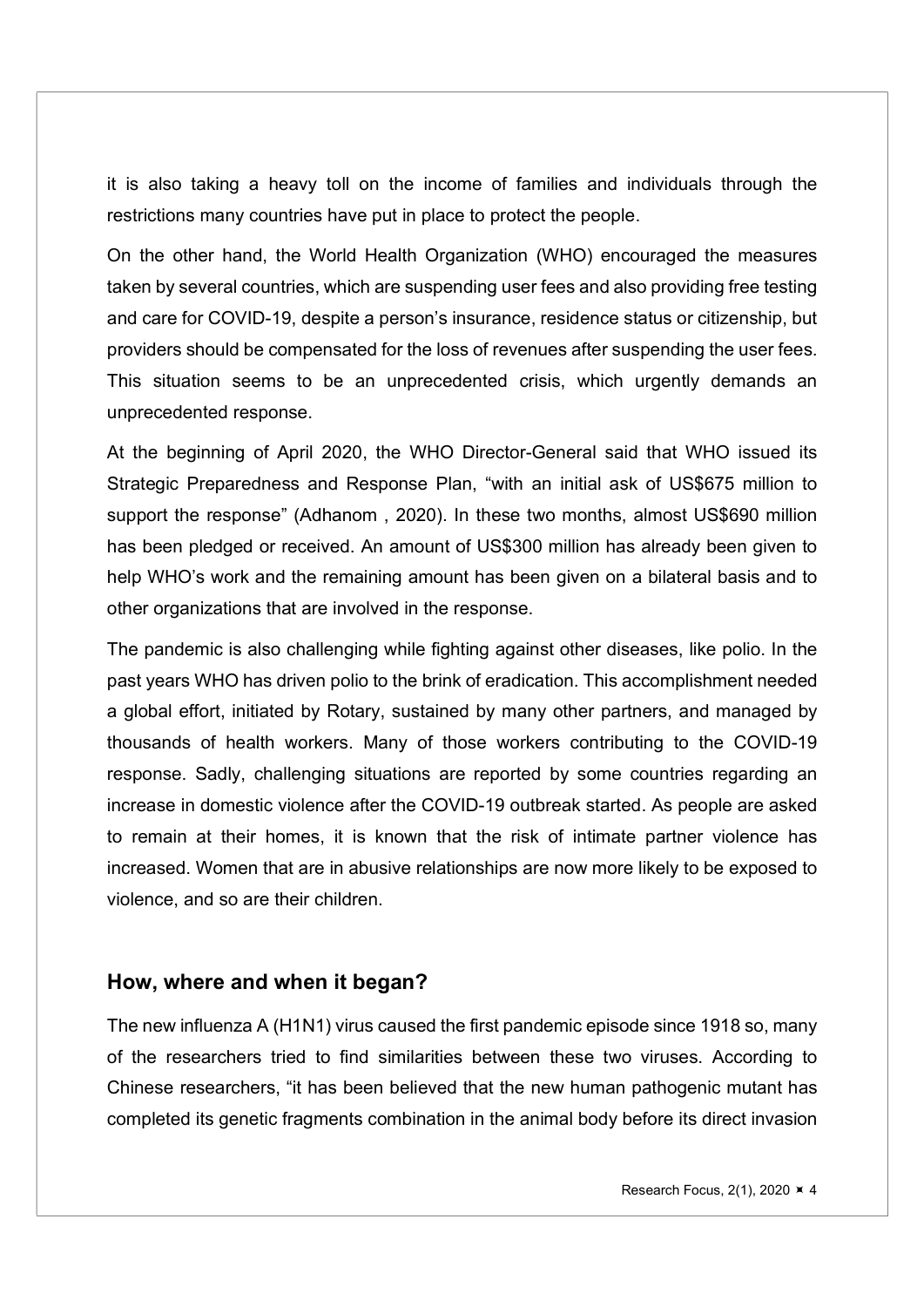it is also taking a heavy toll on the income of families and individuals through the restrictions many countries have put in place to protect the people.

On the other hand, the World Health Organization (WHO) encouraged the measures taken by several countries, which are suspending user fees and also providing free testing and care for COVID-19, despite a person's insurance, residence status or citizenship, but providers should be compensated for the loss of revenues after suspending the user fees. This situation seems to be an unprecedented crisis, which urgently demands an unprecedented response.

At the beginning of April 2020, the WHO Director-General said that WHO issued its Strategic Preparedness and Response Plan, "with an initial ask of US$675 million to support the response" (Adhanom , 2020). In these two months, almost US$690 million has been pledged or received. An amount of US$300 million has already been given to help WHO's work and the remaining amount has been given on a bilateral basis and to other organizations that are involved in the response.

The pandemic is also challenging while fighting against other diseases, like polio. In the past years WHO has driven polio to the brink of eradication. This accomplishment needed a global effort, initiated by Rotary, sustained by many other partners, and managed by thousands of health workers. Many of those workers contributing to the COVID-19 response. Sadly, challenging situations are reported by some countries regarding an increase in domestic violence after the COVID-19 outbreak started. As people are asked to remain at their homes, it is known that the risk of intimate partner violence has increased. Women that are in abusive relationships are now more likely to be exposed to violence, and so are their children.

## How, where and when it began?

The new influenza A (H1N1) virus caused the first pandemic episode since 1918 so, many of the researchers tried to find similarities between these two viruses. According to Chinese researchers, "it has been believed that the new human pathogenic mutant has completed its genetic fragments combination in the animal body before its direct invasion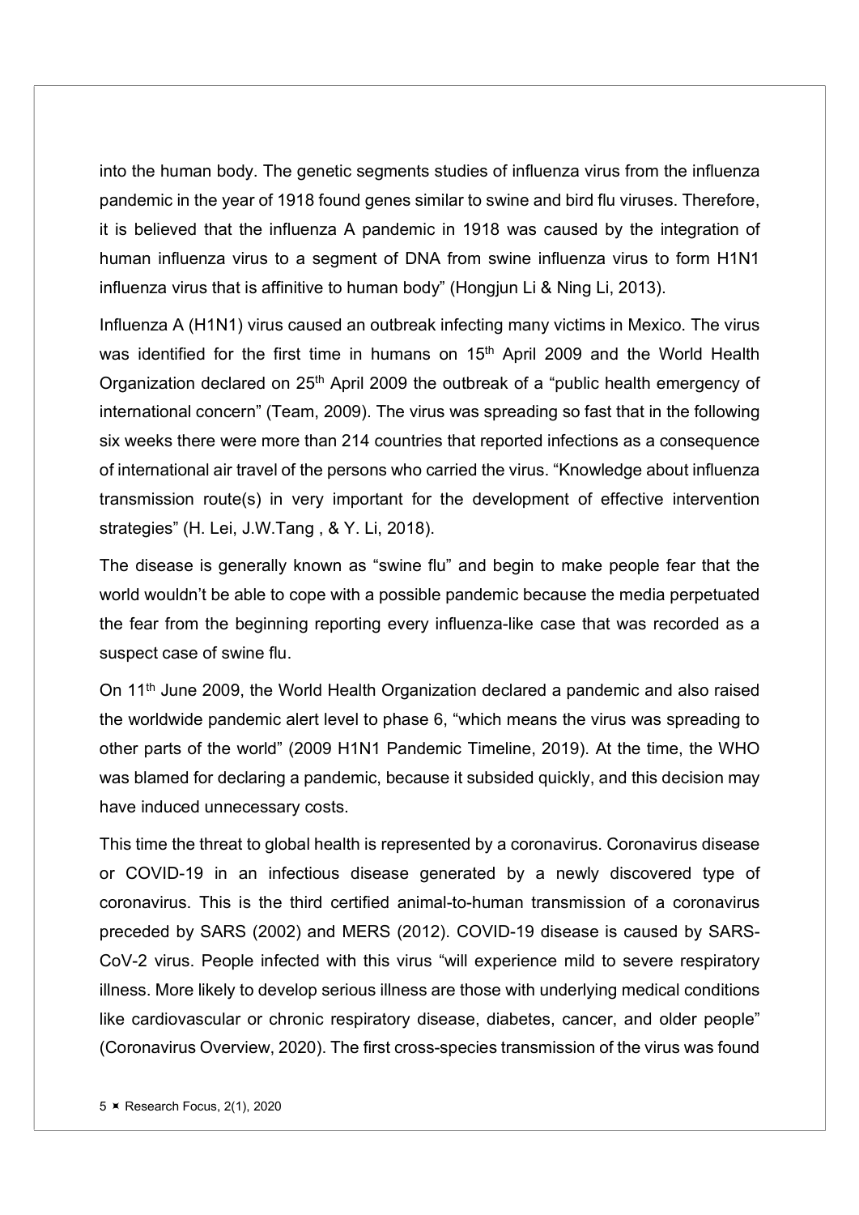into the human body. The genetic segments studies of influenza virus from the influenza pandemic in the year of 1918 found genes similar to swine and bird flu viruses. Therefore, it is believed that the influenza A pandemic in 1918 was caused by the integration of human influenza virus to a segment of DNA from swine influenza virus to form H1N1 influenza virus that is affinitive to human body" (Hongjun Li & Ning Li, 2013).

Influenza A (H1N1) virus caused an outbreak infecting many victims in Mexico. The virus was identified for the first time in humans on 15th April 2009 and the World Health Organization declared on 25th April 2009 the outbreak of a "public health emergency of international concern" (Team, 2009). The virus was spreading so fast that in the following six weeks there were more than 214 countries that reported infections as a consequence of international air travel of the persons who carried the virus. "Knowledge about influenza transmission route(s) in very important for the development of effective intervention strategies" (H. Lei, J.W.Tang , & Y. Li, 2018).

The disease is generally known as "swine flu" and begin to make people fear that the world wouldn't be able to cope with a possible pandemic because the media perpetuated the fear from the beginning reporting every influenza-like case that was recorded as a suspect case of swine flu.

On 11th June 2009, the World Health Organization declared a pandemic and also raised the worldwide pandemic alert level to phase 6, "which means the virus was spreading to other parts of the world" (2009 H1N1 Pandemic Timeline, 2019). At the time, the WHO was blamed for declaring a pandemic, because it subsided quickly, and this decision may have induced unnecessary costs.

This time the threat to global health is represented by a coronavirus. Coronavirus disease or COVID-19 in an infectious disease generated by a newly discovered type of coronavirus. This is the third certified animal-to-human transmission of a coronavirus preceded by SARS (2002) and MERS (2012). COVID-19 disease is caused by SARS-CoV-2 virus. People infected with this virus "will experience mild to severe respiratory illness. More likely to develop serious illness are those with underlying medical conditions like cardiovascular or chronic respiratory disease, diabetes, cancer, and older people" (Coronavirus Overview, 2020). The first cross-species transmission of the virus was found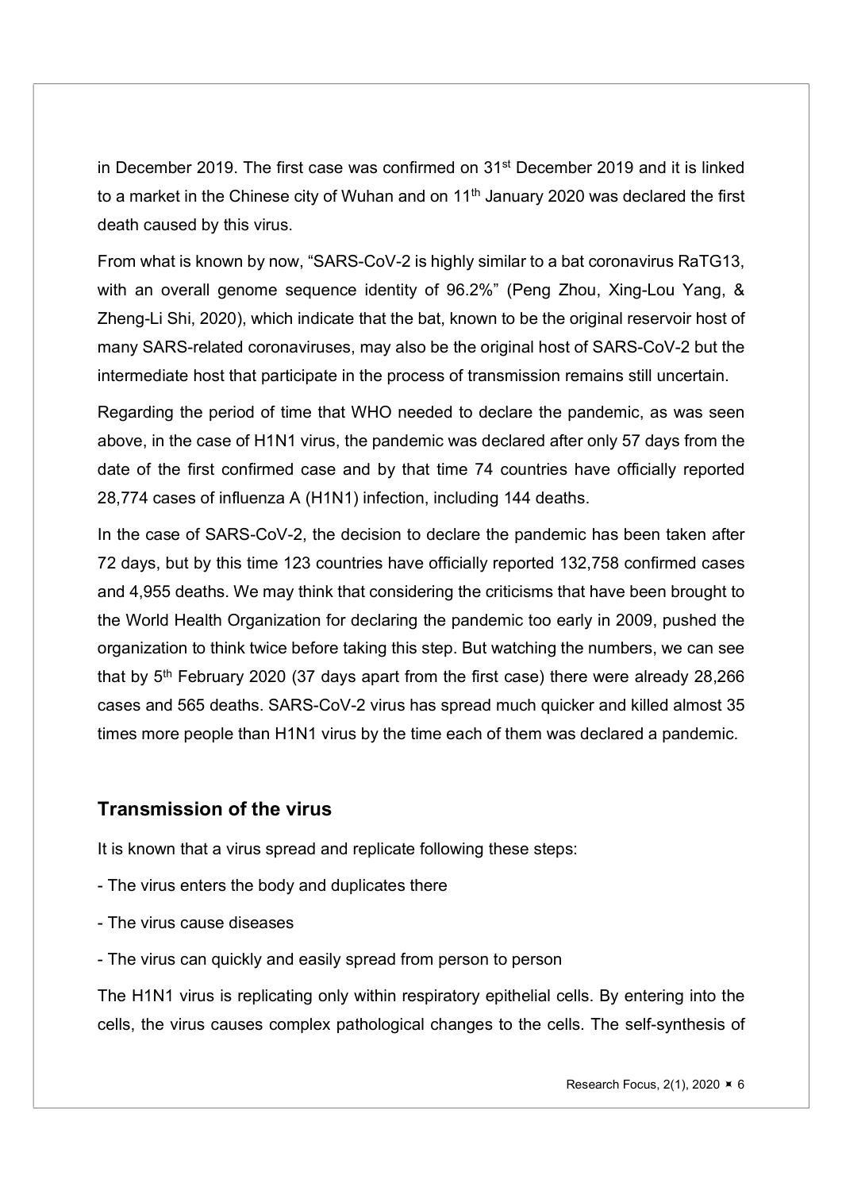in December 2019. The first case was confirmed on 31st December 2019 and it is linked to a market in the Chinese city of Wuhan and on 11th January 2020 was declared the first death caused by this virus.

From what is known by now, "SARS-CoV-2 is highly similar to a bat coronavirus RaTG13, with an overall genome sequence identity of 96.2%" (Peng Zhou, Xing-Lou Yang, & Zheng-Li Shi, 2020), which indicate that the bat, known to be the original reservoir host of many SARS-related coronaviruses, may also be the original host of SARS-CoV-2 but the intermediate host that participate in the process of transmission remains still uncertain.

Regarding the period of time that WHO needed to declare the pandemic, as was seen above, in the case of H1N1 virus, the pandemic was declared after only 57 days from the date of the first confirmed case and by that time 74 countries have officially reported 28,774 cases of influenza A (H1N1) infection, including 144 deaths.

In the case of SARS-CoV-2, the decision to declare the pandemic has been taken after 72 days, but by this time 123 countries have officially reported 132,758 confirmed cases and 4,955 deaths. We may think that considering the criticisms that have been brought to the World Health Organization for declaring the pandemic too early in 2009, pushed the organization to think twice before taking this step. But watching the numbers, we can see that by 5th February 2020 (37 days apart from the first case) there were already 28,266 cases and 565 deaths. SARS-CoV-2 virus has spread much quicker and killed almost 35 times more people than H1N1 virus by the time each of them was declared a pandemic.

## Transmission of the virus

It is known that a virus spread and replicate following these steps:

- The virus enters the body and duplicates there
- The virus cause diseases
- The virus can quickly and easily spread from person to person

The H1N1 virus is replicating only within respiratory epithelial cells. By entering into the cells, the virus causes complex pathological changes to the cells. The self-synthesis of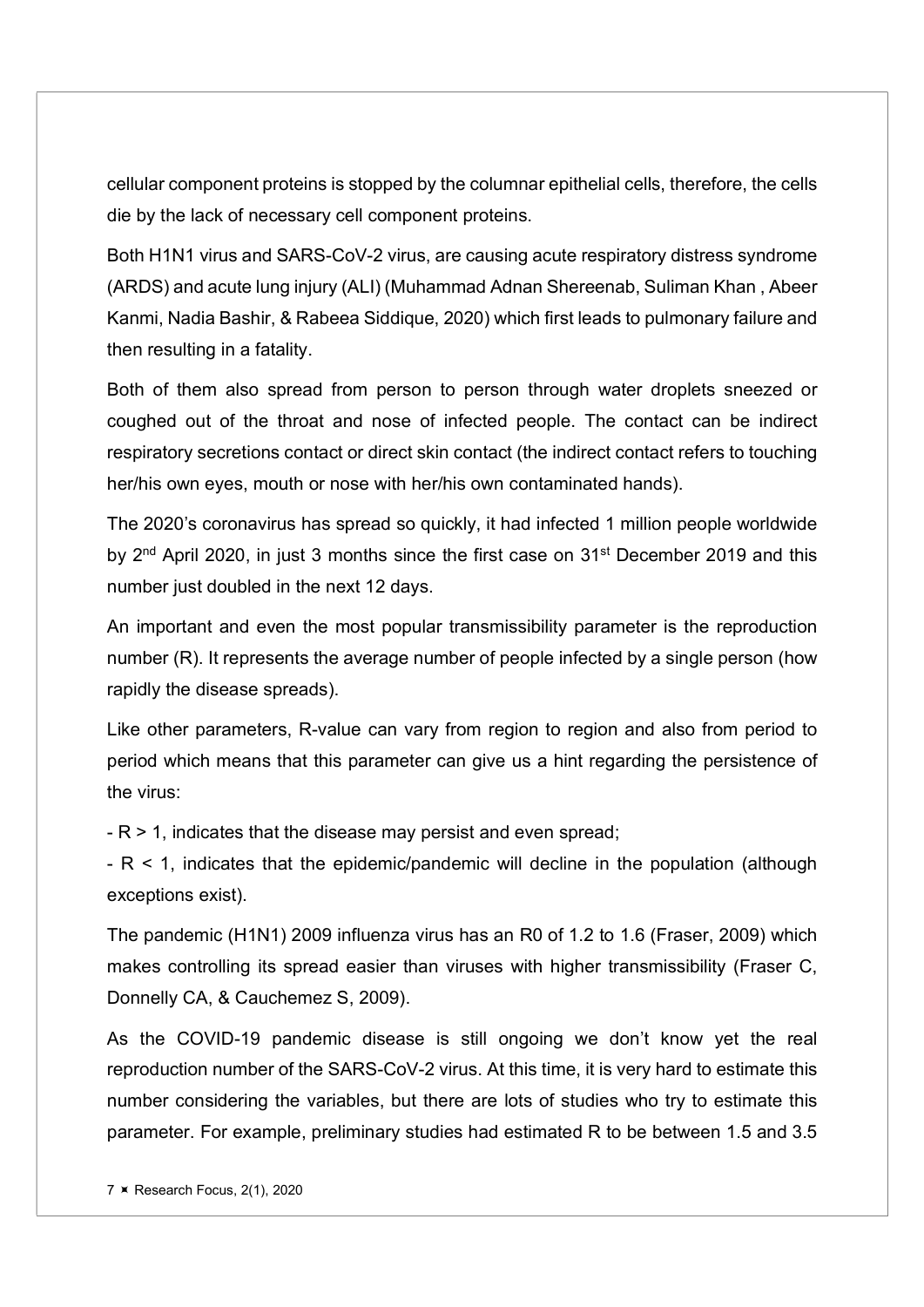cellular component proteins is stopped by the columnar epithelial cells, therefore, the cells die by the lack of necessary cell component proteins.

Both H1N1 virus and SARS-CoV-2 virus, are causing acute respiratory distress syndrome (ARDS) and acute lung injury (ALI) (Muhammad Adnan Shereenab, Suliman Khan , Abeer Kanmi, Nadia Bashir, & Rabeea Siddique, 2020) which first leads to pulmonary failure and then resulting in a fatality.

Both of them also spread from person to person through water droplets sneezed or coughed out of the throat and nose of infected people. The contact can be indirect respiratory secretions contact or direct skin contact (the indirect contact refers to touching her/his own eyes, mouth or nose with her/his own contaminated hands).

The 2020's coronavirus has spread so quickly, it had infected 1 million people worldwide by 2nd April 2020, in just 3 months since the first case on 31st December 2019 and this number just doubled in the next 12 days.

An important and even the most popular transmissibility parameter is the reproduction number (R). It represents the average number of people infected by a single person (how rapidly the disease spreads).

Like other parameters, R-value can vary from region to region and also from period to period which means that this parameter can give us a hint regarding the persistence of the virus:

- $R > 1$, indicates that the disease may persist and even spread;
- $R < 1$, indicates that the epidemic/pandemic will decline in the population (although exceptions exist).

The pandemic (H1N1) 2009 influenza virus has an $R_0$ of 1.2 to 1.6 (Fraser, 2009) which makes controlling its spread easier than viruses with higher transmissibility (Fraser C, Donnelly CA, & Cauchemez S, 2009).

As the COVID-19 pandemic disease is still ongoing we don't know yet the real reproduction number of the SARS-CoV-2 virus. At this time, it is very hard to estimate this number considering the variables, but there are lots of studies who try to estimate this parameter. For example, preliminary studies had estimated R to be between 1.5 and 3.5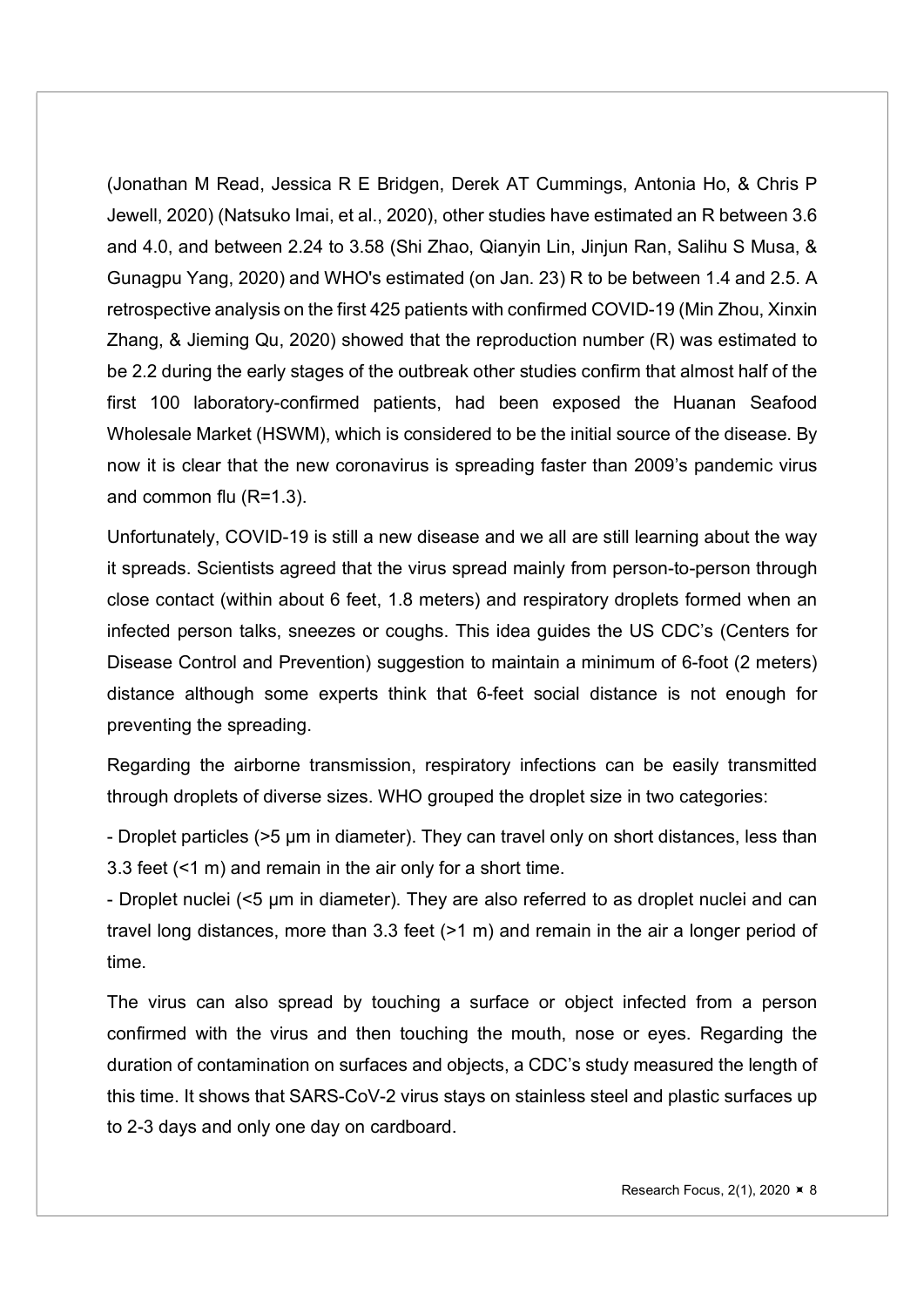(Jonathan M Read, Jessica R E Bridgen, Derek AT Cummings, Antonia Ho, & Chris P Jewell, 2020) (Natsuko Imai, et al., 2020), other studies have estimated an R between 3.6 and 4.0, and between 2.24 to 3.58 (Shi Zhao, Qianyin Lin, Jinjun Ran, Salihu S Musa, & Gunagpu Yang, 2020) and WHO's estimated (on Jan. 23) R to be between 1.4 and 2.5. A retrospective analysis on the first 425 patients with confirmed COVID-19 (Min Zhou, Xinxin Zhang, & Jieming Qu, 2020) showed that the reproduction number (R) was estimated to be 2.2 during the early stages of the outbreak other studies confirm that almost half of the first 100 laboratory-confirmed patients, had been exposed the Huanan Seafood Wholesale Market (HSWM), which is considered to be the initial source of the disease. By now it is clear that the new coronavirus is spreading faster than 2009's pandemic virus and common flu (R=1.3).

Unfortunately, COVID-19 is still a new disease and we all are still learning about the way it spreads. Scientists agreed that the virus spread mainly from person-to-person through close contact (within about 6 feet, 1.8 meters) and respiratory droplets formed when an infected person talks, sneezes or coughs. This idea guides the US CDC's (Centers for Disease Control and Prevention) suggestion to maintain a minimum of 6-foot (2 meters) distance although some experts think that 6-feet social distance is not enough for preventing the spreading.

Regarding the airborne transmission, respiratory infections can be easily transmitted through droplets of diverse sizes. WHO grouped the droplet size in two categories:

- Droplet particles (>5 μm in diameter). They can travel only on short distances, less than 3.3 feet (<1 m) and remain in the air only for a short time.
- Droplet nuclei (<5 μm in diameter). They are also referred to as droplet nuclei and can travel long distances, more than 3.3 feet (>1 m) and remain in the air a longer period of time.

The virus can also spread by touching a surface or object infected from a person confirmed with the virus and then touching the mouth, nose or eyes. Regarding the duration of contamination on surfaces and objects, a CDC's study measured the length of this time. It shows that SARS-CoV-2 virus stays on stainless steel and plastic surfaces up to 2-3 days and only one day on cardboard.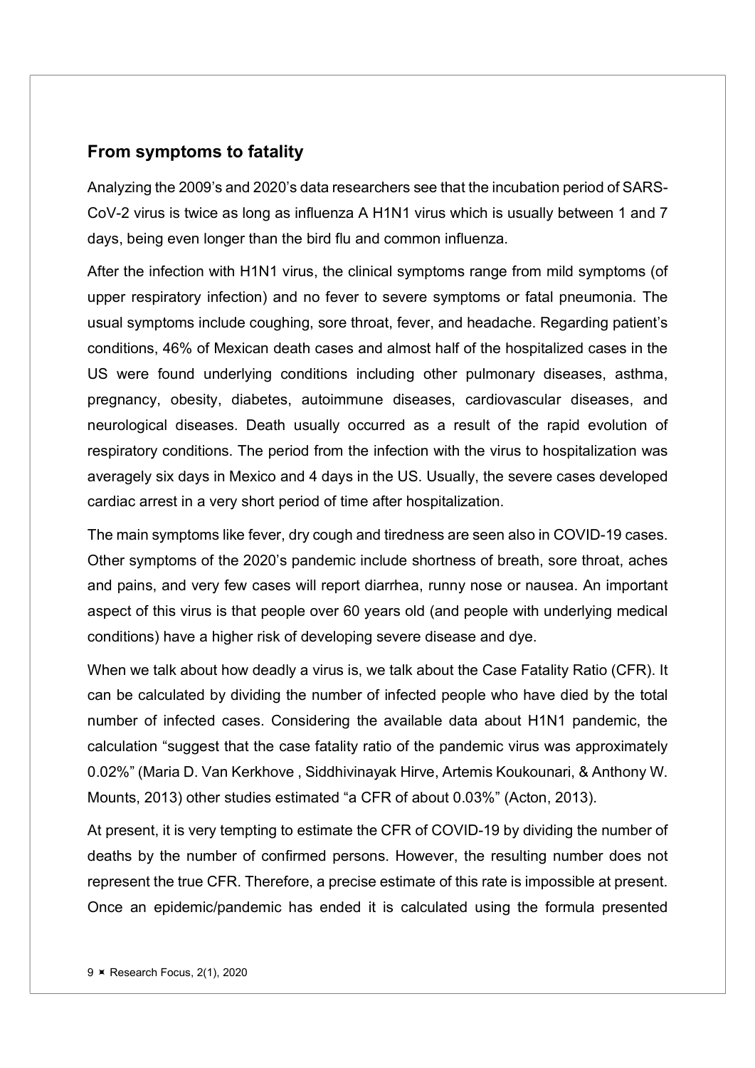## From symptoms to fatality

Analyzing the 2009's and 2020's data researchers see that the incubation period of SARS-CoV-2 virus is twice as long as influenza A H1N1 virus which is usually between 1 and 7 days, being even longer than the bird flu and common influenza.

After the infection with H1N1 virus, the clinical symptoms range from mild symptoms (of upper respiratory infection) and no fever to severe symptoms or fatal pneumonia. The usual symptoms include coughing, sore throat, fever, and headache. Regarding patient's conditions, 46% of Mexican death cases and almost half of the hospitalized cases in the US were found underlying conditions including other pulmonary diseases, asthma, pregnancy, obesity, diabetes, autoimmune diseases, cardiovascular diseases, and neurological diseases. Death usually occurred as a result of the rapid evolution of respiratory conditions. The period from the infection with the virus to hospitalization was averagely six days in Mexico and 4 days in the US. Usually, the severe cases developed cardiac arrest in a very short period of time after hospitalization.

The main symptoms like fever, dry cough and tiredness are seen also in COVID-19 cases. Other symptoms of the 2020's pandemic include shortness of breath, sore throat, aches and pains, and very few cases will report diarrhea, runny nose or nausea. An important aspect of this virus is that people over 60 years old (and people with underlying medical conditions) have a higher risk of developing severe disease and dye.

When we talk about how deadly a virus is, we talk about the Case Fatality Ratio (CFR). It can be calculated by dividing the number of infected people who have died by the total number of infected cases. Considering the available data about H1N1 pandemic, the calculation "suggest that the case fatality ratio of the pandemic virus was approximately 0.02%" (Maria D. Van Kerkhove , Siddhivinayak Hirve, Artemis Koukounari, & Anthony W. Mounts, 2013) other studies estimated "a CFR of about 0.03%" (Acton, 2013).

At present, it is very tempting to estimate the CFR of COVID-19 by dividing the number of deaths by the number of confirmed persons. However, the resulting number does not represent the true CFR. Therefore, a precise estimate of this rate is impossible at present. Once an epidemic/pandemic has ended it is calculated using the formula presented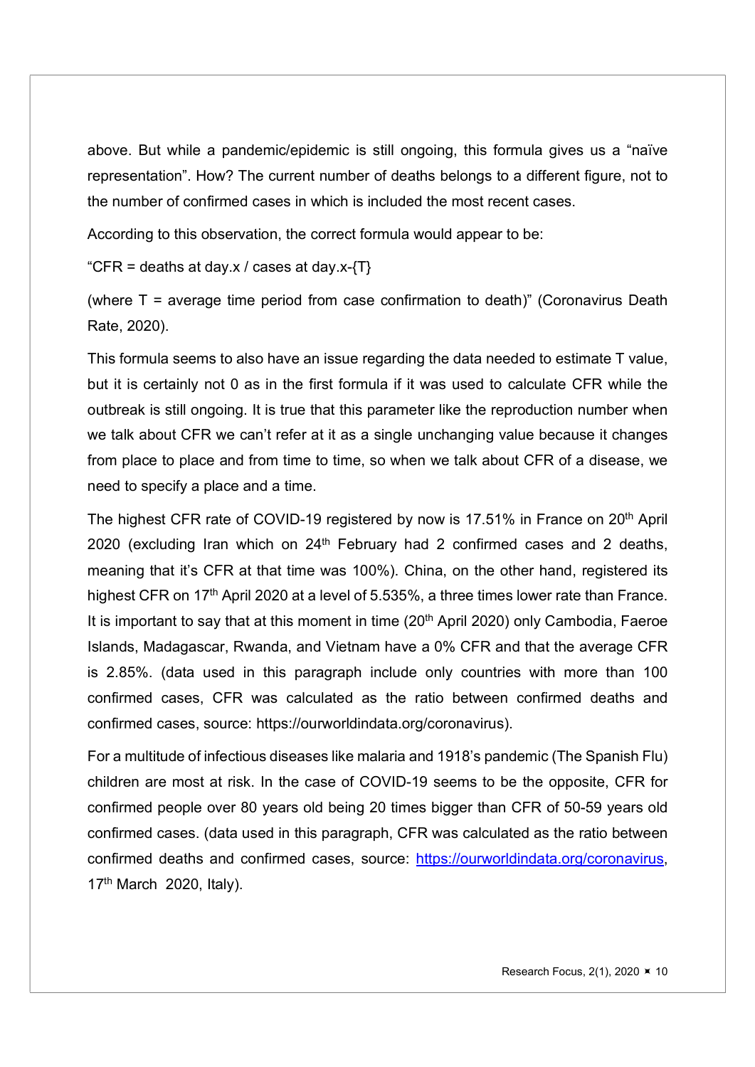above. But while a pandemic/epidemic is still ongoing, this formula gives us a "naïve representation". How? The current number of deaths belongs to a different figure, not to the number of confirmed cases in which is included the most recent cases.

According to this observation, the correct formula would appear to be:

"CFR = deaths at day.x / cases at day.x-{T}

(where T = average time period from case confirmation to death)" (Coronavirus Death Rate, 2020).

This formula seems to also have an issue regarding the data needed to estimate T value, but it is certainly not 0 as in the first formula if it was used to calculate CFR while the outbreak is still ongoing. It is true that this parameter like the reproduction number when we talk about CFR we can't refer at it as a single unchanging value because it changes from place to place and from time to time, so when we talk about CFR of a disease, we need to specify a place and a time.

The highest CFR rate of COVID-19 registered by now is 17.51% in France on 20th April 2020 (excluding Iran which on 24th February had 2 confirmed cases and 2 deaths, meaning that it's CFR at that time was 100%). China, on the other hand, registered its highest CFR on 17th April 2020 at a level of 5.535%, a three times lower rate than France. It is important to say that at this moment in time (20th April 2020) only Cambodia, Faeroe Islands, Madagascar, Rwanda, and Vietnam have a 0% CFR and that the average CFR is 2.85%. (data used in this paragraph include only countries with more than 100 confirmed cases, CFR was calculated as the ratio between confirmed deaths and confirmed cases, source: https://ourworldindata.org/coronavirus).

For a multitude of infectious diseases like malaria and 1918's pandemic (The Spanish Flu) children are most at risk. In the case of COVID-19 seems to be the opposite, CFR for confirmed people over 80 years old being 20 times bigger than CFR of 50-59 years old confirmed cases. (data used in this paragraph, CFR was calculated as the ratio between confirmed deaths and confirmed cases, source: https://ourworldindata.org/coronavirus, 17th March 2020, Italy).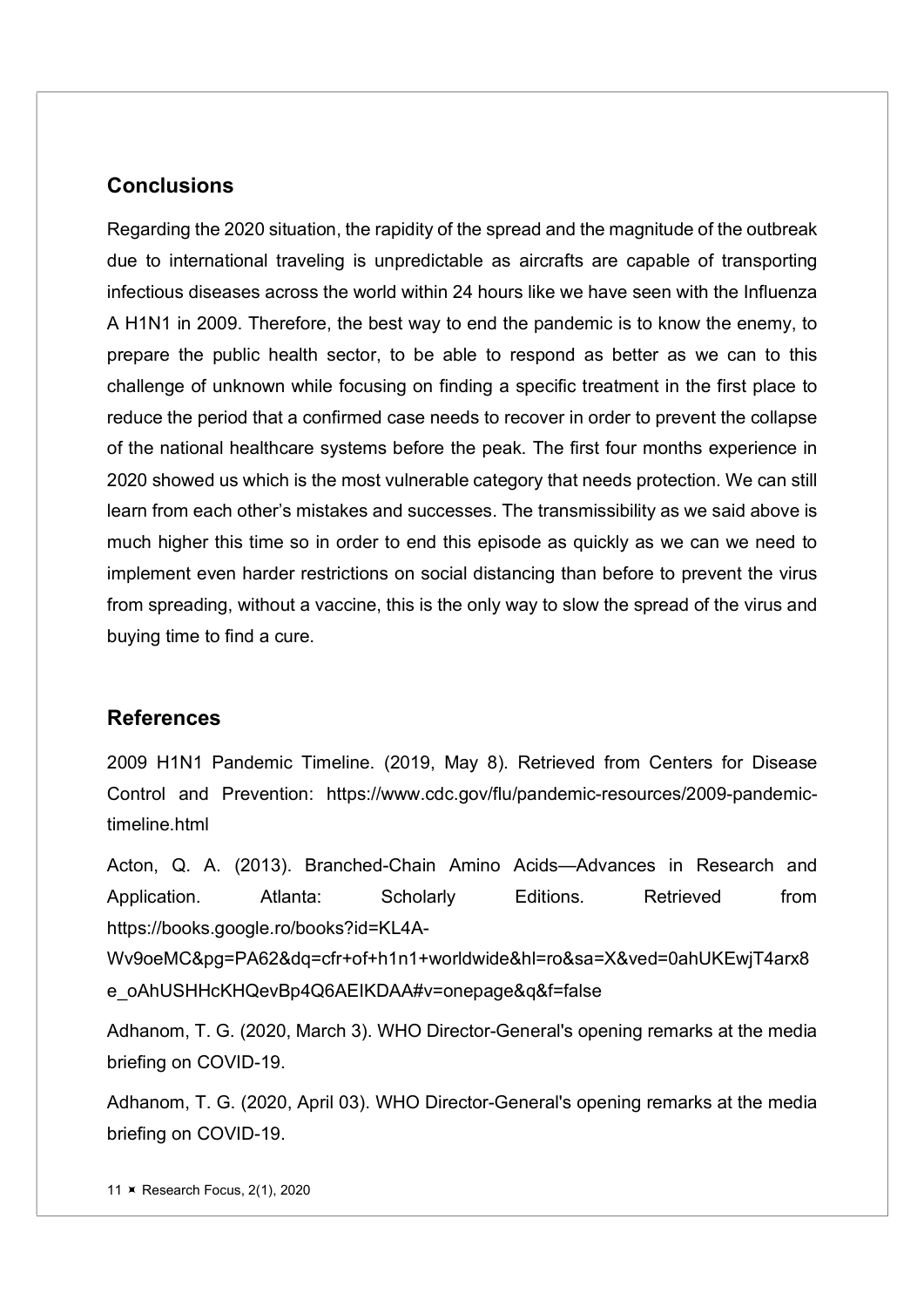## Conclusions

Regarding the 2020 situation, the rapidity of the spread and the magnitude of the outbreak due to international traveling is unpredictable as aircrafts are capable of transporting infectious diseases across the world within 24 hours like we have seen with the Influenza A H1N1 in 2009. Therefore, the best way to end the pandemic is to know the enemy, to prepare the public health sector, to be able to respond as better as we can to this challenge of unknown while focusing on finding a specific treatment in the first place to reduce the period that a confirmed case needs to recover in order to prevent the collapse of the national healthcare systems before the peak. The first four months experience in 2020 showed us which is the most vulnerable category that needs protection. We can still learn from each other's mistakes and successes. The transmissibility as we said above is much higher this time so in order to end this episode as quickly as we can we need to implement even harder restrictions on social distancing than before to prevent the virus from spreading, without a vaccine, this is the only way to slow the spread of the virus and buying time to find a cure.

## References

2009 H1N1 Pandemic Timeline. (2019, May 8). Retrieved from Centers for Disease Control and Prevention: https://www.cdc.gov/flu/pandemic-resources/2009-pandemic-timeline.html

Acton, Q. A. (2013). Branched-Chain Amino Acids—Advances in Research and Application. Atlanta: Scholarly Editions. Retrieved from https://books.google.ro/books?id=KL4A-Wv9oeMC&pg=PA62&dq=cfr+of+h1n1+worldwide&hl=ro&sa=X&ved=0ahUKEwjT4arx8e_oAhUSHHcKHQevBp4Q6AEIKDAA#v=onepage&q&f=false

Adhanom, T. G. (2020, March 3). WHO Director-General's opening remarks at the media briefing on COVID-19.

Adhanom, T. G. (2020, April 03). WHO Director-General's opening remarks at the media briefing on COVID-19.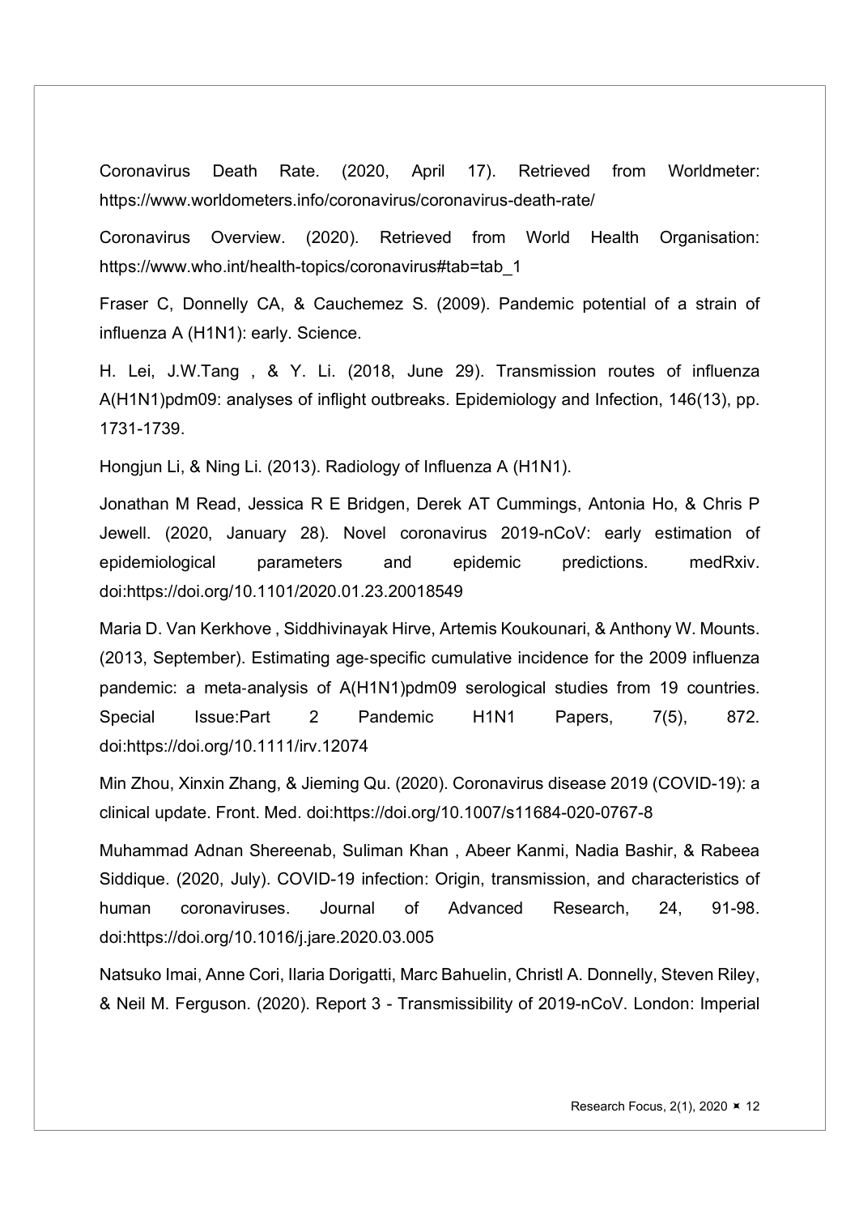Coronavirus Death Rate. (2020, April 17). Retrieved from Worldmeter: https://www.worldometers.info/coronavirus/coronavirus-death-rate/

Coronavirus Overview. (2020). Retrieved from World Health Organisation: https://www.who.int/health-topics/coronavirus#tab=tab_1

Fraser C, Donnelly CA, & Cauchemez S. (2009). Pandemic potential of a strain of influenza A (H1N1): early. Science.

H. Lei, J.W.Tang , & Y. Li. (2018, June 29). Transmission routes of influenza A(H1N1)pdm09: analyses of inflight outbreaks. Epidemiology and Infection, 146(13), pp. 1731-1739.

Hongjun Li, & Ning Li. (2013). Radiology of Influenza A (H1N1).

Jonathan M Read, Jessica R E Bridgen, Derek AT Cummings, Antonia Ho, & Chris P Jewell. (2020, January 28). Novel coronavirus 2019-nCoV: early estimation of epidemiological parameters and epidemic predictions. medRxiv. doi:https://doi.org/10.1101/2020.01.23.20018549

Maria D. Van Kerkhove , Siddhivinayak Hirve, Artemis Koukounari, & Anthony W. Mounts. (2013, September). Estimating age-specific cumulative incidence for the 2009 influenza pandemic: a meta-analysis of A(H1N1)pdm09 serological studies from 19 countries. Special Issue:Part 2 Pandemic H1N1 Papers, 7(5), 872. doi:https://doi.org/10.1111/irv.12074

Min Zhou, Xinxin Zhang, & Jieming Qu. (2020). Coronavirus disease 2019 (COVID-19): a clinical update. Front. Med. doi:https://doi.org/10.1007/s11684-020-0767-8

Muhammad Adnan Shereenab, Suliman Khan , Abeer Kanmi, Nadia Bashir, & Rabeea Siddique. (2020, July). COVID-19 infection: Origin, transmission, and characteristics of human coronaviruses. Journal of Advanced Research, 24, 91-98. doi:https://doi.org/10.1016/j.jare.2020.03.005

Natsuko Imai, Anne Cori, Ilaria Dorigatti, Marc Bahuelin, Christl A. Donnelly, Steven Riley, & Neil M. Ferguson. (2020). Report 3 - Transmissibility of 2019-nCoV. London: Imperial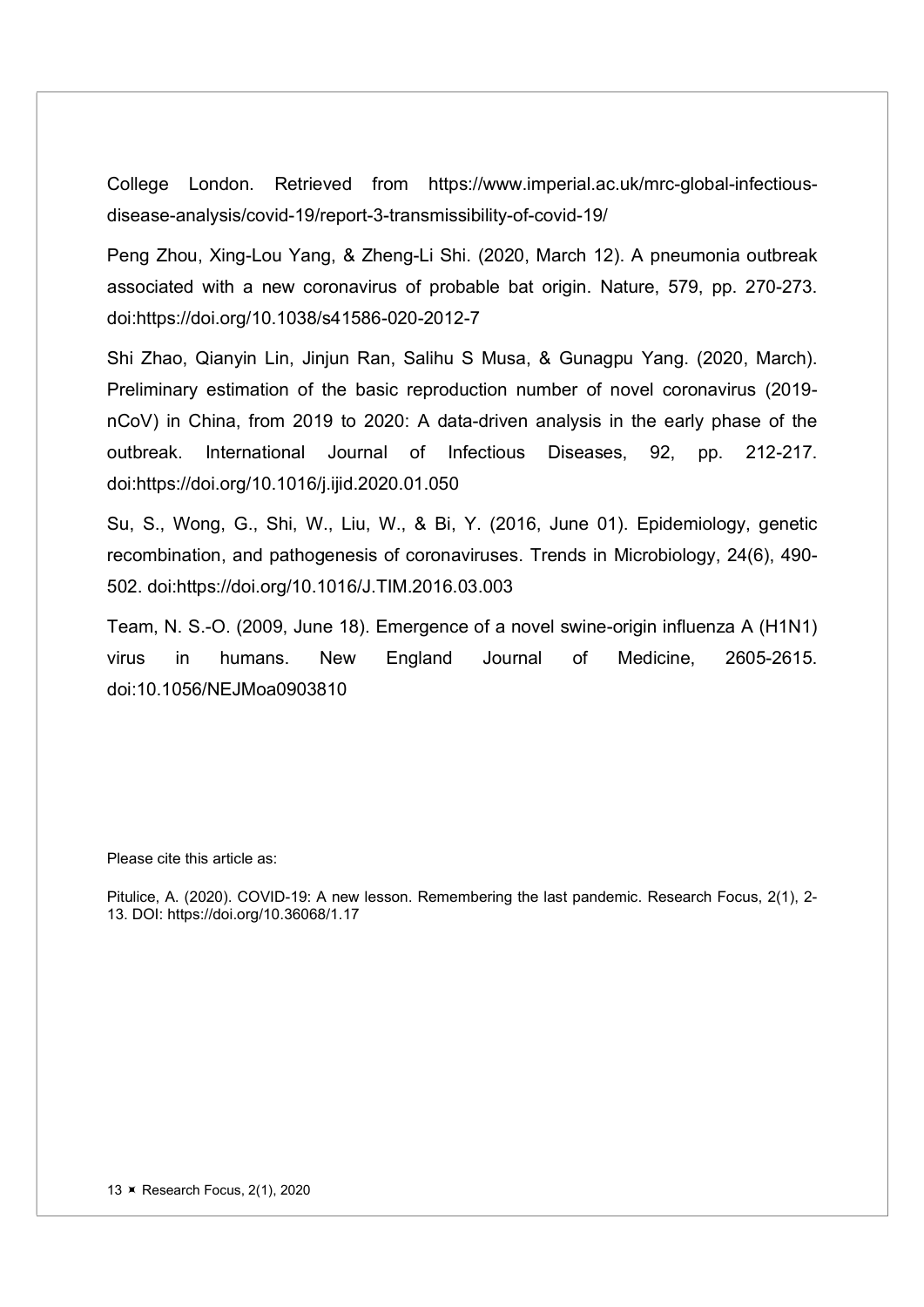College London. Retrieved from https://www.imperial.ac.uk/mrc-global-infectious-disease-analysis/covid-19/report-3-transmissibility-of-covid-19/

Peng Zhou, Xing-Lou Yang, & Zheng-Li Shi. (2020, March 12). A pneumonia outbreak associated with a new coronavirus of probable bat origin. Nature, 579, pp. 270-273. doi:https://doi.org/10.1038/s41586-020-2012-7

Shi Zhao, Qianyin Lin, Jinjun Ran, Salihu S Musa, & Gunagpu Yang. (2020, March). Preliminary estimation of the basic reproduction number of novel coronavirus (2019-nCoV) in China, from 2019 to 2020: A data-driven analysis in the early phase of the outbreak. International Journal of Infectious Diseases, 92, pp. 212-217. doi:https://doi.org/10.1016/j.ijid.2020.01.050

Su, S., Wong, G., Shi, W., Liu, W., & Bi, Y. (2016, June 01). Epidemiology, genetic recombination, and pathogenesis of coronaviruses. Trends in Microbiology, 24(6), 490-502. doi:https://doi.org/10.1016/J.TIM.2016.03.003

Team, N. S.-O. (2009, June 18). Emergence of a novel swine-origin influenza A (H1N1) virus in humans. New England Journal of Medicine, 2605-2615. doi:10.1056/NEJMoa0903810

Please cite this article as:

Pitulice, A. (2020). COVID-19: A new lesson. Remembering the last pandemic. Research Focus, 2(1), 2-13. DOI: https://doi.org/10.36068/1.17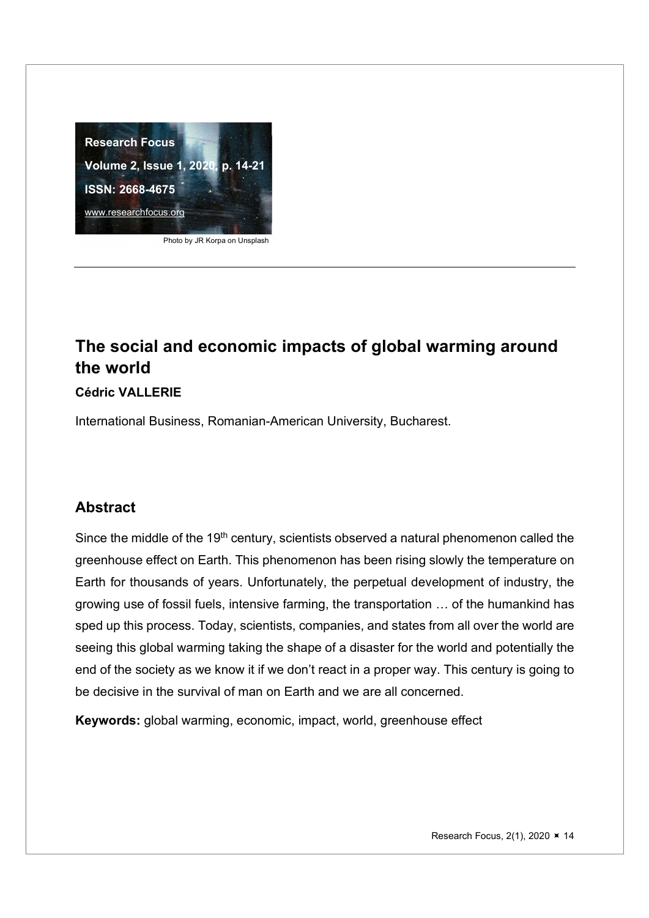Research Focus

Volume 2, Issue 1, 2020, p. 14-21

ISSN: 2668-4675

www.researchfocus.org

Photo by JR Korpa on Unsplash

---

# The social and economic impacts of global warming around the world

**Cédric VALLERIE**

International Business, Romanian-American University, Bucharest.

## Abstract

Since the middle of the 19th century, scientists observed a natural phenomenon called the greenhouse effect on Earth. This phenomenon has been rising slowly the temperature on Earth for thousands of years. Unfortunately, the perpetual development of industry, the growing use of fossil fuels, intensive farming, the transportation … of the humankind has sped up this process. Today, scientists, companies, and states from all over the world are seeing this global warming taking the shape of a disaster for the world and potentially the end of the society as we know it if we don't react in a proper way. This century is going to be decisive in the survival of man on Earth and we are all concerned.

**Keywords:** global warming, economic, impact, world, greenhouse effect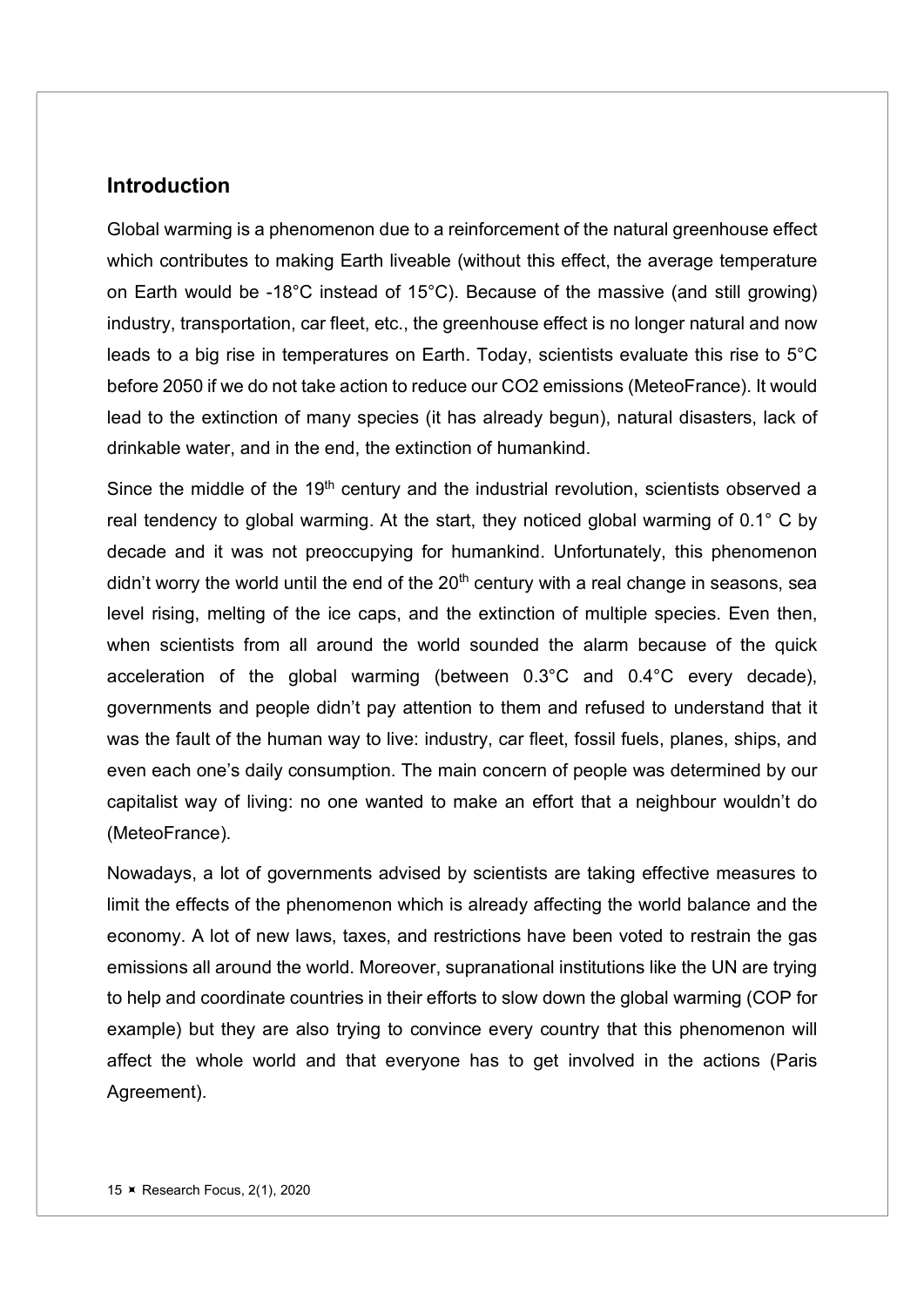## Introduction

Global warming is a phenomenon due to a reinforcement of the natural greenhouse effect which contributes to making Earth liveable (without this effect, the average temperature on Earth would be -18°C instead of 15°C). Because of the massive (and still growing) industry, transportation, car fleet, etc., the greenhouse effect is no longer natural and now leads to a big rise in temperatures on Earth. Today, scientists evaluate this rise to 5°C before 2050 if we do not take action to reduce our $CO_2$ emissions (MeteoFrance). It would lead to the extinction of many species (it has already begun), natural disasters, lack of drinkable water, and in the end, the extinction of humankind.

Since the middle of the 19th century and the industrial revolution, scientists observed a real tendency to global warming. At the start, they noticed global warming of 0.1° C by decade and it was not preoccupying for humankind. Unfortunately, this phenomenon didn't worry the world until the end of the 20th century with a real change in seasons, sea level rising, melting of the ice caps, and the extinction of multiple species. Even then, when scientists from all around the world sounded the alarm because of the quick acceleration of the global warming (between 0.3°C and 0.4°C every decade), governments and people didn't pay attention to them and refused to understand that it was the fault of the human way to live: industry, car fleet, fossil fuels, planes, ships, and even each one's daily consumption. The main concern of people was determined by our capitalist way of living: no one wanted to make an effort that a neighbour wouldn't do (MeteoFrance).

Nowadays, a lot of governments advised by scientists are taking effective measures to limit the effects of the phenomenon which is already affecting the world balance and the economy. A lot of new laws, taxes, and restrictions have been voted to restrain the gas emissions all around the world. Moreover, supranational institutions like the UN are trying to help and coordinate countries in their efforts to slow down the global warming (COP for example) but they are also trying to convince every country that this phenomenon will affect the whole world and that everyone has to get involved in the actions (Paris Agreement).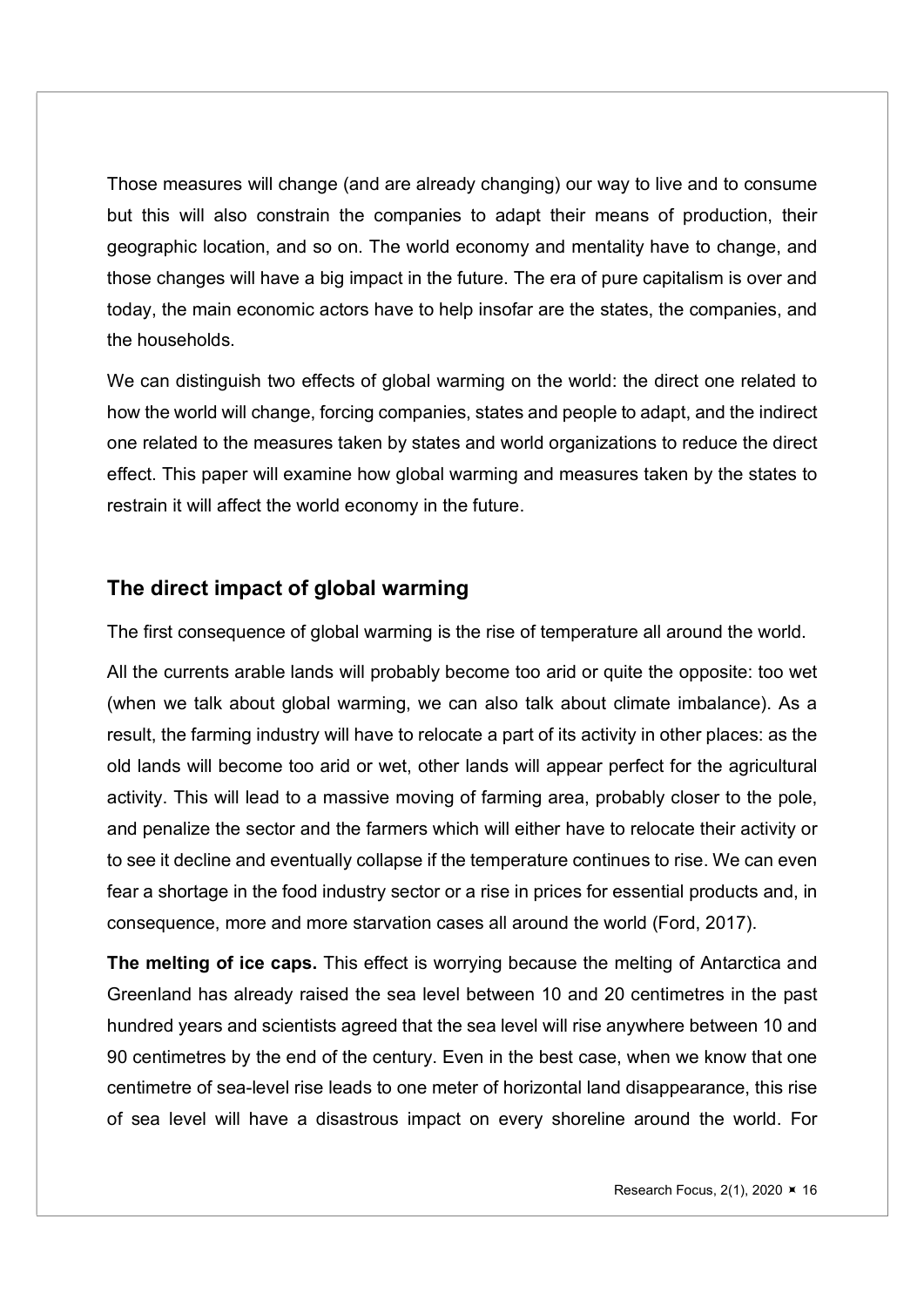Those measures will change (and are already changing) our way to live and to consume but this will also constrain the companies to adapt their means of production, their geographic location, and so on. The world economy and mentality have to change, and those changes will have a big impact in the future. The era of pure capitalism is over and today, the main economic actors have to help insofar are the states, the companies, and the households.

We can distinguish two effects of global warming on the world: the direct one related to how the world will change, forcing companies, states and people to adapt, and the indirect one related to the measures taken by states and world organizations to reduce the direct effect. This paper will examine how global warming and measures taken by the states to restrain it will affect the world economy in the future.

## The direct impact of global warming

The first consequence of global warming is the rise of temperature all around the world.

All the currents arable lands will probably become too arid or quite the opposite: too wet (when we talk about global warming, we can also talk about climate imbalance). As a result, the farming industry will have to relocate a part of its activity in other places: as the old lands will become too arid or wet, other lands will appear perfect for the agricultural activity. This will lead to a massive moving of farming area, probably closer to the pole, and penalize the sector and the farmers which will either have to relocate their activity or to see it decline and eventually collapse if the temperature continues to rise. We can even fear a shortage in the food industry sector or a rise in prices for essential products and, in consequence, more and more starvation cases all around the world (Ford, 2017).

**The melting of ice caps.** This effect is worrying because the melting of Antarctica and Greenland has already raised the sea level between 10 and 20 centimetres in the past hundred years and scientists agreed that the sea level will rise anywhere between 10 and 90 centimetres by the end of the century. Even in the best case, when we know that one centimetre of sea-level rise leads to one meter of horizontal land disappearance, this rise of sea level will have a disastrous impact on every shoreline around the world. For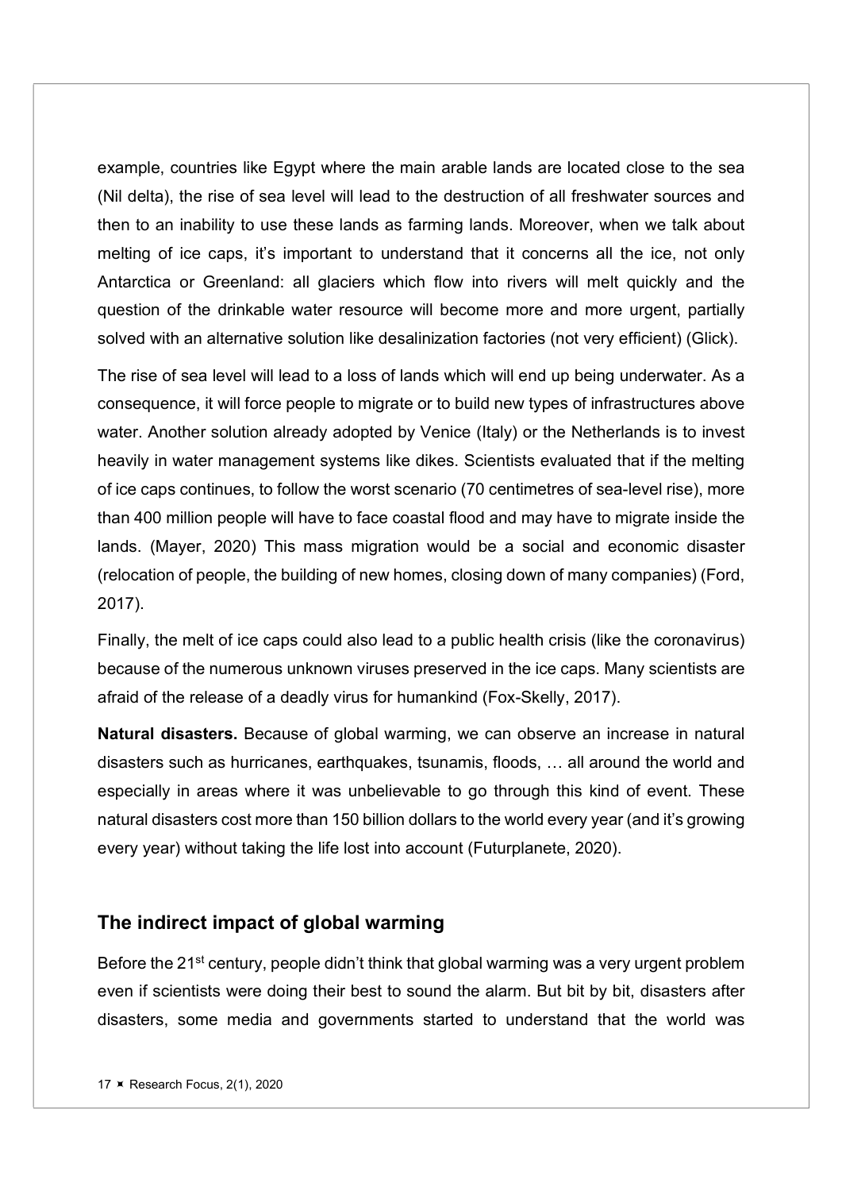example, countries like Egypt where the main arable lands are located close to the sea (Nil delta), the rise of sea level will lead to the destruction of all freshwater sources and then to an inability to use these lands as farming lands. Moreover, when we talk about melting of ice caps, it's important to understand that it concerns all the ice, not only Antarctica or Greenland: all glaciers which flow into rivers will melt quickly and the question of the drinkable water resource will become more and more urgent, partially solved with an alternative solution like desalinization factories (not very efficient) (Glick).

The rise of sea level will lead to a loss of lands which will end up being underwater. As a consequence, it will force people to migrate or to build new types of infrastructures above water. Another solution already adopted by Venice (Italy) or the Netherlands is to invest heavily in water management systems like dikes. Scientists evaluated that if the melting of ice caps continues, to follow the worst scenario (70 centimetres of sea-level rise), more than 400 million people will have to face coastal flood and may have to migrate inside the lands. (Mayer, 2020) This mass migration would be a social and economic disaster (relocation of people, the building of new homes, closing down of many companies) (Ford, 2017).

Finally, the melt of ice caps could also lead to a public health crisis (like the coronavirus) because of the numerous unknown viruses preserved in the ice caps. Many scientists are afraid of the release of a deadly virus for humankind (Fox-Skelly, 2017).

**Natural disasters.** Because of global warming, we can observe an increase in natural disasters such as hurricanes, earthquakes, tsunamis, floods, … all around the world and especially in areas where it was unbelievable to go through this kind of event. These natural disasters cost more than 150 billion dollars to the world every year (and it's growing every year) without taking the life lost into account (Futurplanete, 2020).

## The indirect impact of global warming

Before the 21st century, people didn't think that global warming was a very urgent problem even if scientists were doing their best to sound the alarm. But bit by bit, disasters after disasters, some media and governments started to understand that the world was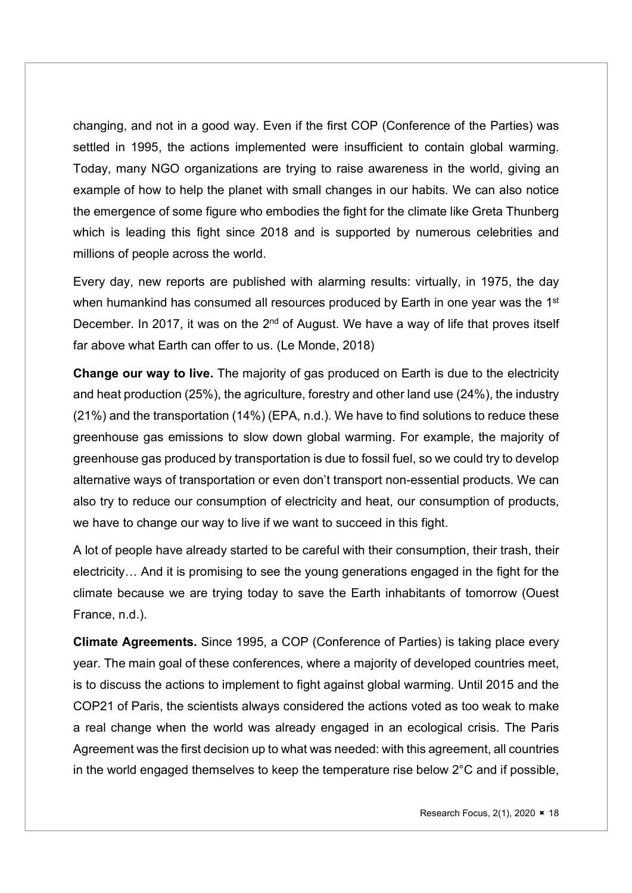changing, and not in a good way. Even if the first COP (Conference of the Parties) was settled in 1995, the actions implemented were insufficient to contain global warming. Today, many NGO organizations are trying to raise awareness in the world, giving an example of how to help the planet with small changes in our habits. We can also notice the emergence of some figure who embodies the fight for the climate like Greta Thunberg which is leading this fight since 2018 and is supported by numerous celebrities and millions of people across the world.

Every day, new reports are published with alarming results: virtually, in 1975, the day when humankind has consumed all resources produced by Earth in one year was the 1st December. In 2017, it was on the 2nd of August. We have a way of life that proves itself far above what Earth can offer to us. (Le Monde, 2018)

**Change our way to live.** The majority of gas produced on Earth is due to the electricity and heat production (25%), the agriculture, forestry and other land use (24%), the industry (21%) and the transportation (14%) (EPA, n.d.). We have to find solutions to reduce these greenhouse gas emissions to slow down global warming. For example, the majority of greenhouse gas produced by transportation is due to fossil fuel, so we could try to develop alternative ways of transportation or even don't transport non-essential products. We can also try to reduce our consumption of electricity and heat, our consumption of products, we have to change our way to live if we want to succeed in this fight.

A lot of people have already started to be careful with their consumption, their trash, their electricity… And it is promising to see the young generations engaged in the fight for the climate because we are trying today to save the Earth inhabitants of tomorrow (Ouest France, n.d.).

**Climate Agreements.** Since 1995, a COP (Conference of Parties) is taking place every year. The main goal of these conferences, where a majority of developed countries meet, is to discuss the actions to implement to fight against global warming. Until 2015 and the COP21 of Paris, the scientists always considered the actions voted as too weak to make a real change when the world was already engaged in an ecological crisis. The Paris Agreement was the first decision up to what was needed: with this agreement, all countries in the world engaged themselves to keep the temperature rise below 2°C and if possible,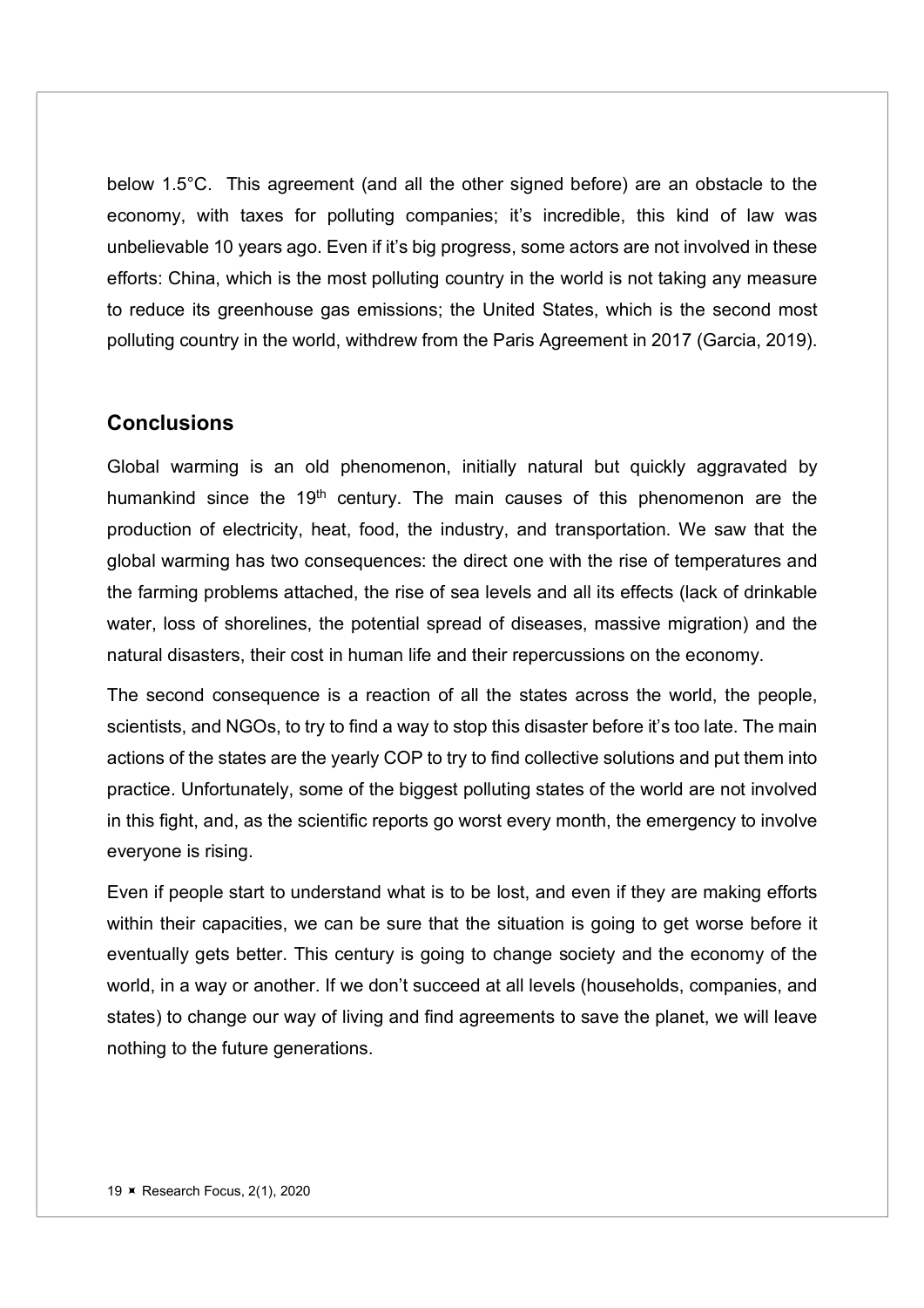below 1.5°C. This agreement (and all the other signed before) are an obstacle to the economy, with taxes for polluting companies; it's incredible, this kind of law was unbelievable 10 years ago. Even if it's big progress, some actors are not involved in these efforts: China, which is the most polluting country in the world is not taking any measure to reduce its greenhouse gas emissions; the United States, which is the second most polluting country in the world, withdrew from the Paris Agreement in 2017 (Garcia, 2019).

## Conclusions

Global warming is an old phenomenon, initially natural but quickly aggravated by humankind since the 19th century. The main causes of this phenomenon are the production of electricity, heat, food, the industry, and transportation. We saw that the global warming has two consequences: the direct one with the rise of temperatures and the farming problems attached, the rise of sea levels and all its effects (lack of drinkable water, loss of shorelines, the potential spread of diseases, massive migration) and the natural disasters, their cost in human life and their repercussions on the economy.

The second consequence is a reaction of all the states across the world, the people, scientists, and NGOs, to try to find a way to stop this disaster before it's too late. The main actions of the states are the yearly COP to try to find collective solutions and put them into practice. Unfortunately, some of the biggest polluting states of the world are not involved in this fight, and, as the scientific reports go worst every month, the emergency to involve everyone is rising.

Even if people start to understand what is to be lost, and even if they are making efforts within their capacities, we can be sure that the situation is going to get worse before it eventually gets better. This century is going to change society and the economy of the world, in a way or another. If we don't succeed at all levels (households, companies, and states) to change our way of living and find agreements to save the planet, we will leave nothing to the future generations.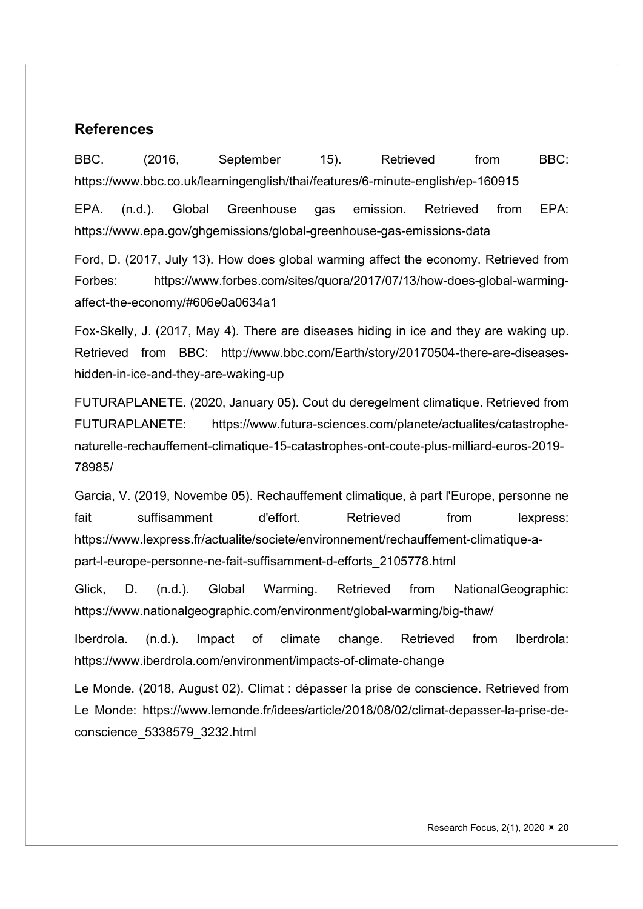## References

BBC. (2016, September 15). Retrieved from BBC: https://www.bbc.co.uk/learningenglish/thai/features/6-minute-english/ep-160915

EPA. (n.d.). Global Greenhouse gas emission. Retrieved from EPA: https://www.epa.gov/ghgemissions/global-greenhouse-gas-emissions-data

Ford, D. (2017, July 13). How does global warming affect the economy. Retrieved from Forbes: https://www.forbes.com/sites/quora/2017/07/13/how-does-global-warming-affect-the-economy/#606e0a0634a1

Fox-Skelly, J. (2017, May 4). There are diseases hiding in ice and they are waking up. Retrieved from BBC: http://www.bbc.com/Earth/story/20170504-there-are-diseases-hidden-in-ice-and-they-are-waking-up

FUTURAPLANETE. (2020, January 05). Cout du deregelment climatique. Retrieved from FUTURAPLANETE: https://www.futura-sciences.com/planete/actualites/catastrophe-naturelle-rechauffement-climatique-15-catastrophes-ont-coute-plus-milliard-euros-2019-78985/

Garcia, V. (2019, Novembe 05). Rechauffement climatique, à part l'Europe, personne ne fait suffisamment d'effort. Retrieved from lexpress: https://www.lexpress.fr/actualite/societe/environnement/rechauffement-climatique-a-part-l-europe-personne-ne-fait-suffisamment-d-efforts_2105778.html

Glick, D. (n.d.). Global Warming. Retrieved from NationalGeographic: https://www.nationalgeographic.com/environment/global-warming/big-thaw/

Iberdrola. (n.d.). Impact of climate change. Retrieved from Iberdrola: https://www.iberdrola.com/environment/impacts-of-climate-change

Le Monde. (2018, August 02). Climat : dépasser la prise de conscience. Retrieved from Le Monde: https://www.lemonde.fr/idees/article/2018/08/02/climat-depasser-la-prise-de-conscience_5338579_3232.html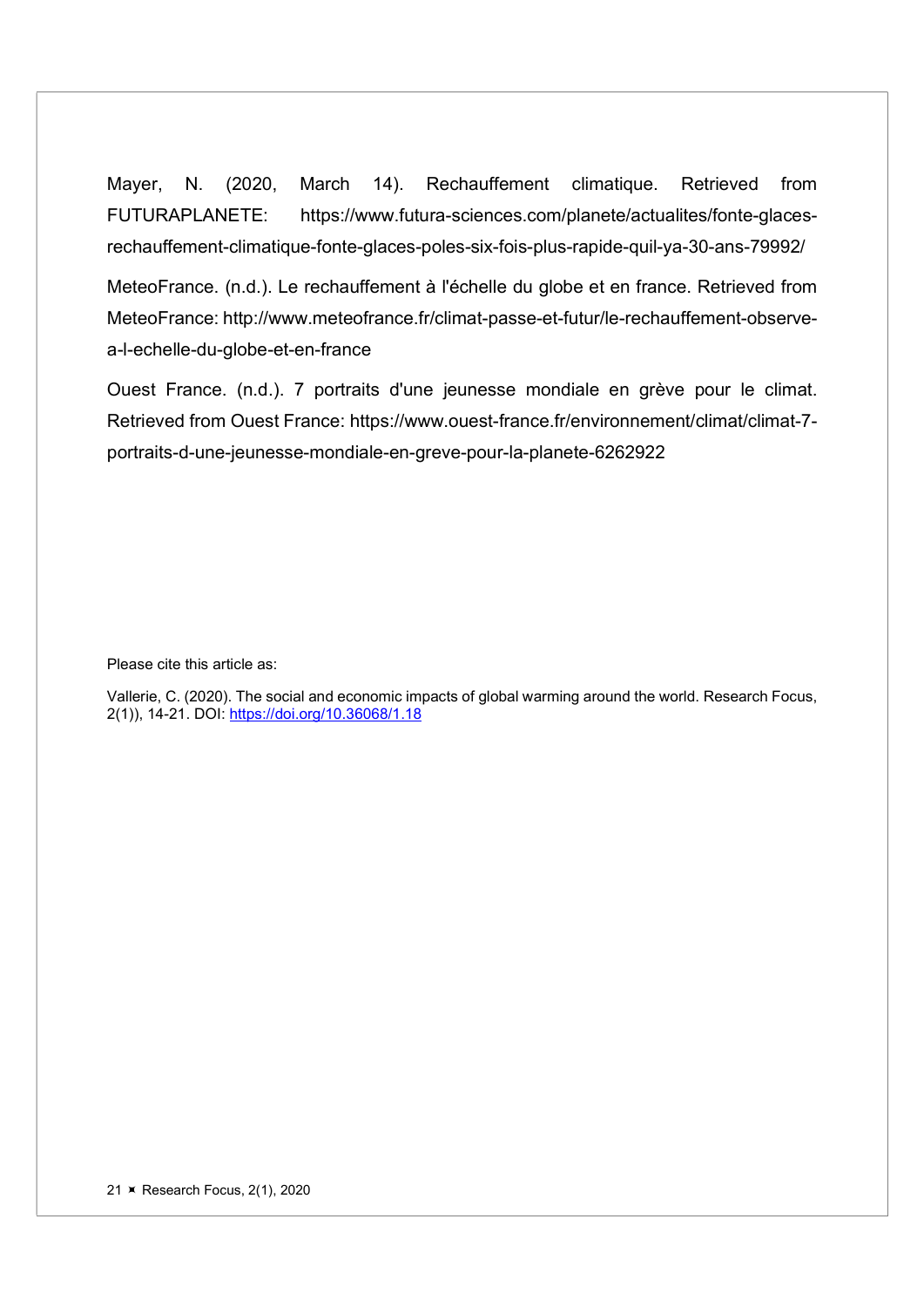Mayer, N. (2020, March 14). Rechauffement climatique. Retrieved from FUTURAPLANETE: https://www.futura-sciences.com/planete/actualites/fonte-glaces-rechauffement-climatique-fonte-glaces-poles-six-fois-plus-rapide-quil-ya-30-ans-79992/

MeteoFrance. (n.d.). Le rechauffement à l'échelle du globe et en france. Retrieved from MeteoFrance: http://www.meteofrance.fr/climat-passe-et-futur/le-rechauffement-observe-a-l-echelle-du-globe-et-en-france

Ouest France. (n.d.). 7 portraits d'une jeunesse mondiale en grève pour le climat. Retrieved from Ouest France: https://www.ouest-france.fr/environnement/climat/climat-7-portraits-d-une-jeunesse-mondiale-en-greve-pour-la-planete-6262922

Please cite this article as:

Vallerie, C. (2020). The social and economic impacts of global warming around the world. Research Focus, 2(1)), 14-21. DOI: [https://doi.org/10.36068/1.18](https://doi.org/10.36068/1.18)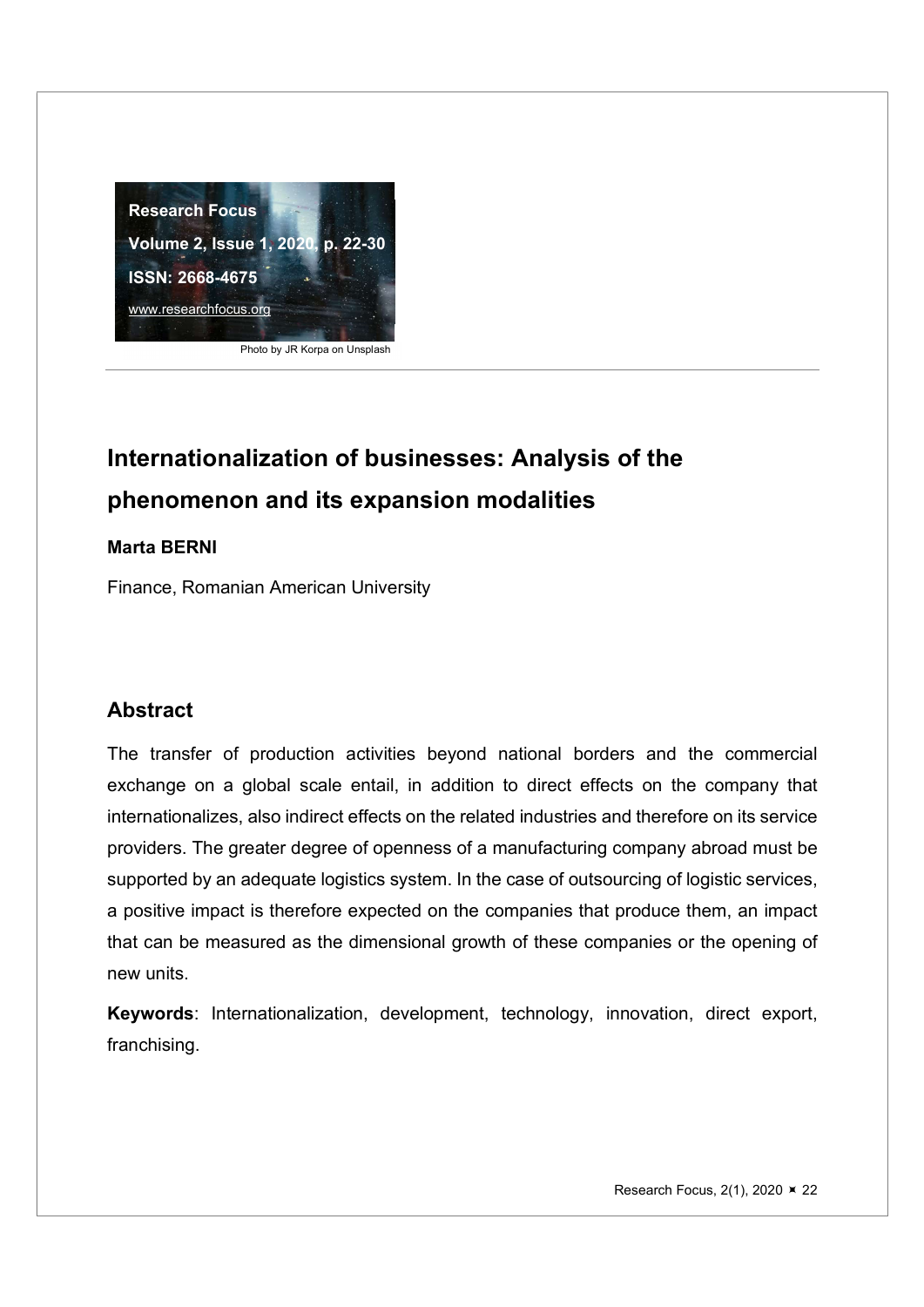# Internationalization of businesses: Analysis of the phenomenon and its expansion modalities

**Marta BERNI**

Finance, Romanian American University

## Abstract

The transfer of production activities beyond national borders and the commercial exchange on a global scale entail, in addition to direct effects on the company that internationalizes, also indirect effects on the related industries and therefore on its service providers. The greater degree of openness of a manufacturing company abroad must be supported by an adequate logistics system. In the case of outsourcing of logistic services, a positive impact is therefore expected on the companies that produce them, an impact that can be measured as the dimensional growth of these companies or the opening of new units.

**Keywords**: Internationalization, development, technology, innovation, direct export, franchising.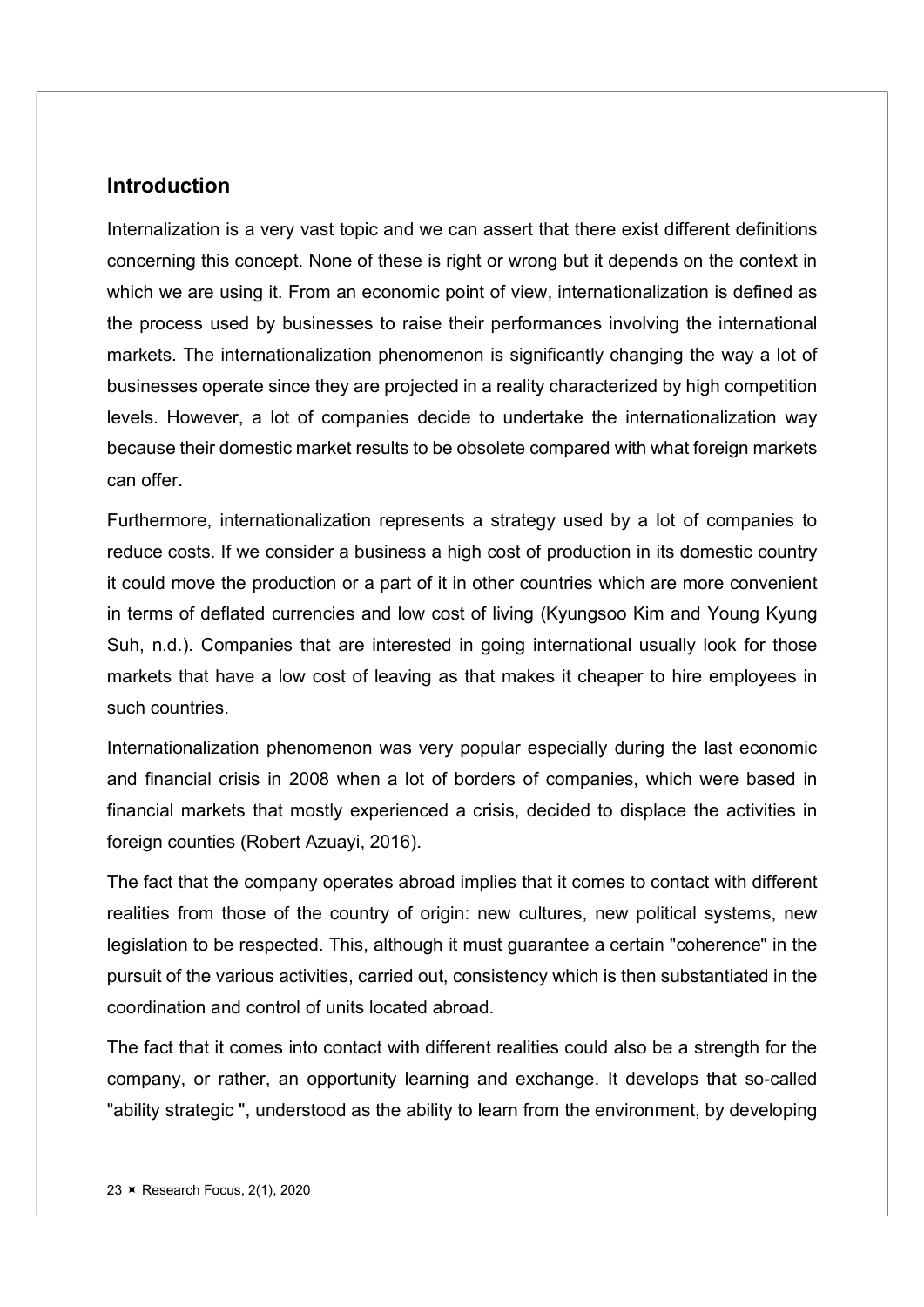## Introduction

Internalization is a very vast topic and we can assert that there exist different definitions concerning this concept. None of these is right or wrong but it depends on the context in which we are using it. From an economic point of view, internationalization is defined as the process used by businesses to raise their performances involving the international markets. The internationalization phenomenon is significantly changing the way a lot of businesses operate since they are projected in a reality characterized by high competition levels. However, a lot of companies decide to undertake the internationalization way because their domestic market results to be obsolete compared with what foreign markets can offer.

Furthermore, internationalization represents a strategy used by a lot of companies to reduce costs. If we consider a business a high cost of production in its domestic country it could move the production or a part of it in other countries which are more convenient in terms of deflated currencies and low cost of living (Kyungsoo Kim and Young Kyung Suh, n.d.). Companies that are interested in going international usually look for those markets that have a low cost of leaving as that makes it cheaper to hire employees in such countries.

Internationalization phenomenon was very popular especially during the last economic and financial crisis in 2008 when a lot of borders of companies, which were based in financial markets that mostly experienced a crisis, decided to displace the activities in foreign counties (Robert Azuayi, 2016).

The fact that the company operates abroad implies that it comes to contact with different realities from those of the country of origin: new cultures, new political systems, new legislation to be respected. This, although it must guarantee a certain "coherence" in the pursuit of the various activities, carried out, consistency which is then substantiated in the coordination and control of units located abroad.

The fact that it comes into contact with different realities could also be a strength for the company, or rather, an opportunity learning and exchange. It develops that so-called "ability strategic ", understood as the ability to learn from the environment, by developing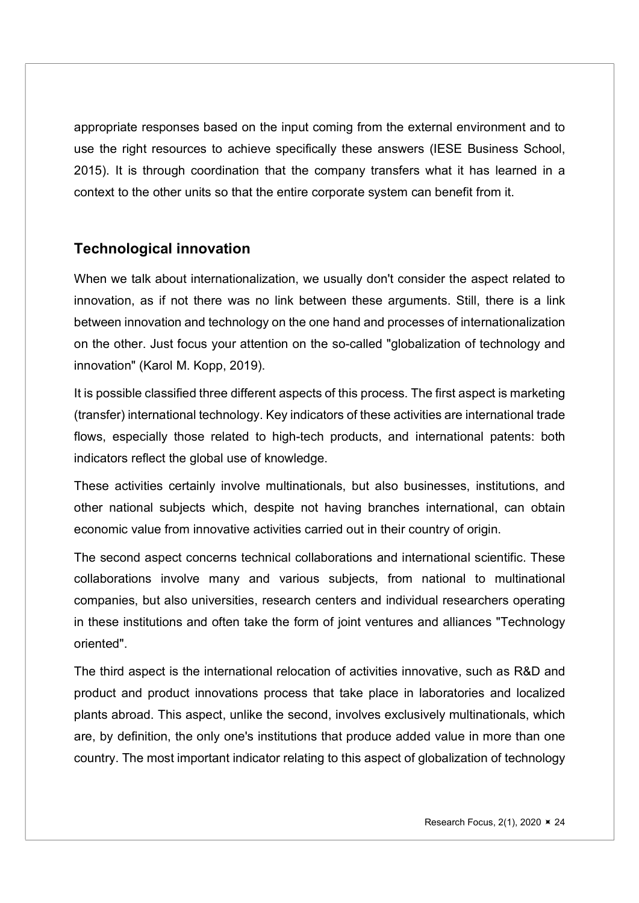appropriate responses based on the input coming from the external environment and to use the right resources to achieve specifically these answers (IESE Business School, 2015). It is through coordination that the company transfers what it has learned in a context to the other units so that the entire corporate system can benefit from it.

## Technological innovation

When we talk about internationalization, we usually don't consider the aspect related to innovation, as if not there was no link between these arguments. Still, there is a link between innovation and technology on the one hand and processes of internationalization on the other. Just focus your attention on the so-called "globalization of technology and innovation" (Karol M. Kopp, 2019).

It is possible classified three different aspects of this process. The first aspect is marketing (transfer) international technology. Key indicators of these activities are international trade flows, especially those related to high-tech products, and international patents: both indicators reflect the global use of knowledge.

These activities certainly involve multinationals, but also businesses, institutions, and other national subjects which, despite not having branches international, can obtain economic value from innovative activities carried out in their country of origin.

The second aspect concerns technical collaborations and international scientific. These collaborations involve many and various subjects, from national to multinational companies, but also universities, research centers and individual researchers operating in these institutions and often take the form of joint ventures and alliances "Technology oriented".

The third aspect is the international relocation of activities innovative, such as R&D and product and product innovations process that take place in laboratories and localized plants abroad. This aspect, unlike the second, involves exclusively multinationals, which are, by definition, the only one's institutions that produce added value in more than one country. The most important indicator relating to this aspect of globalization of technology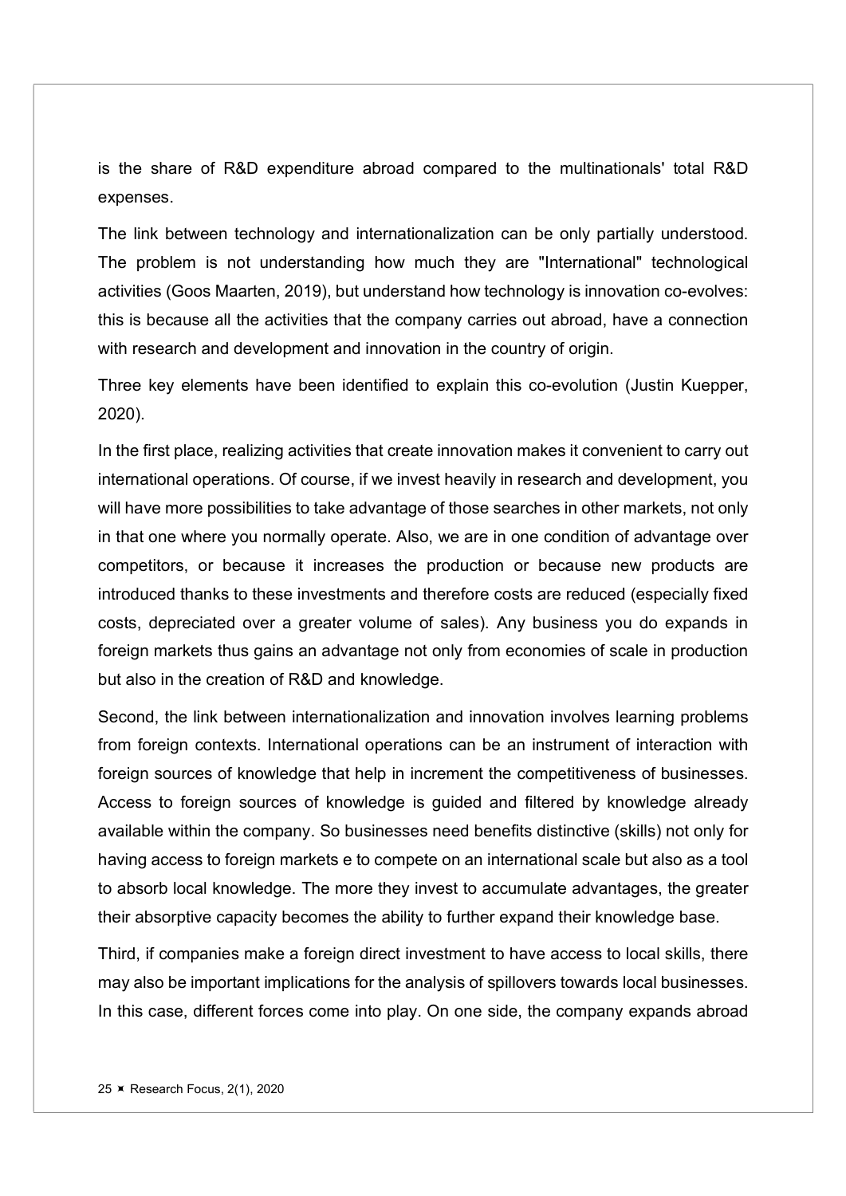is the share of R&D expenditure abroad compared to the multinationals' total R&D expenses.

The link between technology and internationalization can be only partially understood. The problem is not understanding how much they are "International" technological activities (Goos Maarten, 2019), but understand how technology is innovation co-evolves: this is because all the activities that the company carries out abroad, have a connection with research and development and innovation in the country of origin.

Three key elements have been identified to explain this co-evolution (Justin Kuepper, 2020).

In the first place, realizing activities that create innovation makes it convenient to carry out international operations. Of course, if we invest heavily in research and development, you will have more possibilities to take advantage of those searches in other markets, not only in that one where you normally operate. Also, we are in one condition of advantage over competitors, or because it increases the production or because new products are introduced thanks to these investments and therefore costs are reduced (especially fixed costs, depreciated over a greater volume of sales). Any business you do expands in foreign markets thus gains an advantage not only from economies of scale in production but also in the creation of R&D and knowledge.

Second, the link between internationalization and innovation involves learning problems from foreign contexts. International operations can be an instrument of interaction with foreign sources of knowledge that help in increment the competitiveness of businesses. Access to foreign sources of knowledge is guided and filtered by knowledge already available within the company. So businesses need benefits distinctive (skills) not only for having access to foreign markets e to compete on an international scale but also as a tool to absorb local knowledge. The more they invest to accumulate advantages, the greater their absorptive capacity becomes the ability to further expand their knowledge base.

Third, if companies make a foreign direct investment to have access to local skills, there may also be important implications for the analysis of spillovers towards local businesses. In this case, different forces come into play. On one side, the company expands abroad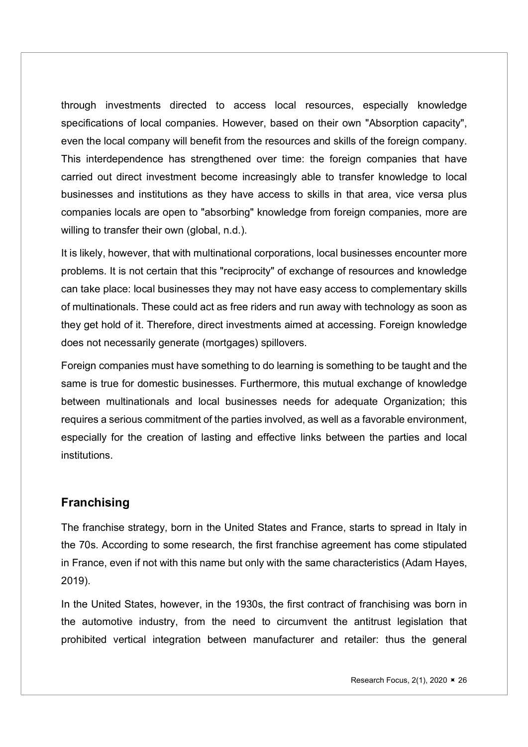through investments directed to access local resources, especially knowledge specifications of local companies. However, based on their own "Absorption capacity", even the local company will benefit from the resources and skills of the foreign company. This interdependence has strengthened over time: the foreign companies that have carried out direct investment become increasingly able to transfer knowledge to local businesses and institutions as they have access to skills in that area, vice versa plus companies locals are open to "absorbing" knowledge from foreign companies, more are willing to transfer their own (global, n.d.).

It is likely, however, that with multinational corporations, local businesses encounter more problems. It is not certain that this "reciprocity" of exchange of resources and knowledge can take place: local businesses they may not have easy access to complementary skills of multinationals. These could act as free riders and run away with technology as soon as they get hold of it. Therefore, direct investments aimed at accessing. Foreign knowledge does not necessarily generate (mortgages) spillovers.

Foreign companies must have something to do learning is something to be taught and the same is true for domestic businesses. Furthermore, this mutual exchange of knowledge between multinationals and local businesses needs for adequate Organization; this requires a serious commitment of the parties involved, as well as a favorable environment, especially for the creation of lasting and effective links between the parties and local institutions.

## Franchising

The franchise strategy, born in the United States and France, starts to spread in Italy in the 70s. According to some research, the first franchise agreement has come stipulated in France, even if not with this name but only with the same characteristics (Adam Hayes, 2019).

In the United States, however, in the 1930s, the first contract of franchising was born in the automotive industry, from the need to circumvent the antitrust legislation that prohibited vertical integration between manufacturer and retailer: thus the general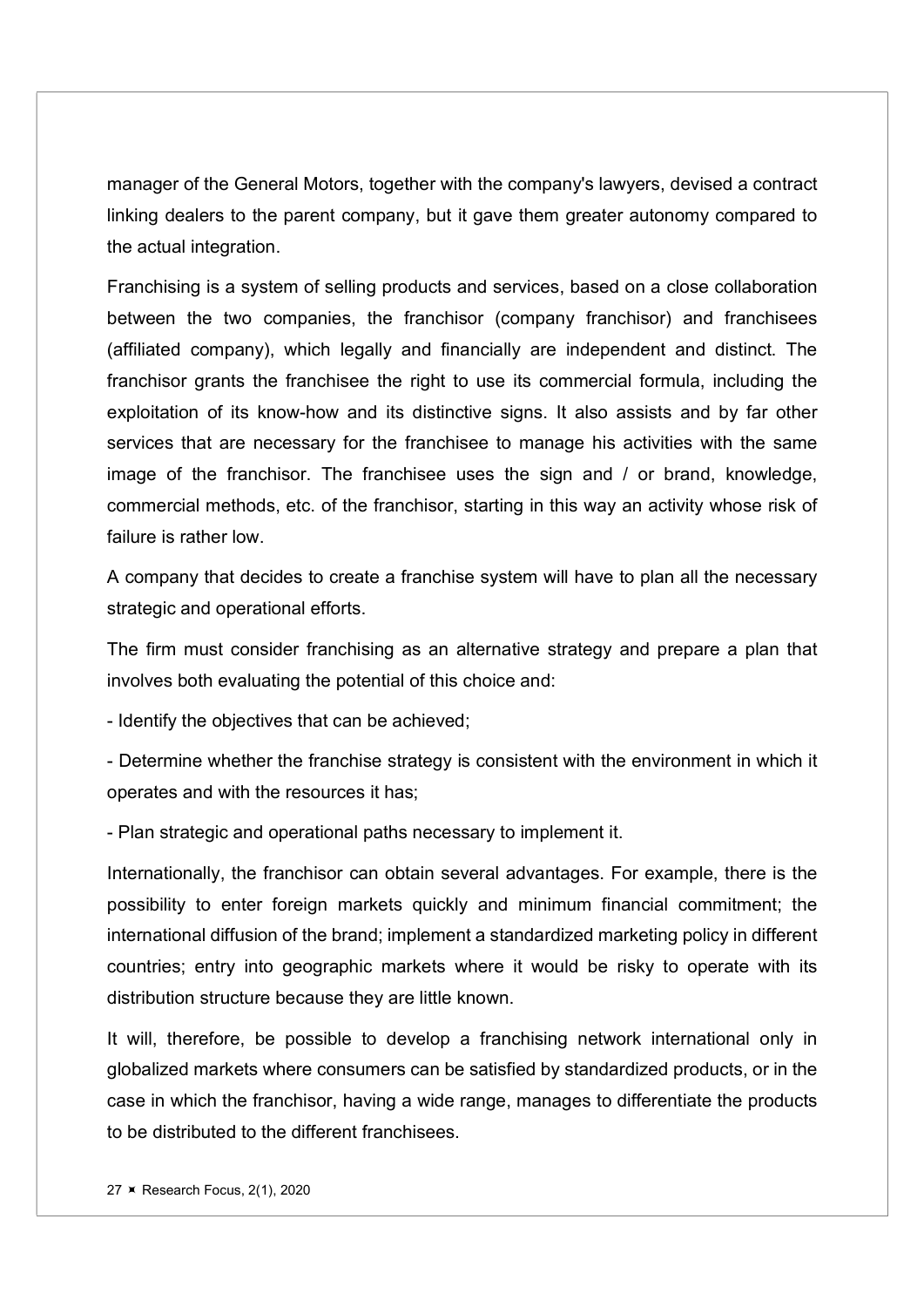manager of the General Motors, together with the company's lawyers, devised a contract linking dealers to the parent company, but it gave them greater autonomy compared to the actual integration.

Franchising is a system of selling products and services, based on a close collaboration between the two companies, the franchisor (company franchisor) and franchisees (affiliated company), which legally and financially are independent and distinct. The franchisor grants the franchisee the right to use its commercial formula, including the exploitation of its know-how and its distinctive signs. It also assists and by far other services that are necessary for the franchisee to manage his activities with the same image of the franchisor. The franchisee uses the sign and / or brand, knowledge, commercial methods, etc. of the franchisor, starting in this way an activity whose risk of failure is rather low.

A company that decides to create a franchise system will have to plan all the necessary strategic and operational efforts.

The firm must consider franchising as an alternative strategy and prepare a plan that involves both evaluating the potential of this choice and:

- Identify the objectives that can be achieved;
- Determine whether the franchise strategy is consistent with the environment in which it operates and with the resources it has;
- Plan strategic and operational paths necessary to implement it.

Internationally, the franchisor can obtain several advantages. For example, there is the possibility to enter foreign markets quickly and minimum financial commitment; the international diffusion of the brand; implement a standardized marketing policy in different countries; entry into geographic markets where it would be risky to operate with its distribution structure because they are little known.

It will, therefore, be possible to develop a franchising network international only in globalized markets where consumers can be satisfied by standardized products, or in the case in which the franchisor, having a wide range, manages to differentiate the products to be distributed to the different franchisees.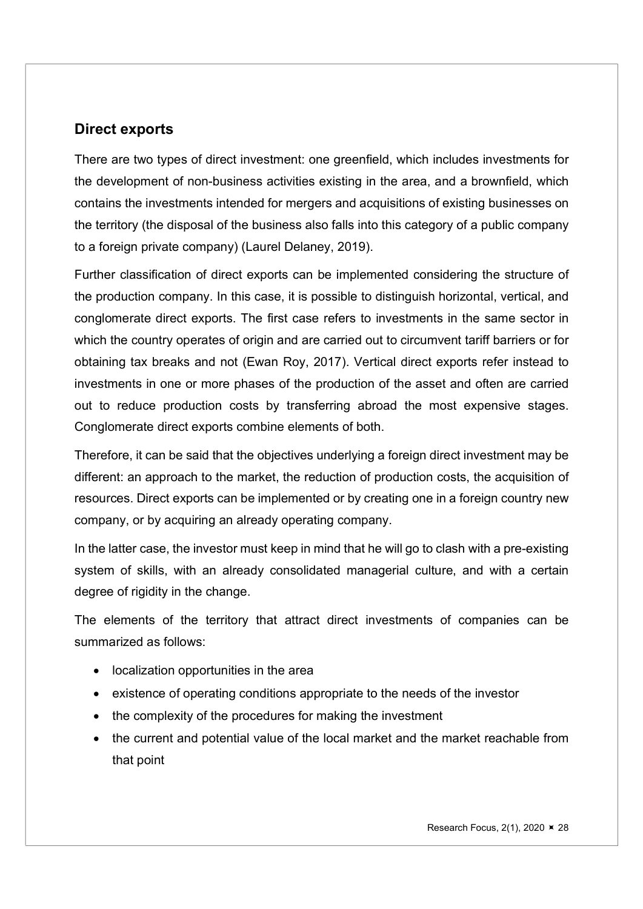## Direct exports

There are two types of direct investment: one greenfield, which includes investments for the development of non-business activities existing in the area, and a brownfield, which contains the investments intended for mergers and acquisitions of existing businesses on the territory (the disposal of the business also falls into this category of a public company to a foreign private company) (Laurel Delaney, 2019).

Further classification of direct exports can be implemented considering the structure of the production company. In this case, it is possible to distinguish horizontal, vertical, and conglomerate direct exports. The first case refers to investments in the same sector in which the country operates of origin and are carried out to circumvent tariff barriers or for obtaining tax breaks and not (Ewan Roy, 2017). Vertical direct exports refer instead to investments in one or more phases of the production of the asset and often are carried out to reduce production costs by transferring abroad the most expensive stages. Conglomerate direct exports combine elements of both.

Therefore, it can be said that the objectives underlying a foreign direct investment may be different: an approach to the market, the reduction of production costs, the acquisition of resources. Direct exports can be implemented or by creating one in a foreign country new company, or by acquiring an already operating company.

In the latter case, the investor must keep in mind that he will go to clash with a pre-existing system of skills, with an already consolidated managerial culture, and with a certain degree of rigidity in the change.

The elements of the territory that attract direct investments of companies can be summarized as follows:

- localization opportunities in the area
- existence of operating conditions appropriate to the needs of the investor
- the complexity of the procedures for making the investment
- the current and potential value of the local market and the market reachable from that point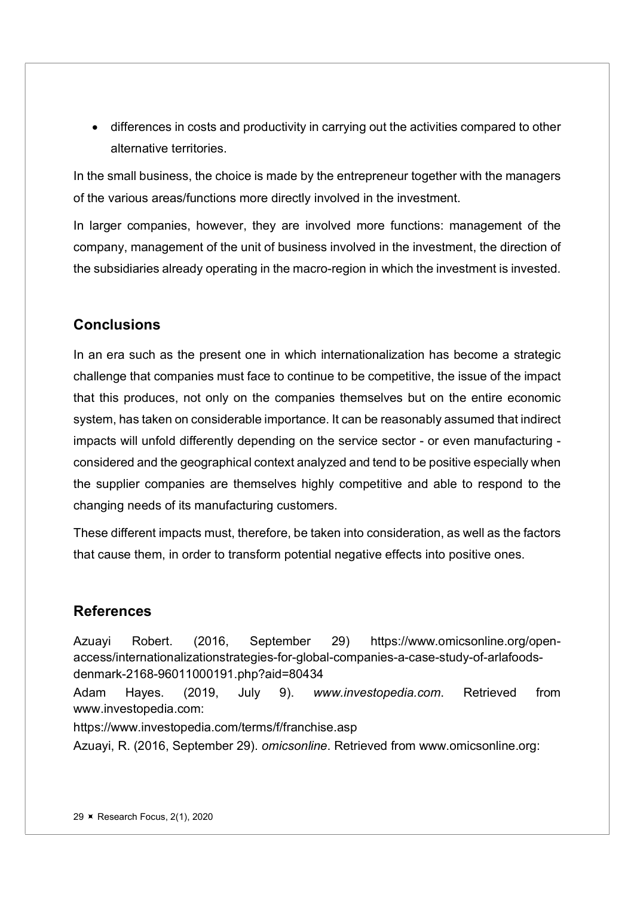- differences in costs and productivity in carrying out the activities compared to other alternative territories.

In the small business, the choice is made by the entrepreneur together with the managers of the various areas/functions more directly involved in the investment.

In larger companies, however, they are involved more functions: management of the company, management of the unit of business involved in the investment, the direction of the subsidiaries already operating in the macro-region in which the investment is invested.

## Conclusions

In an era such as the present one in which internationalization has become a strategic challenge that companies must face to continue to be competitive, the issue of the impact that this produces, not only on the companies themselves but on the entire economic system, has taken on considerable importance. It can be reasonably assumed that indirect impacts will unfold differently depending on the service sector - or even manufacturing - considered and the geographical context analyzed and tend to be positive especially when the supplier companies are themselves highly competitive and able to respond to the changing needs of its manufacturing customers.

These different impacts must, therefore, be taken into consideration, as well as the factors that cause them, in order to transform potential negative effects into positive ones.

## References

Azuayi Robert. (2016, September 29) https://www.omicsonline.org/open-access/internationalizationstrategies-for-global-companies-a-case-study-of-arlafoods-denmark-2168-96011000191.php?aid=80434

Adam Hayes. (2019, July 9). *www.investopedia.com*. Retrieved from www.investopedia.com:

https://www.investopedia.com/terms/f/franchise.asp

Azuayi, R. (2016, September 29). *omicsonline*. Retrieved from www.omicsonline.org: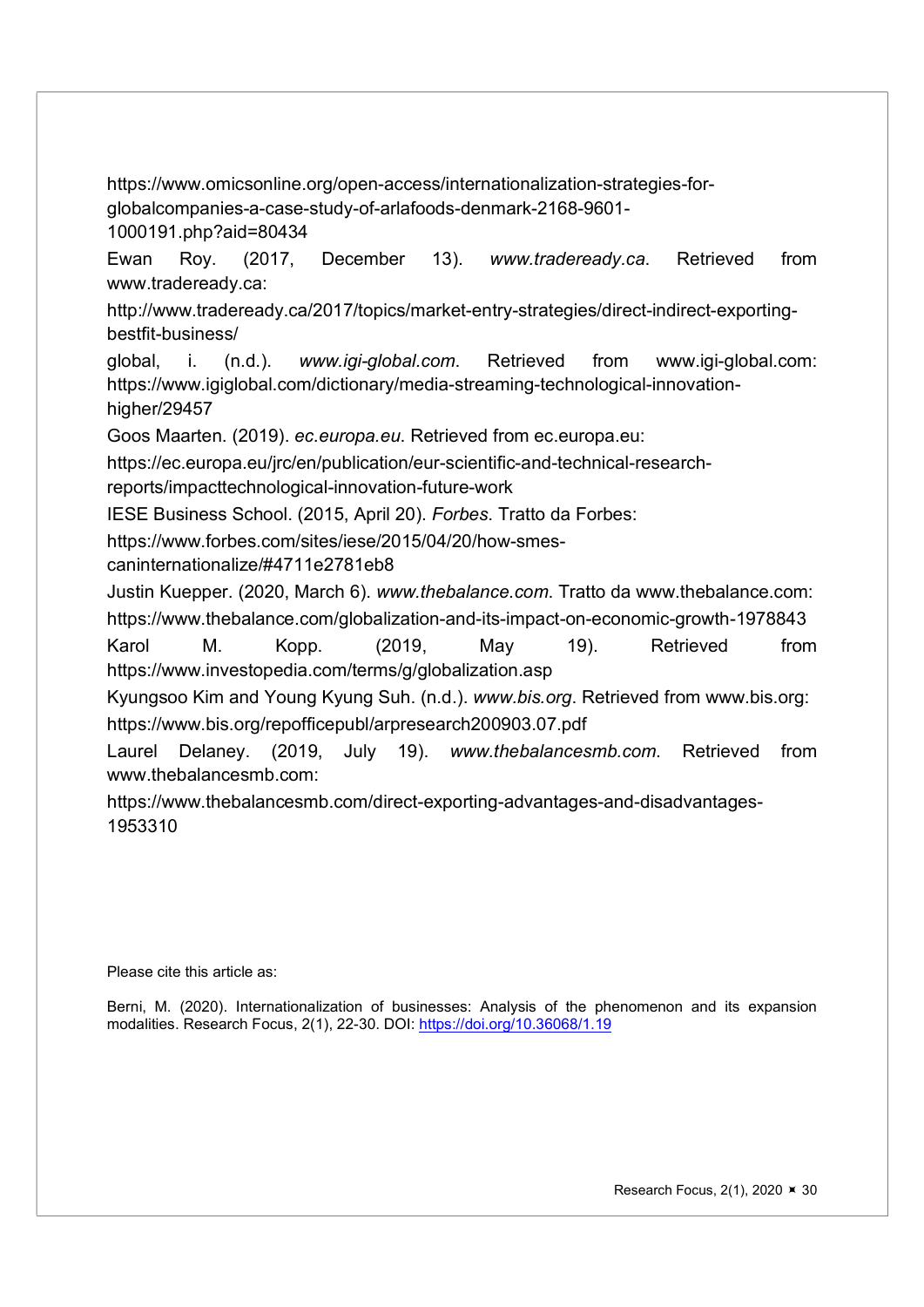https://www.omicsonline.org/open-access/internationalization-strategies-for-globalcompanies-a-case-study-of-arlafoods-denmark-2168-9601-1000191.php?aid=80434

Ewan Roy. (2017, December 13). *www.tradeready.ca*. Retrieved from www.tradeready.ca: http://www.tradeready.ca/2017/topics/market-entry-strategies/direct-indirect-exporting-bestfit-business/

global, i. (n.d.). *www.igi-global.com*. Retrieved from www.igi-global.com: https://www.igiglobal.com/dictionary/media-streaming-technological-innovation-higher/29457

Goos Maarten. (2019). *ec.europa.eu*. Retrieved from ec.europa.eu: https://ec.europa.eu/jrc/en/publication/eur-scientific-and-technical-research-reports/impacttechnological-innovation-future-work

IESE Business School. (2015, April 20). *Forbes*. Tratto da Forbes: https://www.forbes.com/sites/iese/2015/04/20/how-smes-caninternationalize/#4711e2781eb8

Justin Kuepper. (2020, March 6). *www.thebalance.com*. Tratto da www.thebalance.com: https://www.thebalance.com/globalization-and-its-impact-on-economic-growth-1978843

Karol M. Kopp. (2019, May 19). Retrieved from https://www.investopedia.com/terms/g/globalization.asp

Kyungsoo Kim and Young Kyung Suh. (n.d.). *www.bis.org*. Retrieved from www.bis.org: https://www.bis.org/repofficepubl/arpresearch200903.07.pdf

Laurel Delaney. (2019, July 19). *www.thebalancesmb.com*. Retrieved from www.thebalancesmb.com: https://www.thebalancesmb.com/direct-exporting-advantages-and-disadvantages-1953310

Please cite this article as:

Berni, M. (2020). Internationalization of businesses: Analysis of the phenomenon and its expansion modalities. Research Focus, 2(1), 22-30. DOI: https://doi.org/10.36068/1.19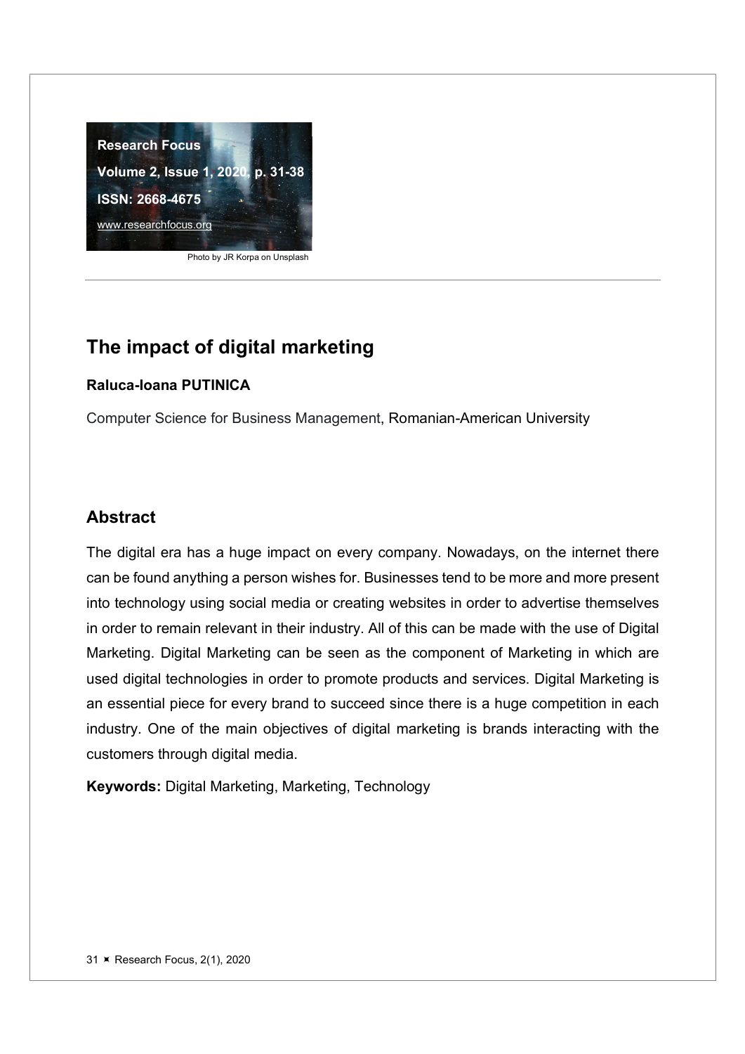Research Focus

Volume 2, Issue 1, 2020, p. 31-38

ISSN: 2668-4675

www.researchfocus.org

Photo by JR Korpa on Unsplash

# The impact of digital marketing

**Raluca-Ioana PUTINICA**

Computer Science for Business Management, Romanian-American University

## Abstract

The digital era has a huge impact on every company. Nowadays, on the internet there can be found anything a person wishes for. Businesses tend to be more and more present into technology using social media or creating websites in order to advertise themselves in order to remain relevant in their industry. All of this can be made with the use of Digital Marketing. Digital Marketing can be seen as the component of Marketing in which are used digital technologies in order to promote products and services. Digital Marketing is an essential piece for every brand to succeed since there is a huge competition in each industry. One of the main objectives of digital marketing is brands interacting with the customers through digital media.

**Keywords:** Digital Marketing, Marketing, Technology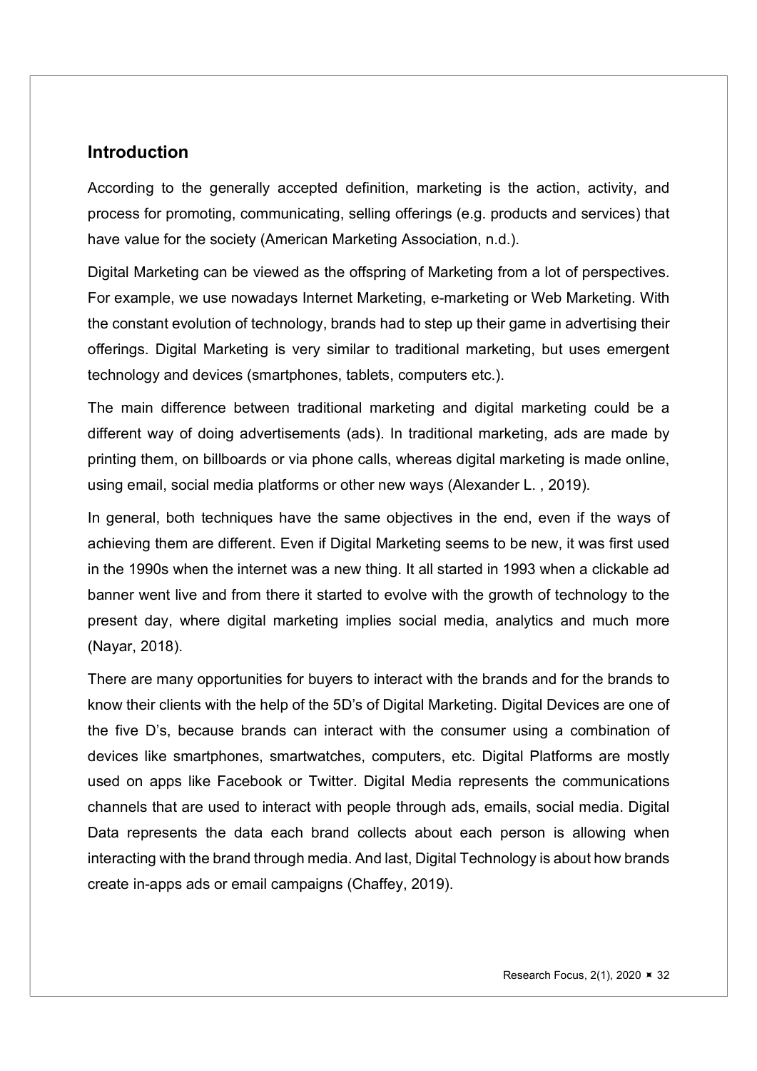## Introduction

According to the generally accepted definition, marketing is the action, activity, and process for promoting, communicating, selling offerings (e.g. products and services) that have value for the society (American Marketing Association, n.d.).

Digital Marketing can be viewed as the offspring of Marketing from a lot of perspectives. For example, we use nowadays Internet Marketing, e-marketing or Web Marketing. With the constant evolution of technology, brands had to step up their game in advertising their offerings. Digital Marketing is very similar to traditional marketing, but uses emergent technology and devices (smartphones, tablets, computers etc.).

The main difference between traditional marketing and digital marketing could be a different way of doing advertisements (ads). In traditional marketing, ads are made by printing them, on billboards or via phone calls, whereas digital marketing is made online, using email, social media platforms or other new ways (Alexander L. , 2019).

In general, both techniques have the same objectives in the end, even if the ways of achieving them are different. Even if Digital Marketing seems to be new, it was first used in the 1990s when the internet was a new thing. It all started in 1993 when a clickable ad banner went live and from there it started to evolve with the growth of technology to the present day, where digital marketing implies social media, analytics and much more (Nayar, 2018).

There are many opportunities for buyers to interact with the brands and for the brands to know their clients with the help of the 5D's of Digital Marketing. Digital Devices are one of the five D's, because brands can interact with the consumer using a combination of devices like smartphones, smartwatches, computers, etc. Digital Platforms are mostly used on apps like Facebook or Twitter. Digital Media represents the communications channels that are used to interact with people through ads, emails, social media. Digital Data represents the data each brand collects about each person is allowing when interacting with the brand through media. And last, Digital Technology is about how brands create in-apps ads or email campaigns (Chaffey, 2019).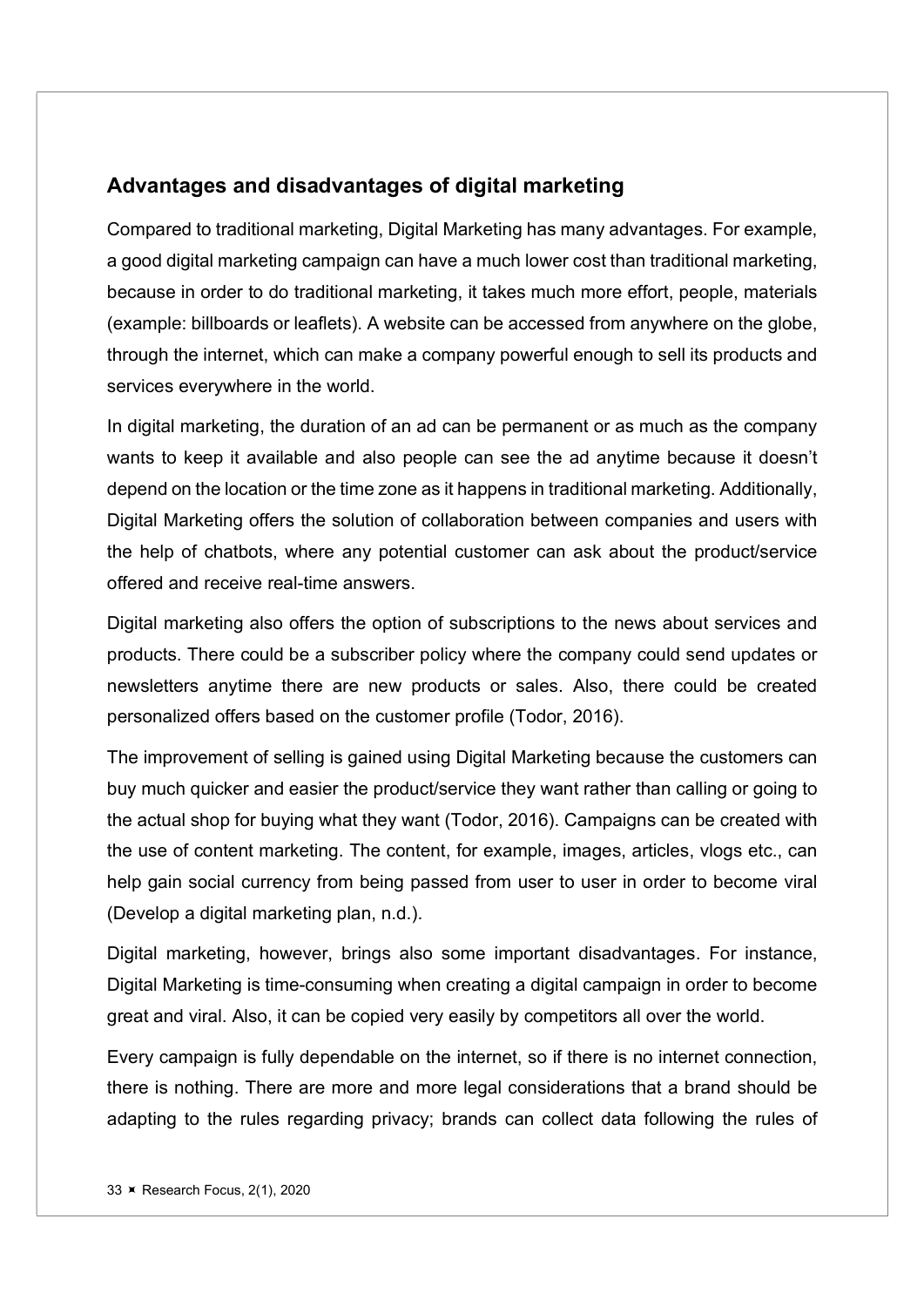## Advantages and disadvantages of digital marketing

Compared to traditional marketing, Digital Marketing has many advantages. For example, a good digital marketing campaign can have a much lower cost than traditional marketing, because in order to do traditional marketing, it takes much more effort, people, materials (example: billboards or leaflets). A website can be accessed from anywhere on the globe, through the internet, which can make a company powerful enough to sell its products and services everywhere in the world.

In digital marketing, the duration of an ad can be permanent or as much as the company wants to keep it available and also people can see the ad anytime because it doesn't depend on the location or the time zone as it happens in traditional marketing. Additionally, Digital Marketing offers the solution of collaboration between companies and users with the help of chatbots, where any potential customer can ask about the product/service offered and receive real-time answers.

Digital marketing also offers the option of subscriptions to the news about services and products. There could be a subscriber policy where the company could send updates or newsletters anytime there are new products or sales. Also, there could be created personalized offers based on the customer profile (Todor, 2016).

The improvement of selling is gained using Digital Marketing because the customers can buy much quicker and easier the product/service they want rather than calling or going to the actual shop for buying what they want (Todor, 2016). Campaigns can be created with the use of content marketing. The content, for example, images, articles, vlogs etc., can help gain social currency from being passed from user to user in order to become viral (Develop a digital marketing plan, n.d.).

Digital marketing, however, brings also some important disadvantages. For instance, Digital Marketing is time-consuming when creating a digital campaign in order to become great and viral. Also, it can be copied very easily by competitors all over the world.

Every campaign is fully dependable on the internet, so if there is no internet connection, there is nothing. There are more and more legal considerations that a brand should be adapting to the rules regarding privacy; brands can collect data following the rules of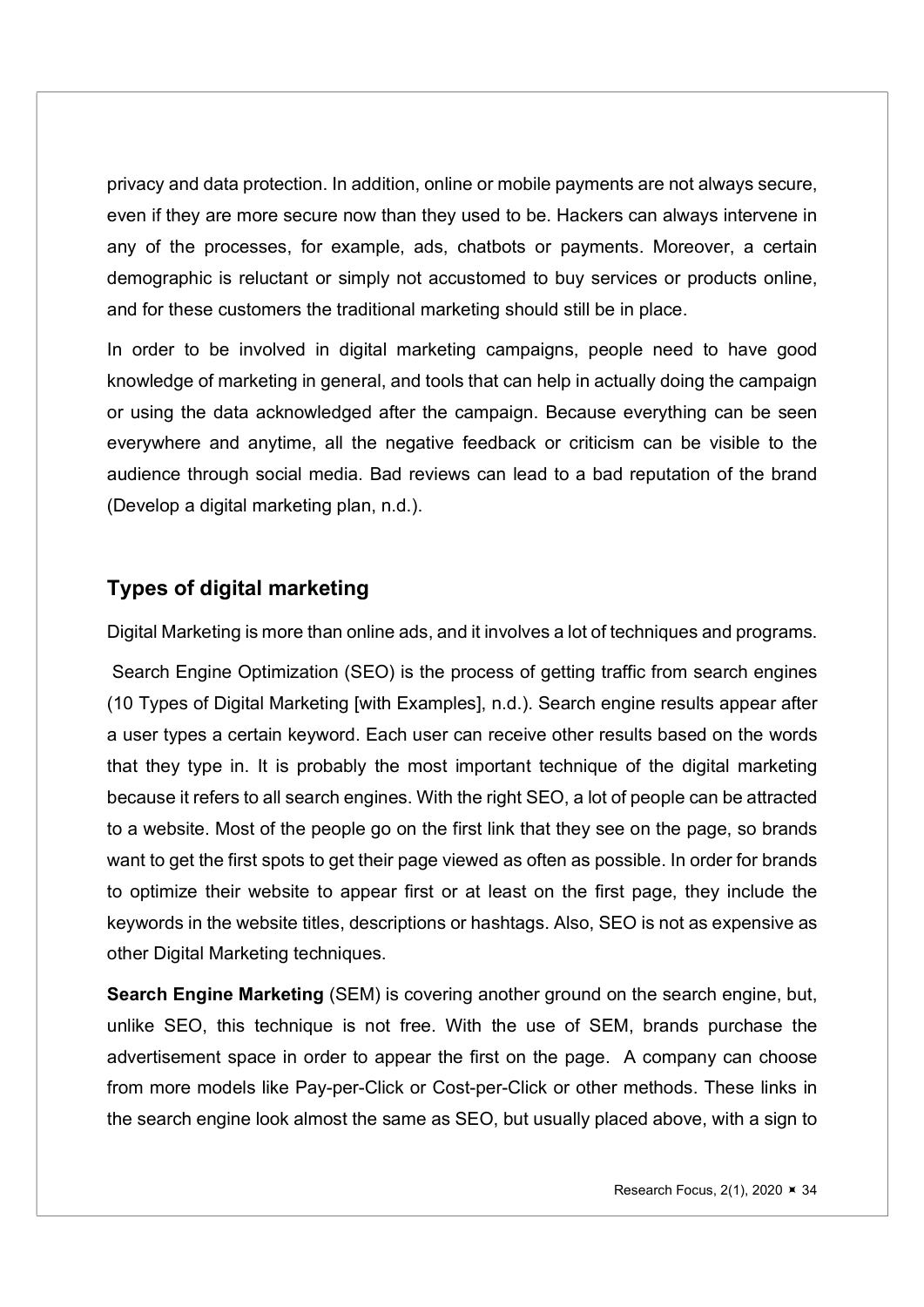privacy and data protection. In addition, online or mobile payments are not always secure, even if they are more secure now than they used to be. Hackers can always intervene in any of the processes, for example, ads, chatbots or payments. Moreover, a certain demographic is reluctant or simply not accustomed to buy services or products online, and for these customers the traditional marketing should still be in place.

In order to be involved in digital marketing campaigns, people need to have good knowledge of marketing in general, and tools that can help in actually doing the campaign or using the data acknowledged after the campaign. Because everything can be seen everywhere and anytime, all the negative feedback or criticism can be visible to the audience through social media. Bad reviews can lead to a bad reputation of the brand (Develop a digital marketing plan, n.d.).

## Types of digital marketing

Digital Marketing is more than online ads, and it involves a lot of techniques and programs.

Search Engine Optimization (SEO) is the process of getting traffic from search engines (10 Types of Digital Marketing [with Examples], n.d.). Search engine results appear after a user types a certain keyword. Each user can receive other results based on the words that they type in. It is probably the most important technique of the digital marketing because it refers to all search engines. With the right SEO, a lot of people can be attracted to a website. Most of the people go on the first link that they see on the page, so brands want to get the first spots to get their page viewed as often as possible. In order for brands to optimize their website to appear first or at least on the first page, they include the keywords in the website titles, descriptions or hashtags. Also, SEO is not as expensive as other Digital Marketing techniques.

**Search Engine Marketing** (SEM) is covering another ground on the search engine, but, unlike SEO, this technique is not free. With the use of SEM, brands purchase the advertisement space in order to appear the first on the page. A company can choose from more models like Pay-per-Click or Cost-per-Click or other methods. These links in the search engine look almost the same as SEO, but usually placed above, with a sign to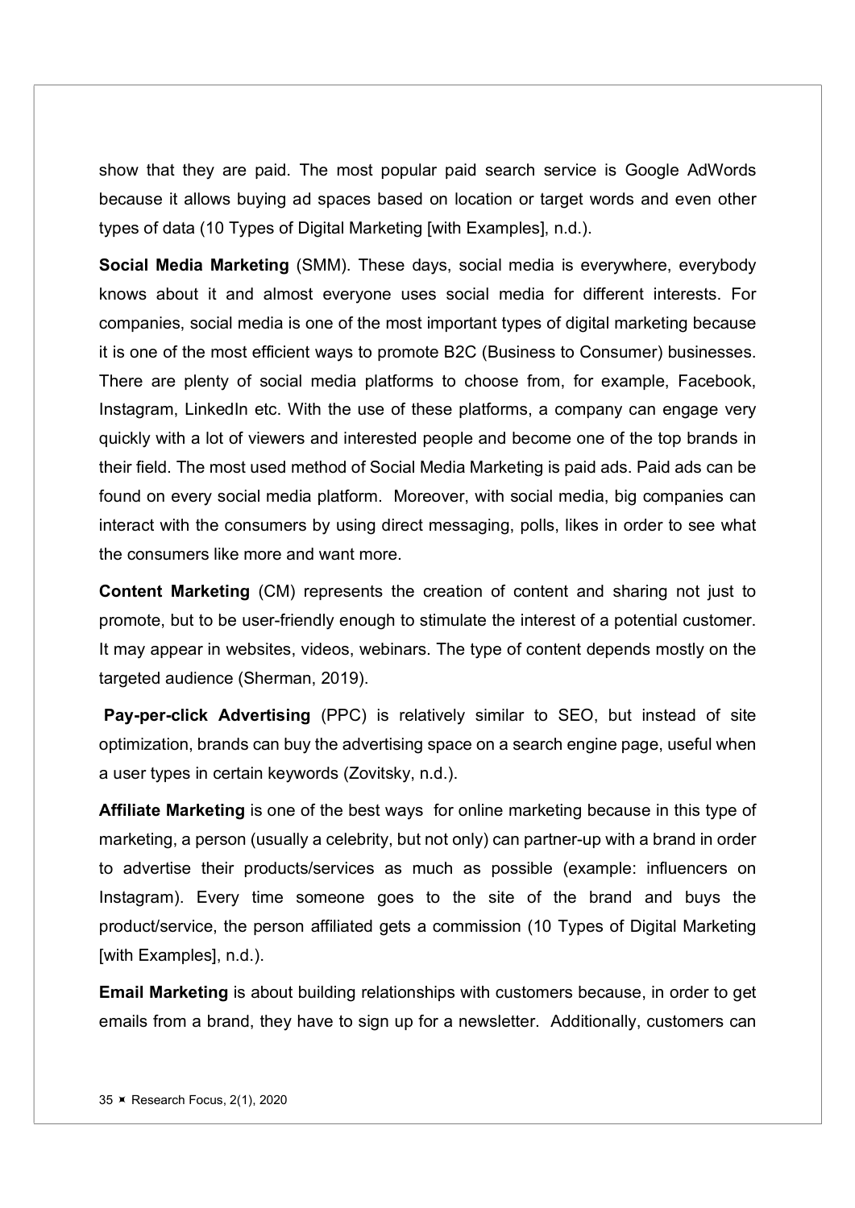show that they are paid. The most popular paid search service is Google AdWords because it allows buying ad spaces based on location or target words and even other types of data (10 Types of Digital Marketing [with Examples], n.d.).

**Social Media Marketing** (SMM). These days, social media is everywhere, everybody knows about it and almost everyone uses social media for different interests. For companies, social media is one of the most important types of digital marketing because it is one of the most efficient ways to promote B2C (Business to Consumer) businesses. There are plenty of social media platforms to choose from, for example, Facebook, Instagram, LinkedIn etc. With the use of these platforms, a company can engage very quickly with a lot of viewers and interested people and become one of the top brands in their field. The most used method of Social Media Marketing is paid ads. Paid ads can be found on every social media platform. Moreover, with social media, big companies can interact with the consumers by using direct messaging, polls, likes in order to see what the consumers like more and want more.

**Content Marketing** (CM) represents the creation of content and sharing not just to promote, but to be user-friendly enough to stimulate the interest of a potential customer. It may appear in websites, videos, webinars. The type of content depends mostly on the targeted audience (Sherman, 2019).

**Pay-per-click Advertising** (PPC) is relatively similar to SEO, but instead of site optimization, brands can buy the advertising space on a search engine page, useful when a user types in certain keywords (Zovitsky, n.d.).

**Affiliate Marketing** is one of the best ways for online marketing because in this type of marketing, a person (usually a celebrity, but not only) can partner-up with a brand in order to advertise their products/services as much as possible (example: influencers on Instagram). Every time someone goes to the site of the brand and buys the product/service, the person affiliated gets a commission (10 Types of Digital Marketing [with Examples], n.d.).

**Email Marketing** is about building relationships with customers because, in order to get emails from a brand, they have to sign up for a newsletter. Additionally, customers can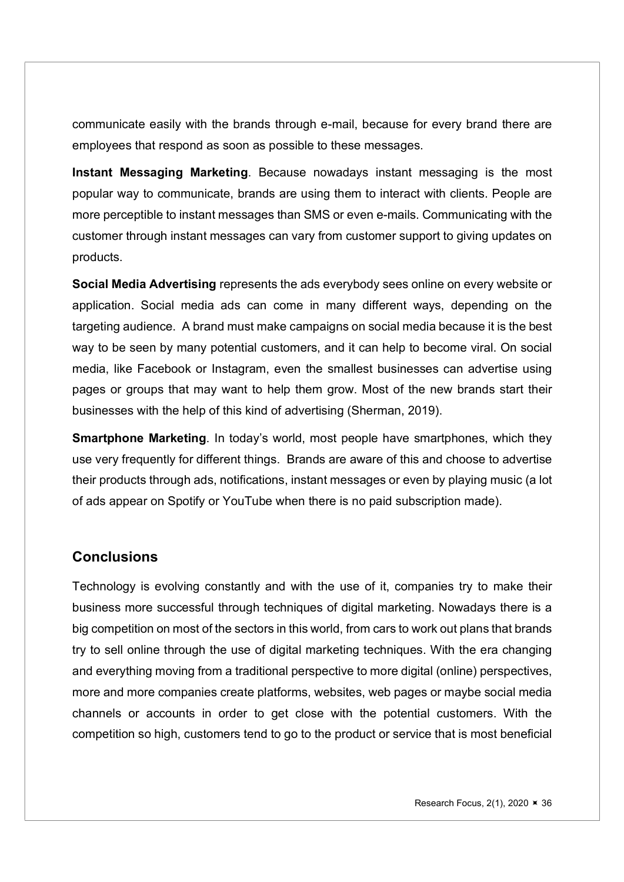communicate easily with the brands through e-mail, because for every brand there are employees that respond as soon as possible to these messages.

**Instant Messaging Marketing**. Because nowadays instant messaging is the most popular way to communicate, brands are using them to interact with clients. People are more perceptible to instant messages than SMS or even e-mails. Communicating with the customer through instant messages can vary from customer support to giving updates on products.

**Social Media Advertising** represents the ads everybody sees online on every website or application. Social media ads can come in many different ways, depending on the targeting audience. A brand must make campaigns on social media because it is the best way to be seen by many potential customers, and it can help to become viral. On social media, like Facebook or Instagram, even the smallest businesses can advertise using pages or groups that may want to help them grow. Most of the new brands start their businesses with the help of this kind of advertising (Sherman, 2019).

**Smartphone Marketing**. In today's world, most people have smartphones, which they use very frequently for different things. Brands are aware of this and choose to advertise their products through ads, notifications, instant messages or even by playing music (a lot of ads appear on Spotify or YouTube when there is no paid subscription made).

## Conclusions

Technology is evolving constantly and with the use of it, companies try to make their business more successful through techniques of digital marketing. Nowadays there is a big competition on most of the sectors in this world, from cars to work out plans that brands try to sell online through the use of digital marketing techniques. With the era changing and everything moving from a traditional perspective to more digital (online) perspectives, more and more companies create platforms, websites, web pages or maybe social media channels or accounts in order to get close with the potential customers. With the competition so high, customers tend to go to the product or service that is most beneficial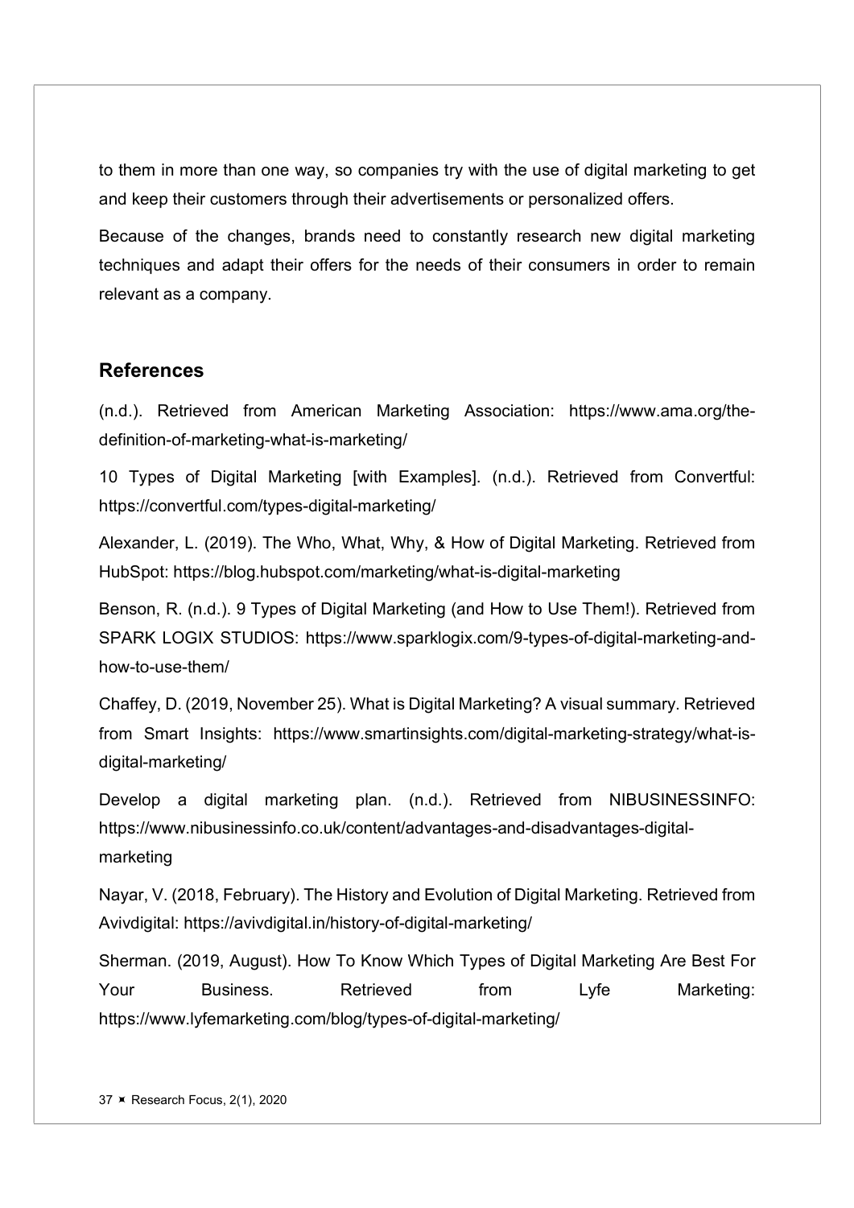to them in more than one way, so companies try with the use of digital marketing to get and keep their customers through their advertisements or personalized offers.

Because of the changes, brands need to constantly research new digital marketing techniques and adapt their offers for the needs of their consumers in order to remain relevant as a company.

## References

(n.d.). Retrieved from American Marketing Association: https://www.ama.org/the-definition-of-marketing-what-is-marketing/

10 Types of Digital Marketing [with Examples]. (n.d.). Retrieved from Convertful: https://convertful.com/types-digital-marketing/

Alexander, L. (2019). The Who, What, Why, & How of Digital Marketing. Retrieved from HubSpot: https://blog.hubspot.com/marketing/what-is-digital-marketing

Benson, R. (n.d.). 9 Types of Digital Marketing (and How to Use Them!). Retrieved from SPARK LOGIX STUDIOS: https://www.sparklogix.com/9-types-of-digital-marketing-and-how-to-use-them/

Chaffey, D. (2019, November 25). What is Digital Marketing? A visual summary. Retrieved from Smart Insights: https://www.smartinsights.com/digital-marketing-strategy/what-is-digital-marketing/

Develop a digital marketing plan. (n.d.). Retrieved from NIBUSINESSINFO: https://www.nibusinessinfo.co.uk/content/advantages-and-disadvantages-digital-marketing

Nayar, V. (2018, February). The History and Evolution of Digital Marketing. Retrieved from Avivdigital: https://avivdigital.in/history-of-digital-marketing/

Sherman. (2019, August). How To Know Which Types of Digital Marketing Are Best For Your Business. Retrieved from Lyfe Marketing: https://www.lyfemarketing.com/blog/types-of-digital-marketing/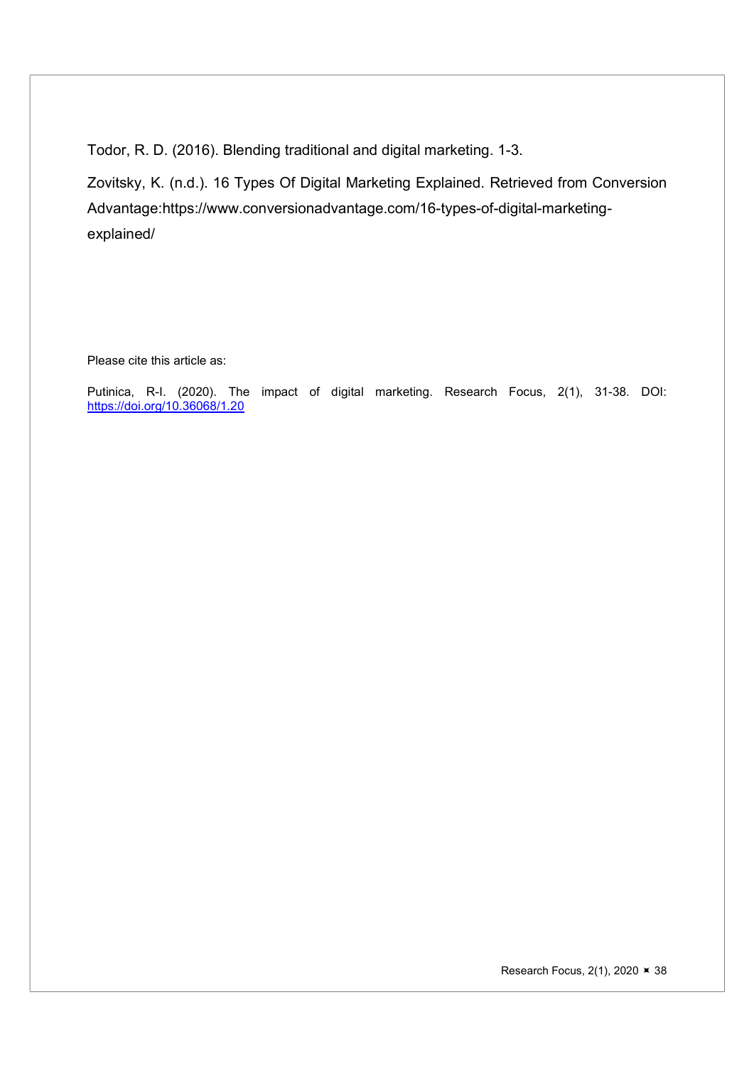Todor, R. D. (2016). Blending traditional and digital marketing. 1-3.

Zovitsky, K. (n.d.). 16 Types Of Digital Marketing Explained. Retrieved from Conversion Advantage:https://www.conversionadvantage.com/16-types-of-digital-marketing-explained/

Please cite this article as:

Putinica, R-I. (2020). The impact of digital marketing. Research Focus, 2(1), 31-38. DOI: [https://doi.org/10.36068/1.20](https://doi.org/10.36068/1.20)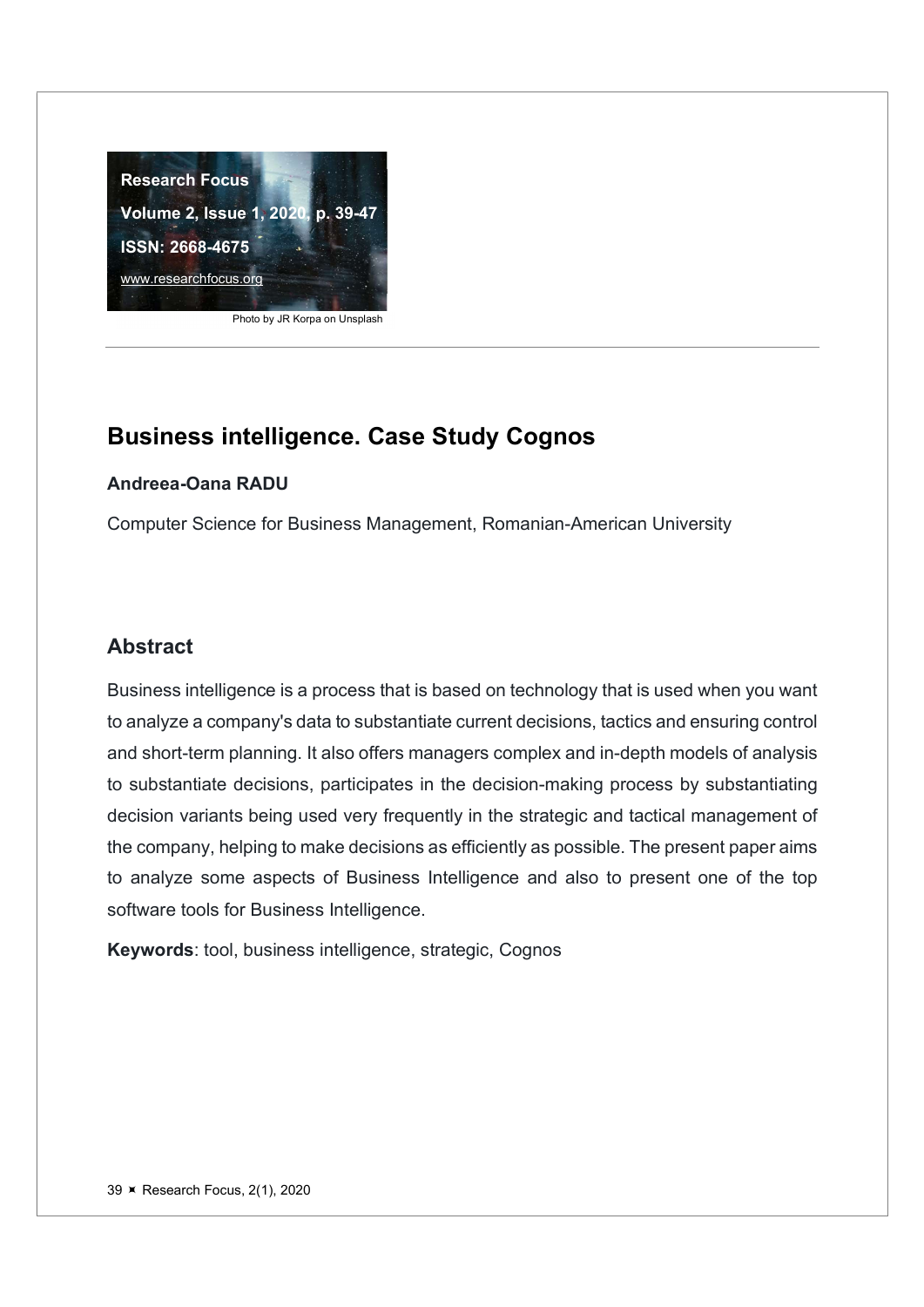Research Focus

Volume 2, Issue 1, 2020, p. 39-47

ISSN: 2668-4675

www.researchfocus.org

Photo by JR Korpa on Unsplash

# Business intelligence. Case Study Cognos

**Andreea-Oana RADU**

Computer Science for Business Management, Romanian-American University

## Abstract

Business intelligence is a process that is based on technology that is used when you want to analyze a company's data to substantiate current decisions, tactics and ensuring control and short-term planning. It also offers managers complex and in-depth models of analysis to substantiate decisions, participates in the decision-making process by substantiating decision variants being used very frequently in the strategic and tactical management of the company, helping to make decisions as efficiently as possible. The present paper aims to analyze some aspects of Business Intelligence and also to present one of the top software tools for Business Intelligence.

**Keywords**: tool, business intelligence, strategic, Cognos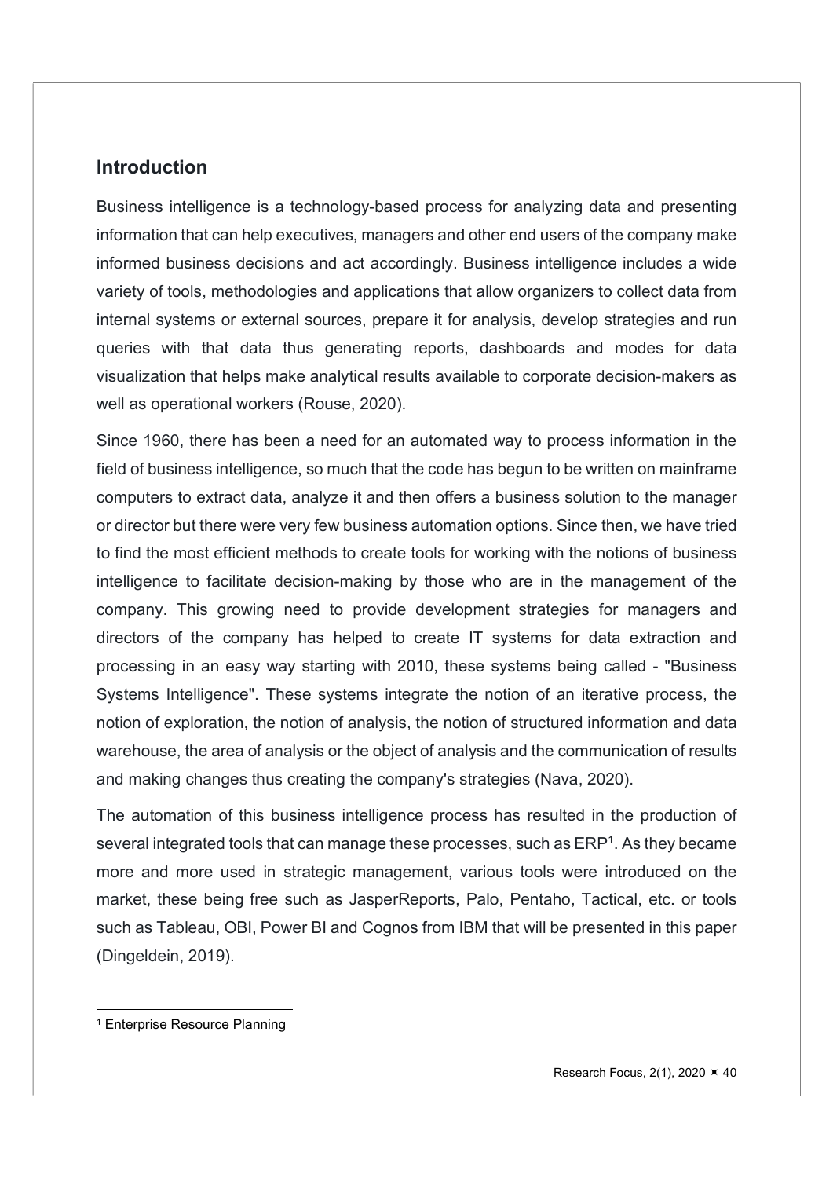## Introduction

Business intelligence is a technology-based process for analyzing data and presenting information that can help executives, managers and other end users of the company make informed business decisions and act accordingly. Business intelligence includes a wide variety of tools, methodologies and applications that allow organizers to collect data from internal systems or external sources, prepare it for analysis, develop strategies and run queries with that data thus generating reports, dashboards and modes for data visualization that helps make analytical results available to corporate decision-makers as well as operational workers (Rouse, 2020).

Since 1960, there has been a need for an automated way to process information in the field of business intelligence, so much that the code has begun to be written on mainframe computers to extract data, analyze it and then offers a business solution to the manager or director but there were very few business automation options. Since then, we have tried to find the most efficient methods to create tools for working with the notions of business intelligence to facilitate decision-making by those who are in the management of the company. This growing need to provide development strategies for managers and directors of the company has helped to create IT systems for data extraction and processing in an easy way starting with 2010, these systems being called - "Business Systems Intelligence". These systems integrate the notion of an iterative process, the notion of exploration, the notion of analysis, the notion of structured information and data warehouse, the area of analysis or the object of analysis and the communication of results and making changes thus creating the company's strategies (Nava, 2020).

The automation of this business intelligence process has resulted in the production of several integrated tools that can manage these processes, such as ERP[1]. As they became more and more used in strategic management, various tools were introduced on the market, these being free such as JasperReports, Palo, Pentaho, Tactical, etc. or tools such as Tableau, OBI, Power BI and Cognos from IBM that will be presented in this paper (Dingeldein, 2019).

[1] Enterprise Resource Planning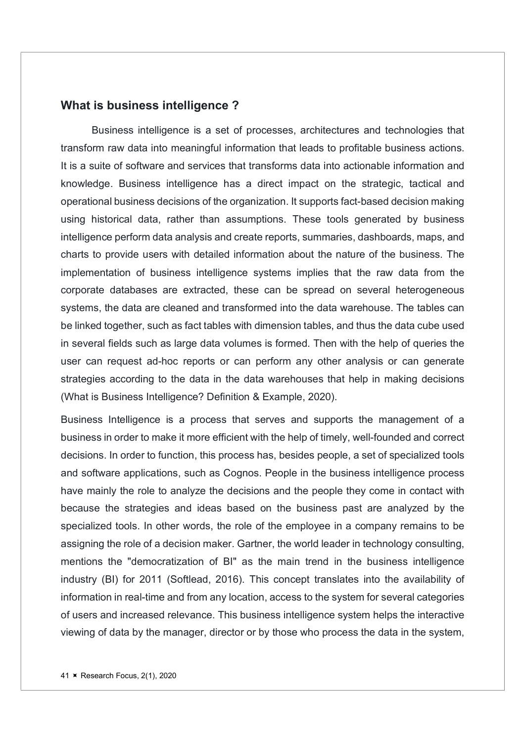## What is business intelligence ?

Business intelligence is a set of processes, architectures and technologies that transform raw data into meaningful information that leads to profitable business actions. It is a suite of software and services that transforms data into actionable information and knowledge. Business intelligence has a direct impact on the strategic, tactical and operational business decisions of the organization. It supports fact-based decision making using historical data, rather than assumptions. These tools generated by business intelligence perform data analysis and create reports, summaries, dashboards, maps, and charts to provide users with detailed information about the nature of the business. The implementation of business intelligence systems implies that the raw data from the corporate databases are extracted, these can be spread on several heterogeneous systems, the data are cleaned and transformed into the data warehouse. The tables can be linked together, such as fact tables with dimension tables, and thus the data cube used in several fields such as large data volumes is formed. Then with the help of queries the user can request ad-hoc reports or can perform any other analysis or can generate strategies according to the data in the data warehouses that help in making decisions (What is Business Intelligence? Definition & Example, 2020).

Business Intelligence is a process that serves and supports the management of a business in order to make it more efficient with the help of timely, well-founded and correct decisions. In order to function, this process has, besides people, a set of specialized tools and software applications, such as Cognos. People in the business intelligence process have mainly the role to analyze the decisions and the people they come in contact with because the strategies and ideas based on the business past are analyzed by the specialized tools. In other words, the role of the employee in a company remains to be assigning the role of a decision maker. Gartner, the world leader in technology consulting, mentions the "democratization of BI" as the main trend in the business intelligence industry (BI) for 2011 (Softlead, 2016). This concept translates into the availability of information in real-time and from any location, access to the system for several categories of users and increased relevance. This business intelligence system helps the interactive viewing of data by the manager, director or by those who process the data in the system,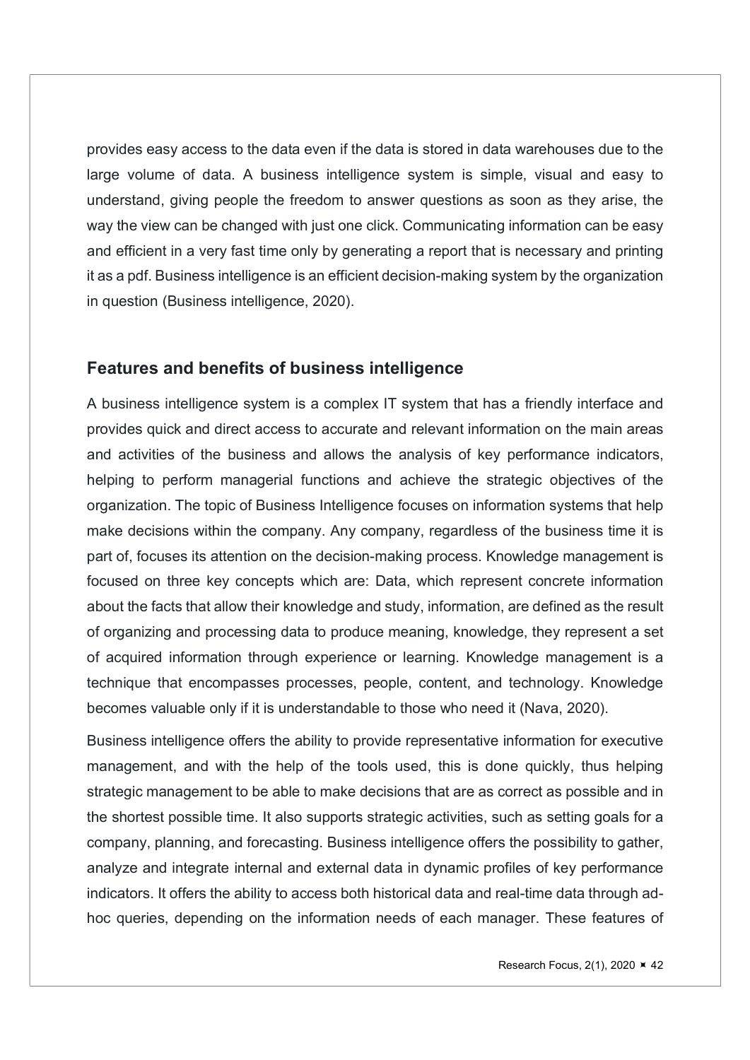provides easy access to the data even if the data is stored in data warehouses due to the large volume of data. A business intelligence system is simple, visual and easy to understand, giving people the freedom to answer questions as soon as they arise, the way the view can be changed with just one click. Communicating information can be easy and efficient in a very fast time only by generating a report that is necessary and printing it as a pdf. Business intelligence is an efficient decision-making system by the organization in question (Business intelligence, 2020).

## Features and benefits of business intelligence

A business intelligence system is a complex IT system that has a friendly interface and provides quick and direct access to accurate and relevant information on the main areas and activities of the business and allows the analysis of key performance indicators, helping to perform managerial functions and achieve the strategic objectives of the organization. The topic of Business Intelligence focuses on information systems that help make decisions within the company. Any company, regardless of the business time it is part of, focuses its attention on the decision-making process. Knowledge management is focused on three key concepts which are: Data, which represent concrete information about the facts that allow their knowledge and study, information, are defined as the result of organizing and processing data to produce meaning, knowledge, they represent a set of acquired information through experience or learning. Knowledge management is a technique that encompasses processes, people, content, and technology. Knowledge becomes valuable only if it is understandable to those who need it (Nava, 2020).

Business intelligence offers the ability to provide representative information for executive management, and with the help of the tools used, this is done quickly, thus helping strategic management to be able to make decisions that are as correct as possible and in the shortest possible time. It also supports strategic activities, such as setting goals for a company, planning, and forecasting. Business intelligence offers the possibility to gather, analyze and integrate internal and external data in dynamic profiles of key performance indicators. It offers the ability to access both historical data and real-time data through ad-hoc queries, depending on the information needs of each manager. These features of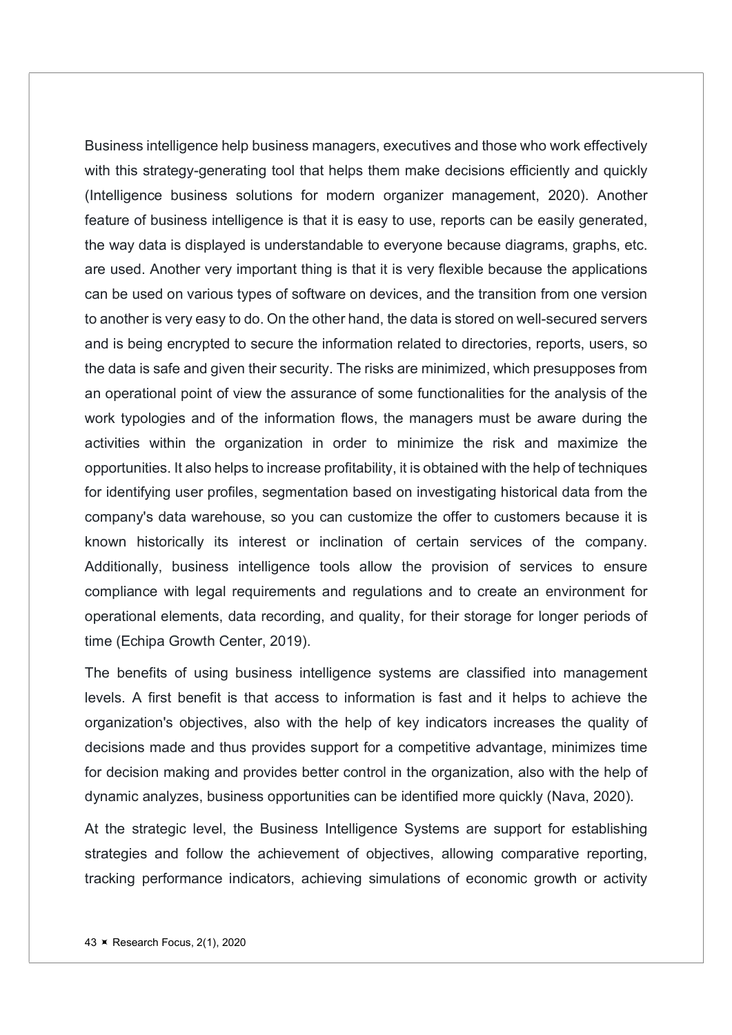Business intelligence help business managers, executives and those who work effectively with this strategy-generating tool that helps them make decisions efficiently and quickly (Intelligence business solutions for modern organizer management, 2020). Another feature of business intelligence is that it is easy to use, reports can be easily generated, the way data is displayed is understandable to everyone because diagrams, graphs, etc. are used. Another very important thing is that it is very flexible because the applications can be used on various types of software on devices, and the transition from one version to another is very easy to do. On the other hand, the data is stored on well-secured servers and is being encrypted to secure the information related to directories, reports, users, so the data is safe and given their security. The risks are minimized, which presupposes from an operational point of view the assurance of some functionalities for the analysis of the work typologies and of the information flows, the managers must be aware during the activities within the organization in order to minimize the risk and maximize the opportunities. It also helps to increase profitability, it is obtained with the help of techniques for identifying user profiles, segmentation based on investigating historical data from the company's data warehouse, so you can customize the offer to customers because it is known historically its interest or inclination of certain services of the company. Additionally, business intelligence tools allow the provision of services to ensure compliance with legal requirements and regulations and to create an environment for operational elements, data recording, and quality, for their storage for longer periods of time (Echipa Growth Center, 2019).

The benefits of using business intelligence systems are classified into management levels. A first benefit is that access to information is fast and it helps to achieve the organization's objectives, also with the help of key indicators increases the quality of decisions made and thus provides support for a competitive advantage, minimizes time for decision making and provides better control in the organization, also with the help of dynamic analyzes, business opportunities can be identified more quickly (Nava, 2020).

At the strategic level, the Business Intelligence Systems are support for establishing strategies and follow the achievement of objectives, allowing comparative reporting, tracking performance indicators, achieving simulations of economic growth or activity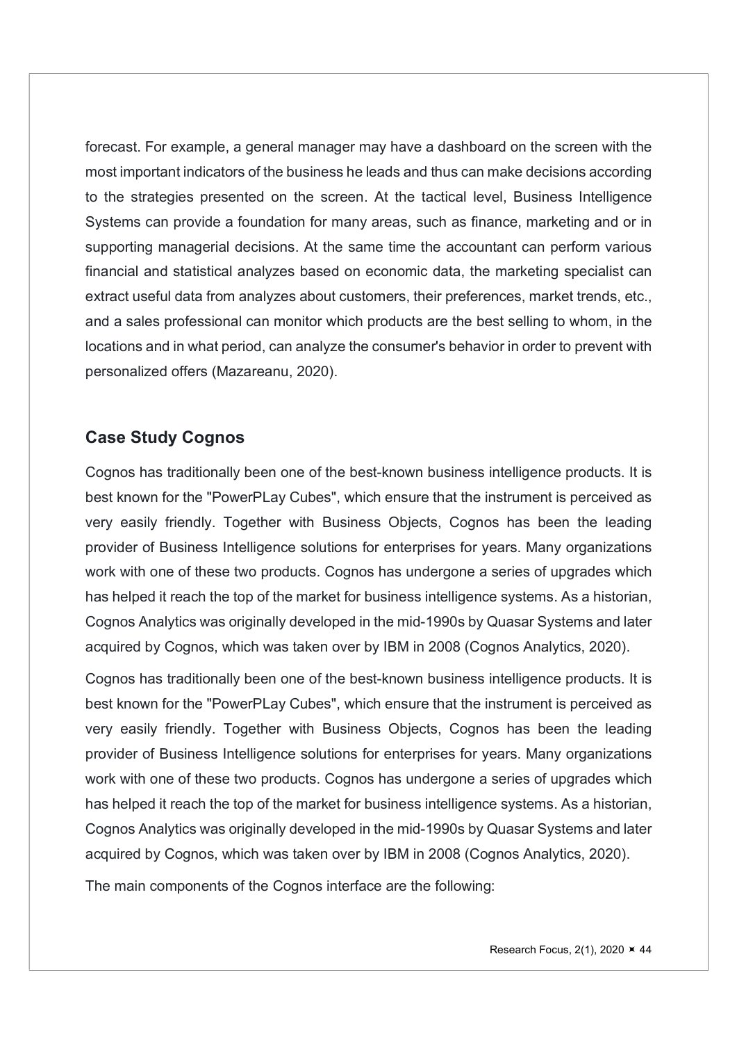forecast. For example, a general manager may have a dashboard on the screen with the most important indicators of the business he leads and thus can make decisions according to the strategies presented on the screen. At the tactical level, Business Intelligence Systems can provide a foundation for many areas, such as finance, marketing and or in supporting managerial decisions. At the same time the accountant can perform various financial and statistical analyzes based on economic data, the marketing specialist can extract useful data from analyzes about customers, their preferences, market trends, etc., and a sales professional can monitor which products are the best selling to whom, in the locations and in what period, can analyze the consumer's behavior in order to prevent with personalized offers (Mazareanu, 2020).

## Case Study Cognos

Cognos has traditionally been one of the best-known business intelligence products. It is best known for the "PowerPLay Cubes", which ensure that the instrument is perceived as very easily friendly. Together with Business Objects, Cognos has been the leading provider of Business Intelligence solutions for enterprises for years. Many organizations work with one of these two products. Cognos has undergone a series of upgrades which has helped it reach the top of the market for business intelligence systems. As a historian, Cognos Analytics was originally developed in the mid-1990s by Quasar Systems and later acquired by Cognos, which was taken over by IBM in 2008 (Cognos Analytics, 2020).

Cognos has traditionally been one of the best-known business intelligence products. It is best known for the "PowerPLay Cubes", which ensure that the instrument is perceived as very easily friendly. Together with Business Objects, Cognos has been the leading provider of Business Intelligence solutions for enterprises for years. Many organizations work with one of these two products. Cognos has undergone a series of upgrades which has helped it reach the top of the market for business intelligence systems. As a historian, Cognos Analytics was originally developed in the mid-1990s by Quasar Systems and later acquired by Cognos, which was taken over by IBM in 2008 (Cognos Analytics, 2020).

The main components of the Cognos interface are the following: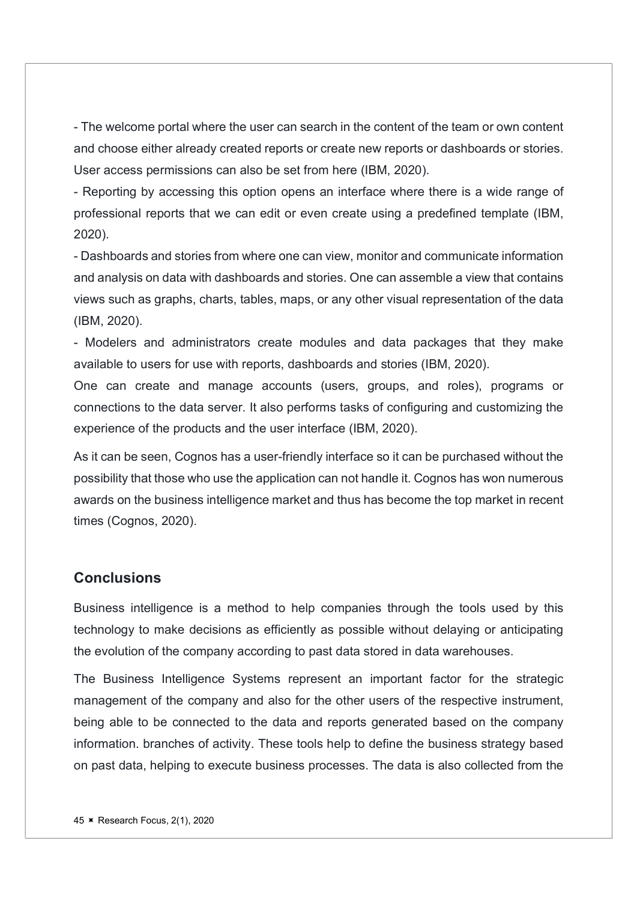- The welcome portal where the user can search in the content of the team or own content and choose either already created reports or create new reports or dashboards or stories. User access permissions can also be set from here (IBM, 2020).

- Reporting by accessing this option opens an interface where there is a wide range of professional reports that we can edit or even create using a predefined template (IBM, 2020).

- Dashboards and stories from where one can view, monitor and communicate information and analysis on data with dashboards and stories. One can assemble a view that contains views such as graphs, charts, tables, maps, or any other visual representation of the data (IBM, 2020).

- Modelers and administrators create modules and data packages that they make available to users for use with reports, dashboards and stories (IBM, 2020).

One can create and manage accounts (users, groups, and roles), programs or connections to the data server. It also performs tasks of configuring and customizing the experience of the products and the user interface (IBM, 2020).

As it can be seen, Cognos has a user-friendly interface so it can be purchased without the possibility that those who use the application can not handle it. Cognos has won numerous awards on the business intelligence market and thus has become the top market in recent times (Cognos, 2020).

## Conclusions

Business intelligence is a method to help companies through the tools used by this technology to make decisions as efficiently as possible without delaying or anticipating the evolution of the company according to past data stored in data warehouses.

The Business Intelligence Systems represent an important factor for the strategic management of the company and also for the other users of the respective instrument, being able to be connected to the data and reports generated based on the company information. branches of activity. These tools help to define the business strategy based on past data, helping to execute business processes. The data is also collected from the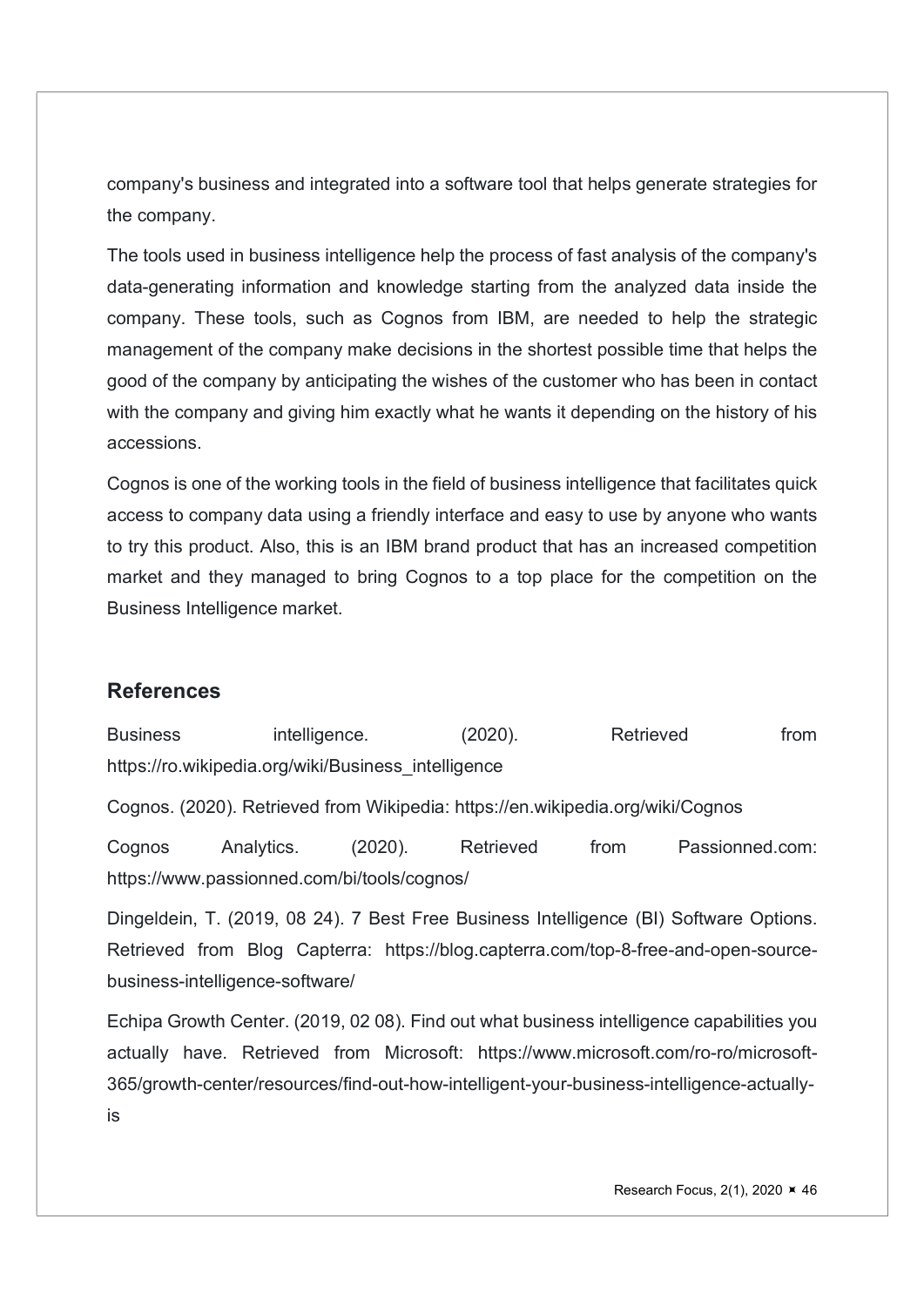company's business and integrated into a software tool that helps generate strategies for the company.

The tools used in business intelligence help the process of fast analysis of the company's data-generating information and knowledge starting from the analyzed data inside the company. These tools, such as Cognos from IBM, are needed to help the strategic management of the company make decisions in the shortest possible time that helps the good of the company by anticipating the wishes of the customer who has been in contact with the company and giving him exactly what he wants it depending on the history of his accessions.

Cognos is one of the working tools in the field of business intelligence that facilitates quick access to company data using a friendly interface and easy to use by anyone who wants to try this product. Also, this is an IBM brand product that has an increased competition market and they managed to bring Cognos to a top place for the competition on the Business Intelligence market.

## References

Business intelligence. (2020). Retrieved from https://ro.wikipedia.org/wiki/Business_intelligence

Cognos. (2020). Retrieved from Wikipedia: https://en.wikipedia.org/wiki/Cognos

Cognos Analytics. (2020). Retrieved from Passionned.com: https://www.passionned.com/bi/tools/cognos/

Dingeldein, T. (2019, 08 24). 7 Best Free Business Intelligence (BI) Software Options. Retrieved from Blog Capterra: https://blog.capterra.com/top-8-free-and-open-source-business-intelligence-software/

Echipa Growth Center. (2019, 02 08). Find out what business intelligence capabilities you actually have. Retrieved from Microsoft: https://www.microsoft.com/ro-ro/microsoft-365/growth-center/resources/find-out-how-intelligent-your-business-intelligence-actually-is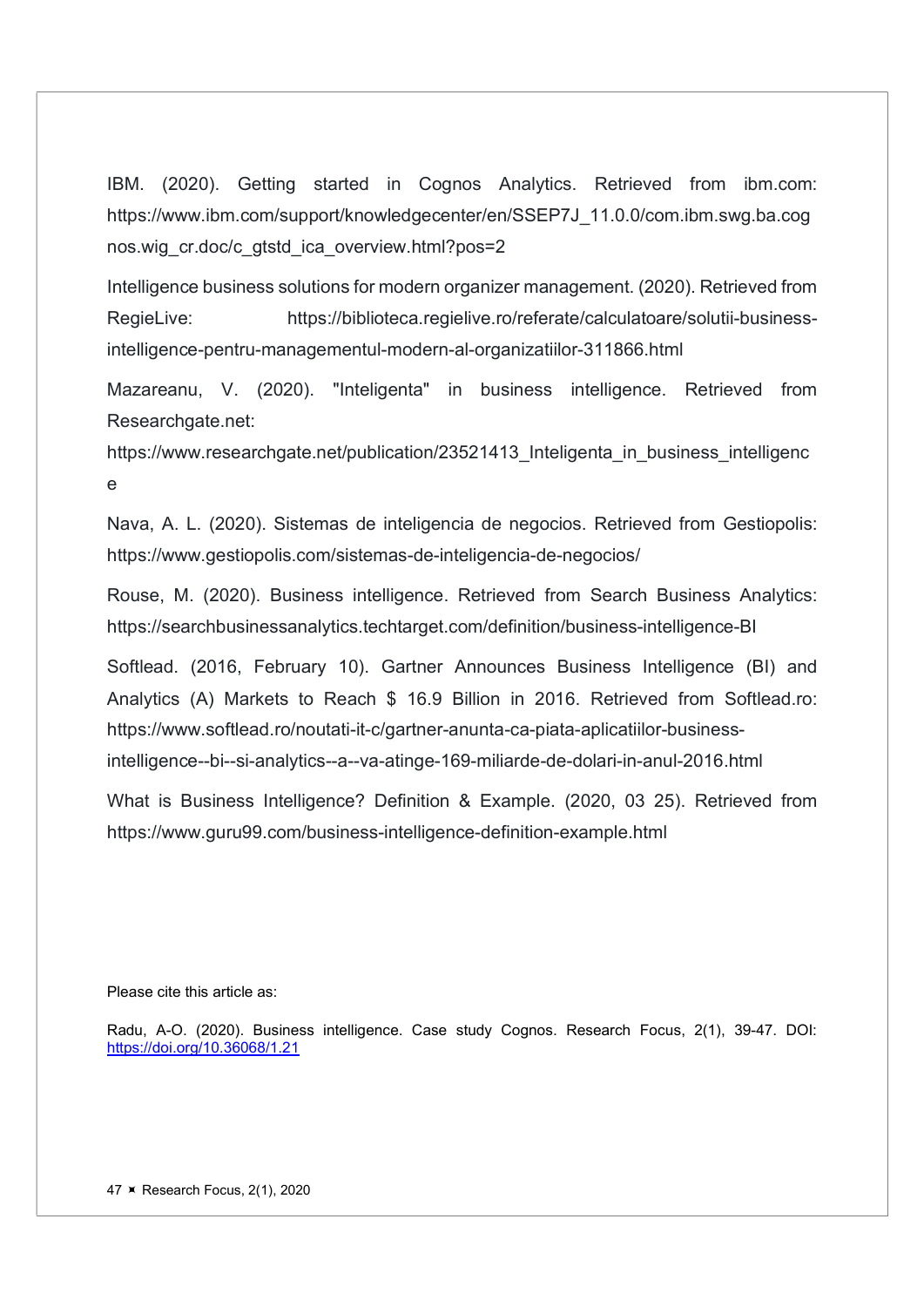IBM. (2020). Getting started in Cognos Analytics. Retrieved from ibm.com: https://www.ibm.com/support/knowledgecenter/en/SSEP7J_11.0.0/com.ibm.swg.ba.cognos.wig_cr.doc/c_gtstd_ica_overview.html?pos=2

Intelligence business solutions for modern organizer management. (2020). Retrieved from RegieLive: https://biblioteca.regielive.ro/referate/calculatoare/solutii-business-intelligence-pentru-managementul-modern-al-organizatiilor-311866.html

Mazareanu, V. (2020). "Inteligenta" in business intelligence. Retrieved from Researchgate.net: https://www.researchgate.net/publication/23521413_Inteligenta_in_business_intelligence

Nava, A. L. (2020). Sistemas de inteligencia de negocios. Retrieved from Gestiopolis: https://www.gestiopolis.com/sistemas-de-inteligencia-de-negocios/

Rouse, M. (2020). Business intelligence. Retrieved from Search Business Analytics: https://searchbusinessanalytics.techtarget.com/definition/business-intelligence-BI

Softlead. (2016, February 10). Gartner Announces Business Intelligence (BI) and Analytics (A) Markets to Reach $ 16.9 Billion in 2016. Retrieved from Softlead.ro: https://www.softlead.ro/noutati-it-c/gartner-anunta-ca-piata-aplicatiilor-business-intelligence--bi--si-analytics--a--va-atinge-169-miliarde-de-dolari-in-anul-2016.html

What is Business Intelligence? Definition & Example. (2020, 03 25). Retrieved from https://www.guru99.com/business-intelligence-definition-example.html

Please cite this article as:

Radu, A-O. (2020). Business intelligence. Case study Cognos. Research Focus, 2(1), 39-47. DOI: https://doi.org/10.36068/1.21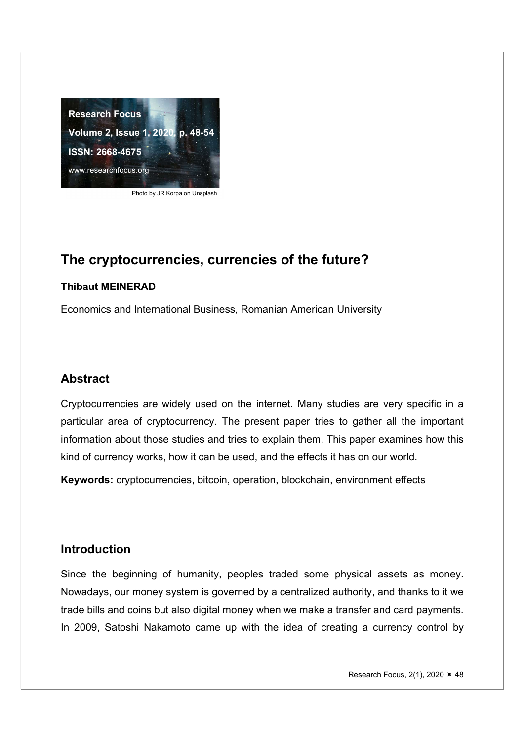# The cryptocurrencies, currencies of the future?

**Thibaut MEINERAD**

Economics and International Business, Romanian American University

## Abstract

Cryptocurrencies are widely used on the internet. Many studies are very specific in a particular area of cryptocurrency. The present paper tries to gather all the important information about those studies and tries to explain them. This paper examines how this kind of currency works, how it can be used, and the effects it has on our world.

**Keywords:** cryptocurrencies, bitcoin, operation, blockchain, environment effects

## Introduction

Since the beginning of humanity, peoples traded some physical assets as money. Nowadays, our money system is governed by a centralized authority, and thanks to it we trade bills and coins but also digital money when we make a transfer and card payments. In 2009, Satoshi Nakamoto came up with the idea of creating a currency control by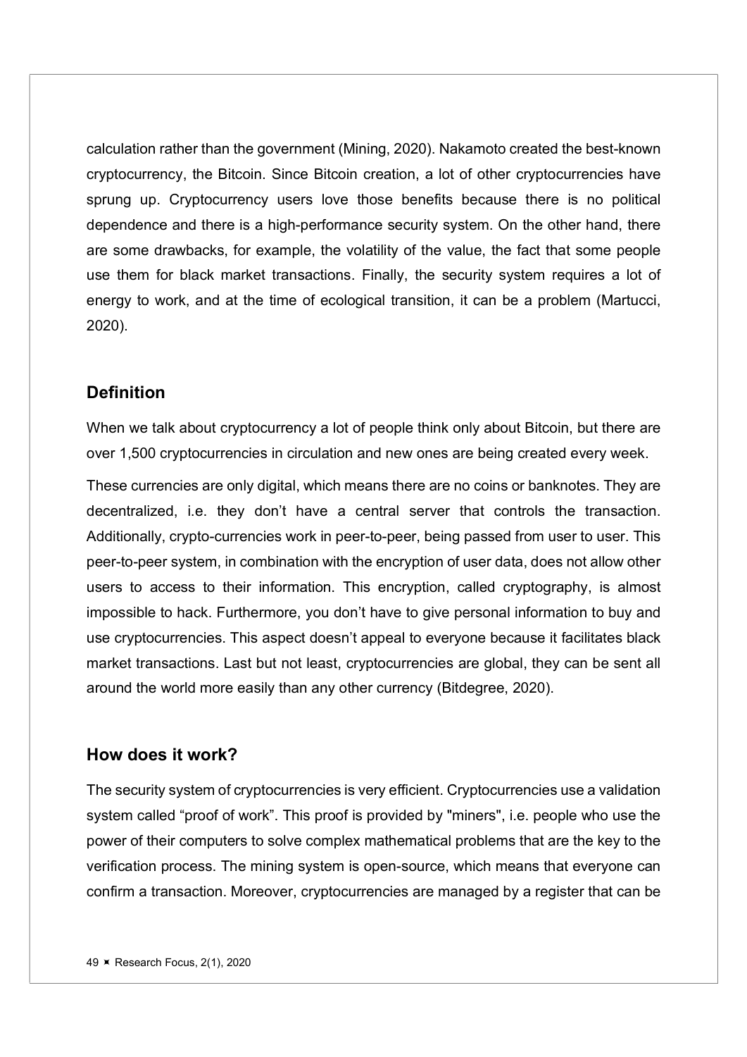calculation rather than the government (Mining, 2020). Nakamoto created the best-known cryptocurrency, the Bitcoin. Since Bitcoin creation, a lot of other cryptocurrencies have sprung up. Cryptocurrency users love those benefits because there is no political dependence and there is a high-performance security system. On the other hand, there are some drawbacks, for example, the volatility of the value, the fact that some people use them for black market transactions. Finally, the security system requires a lot of energy to work, and at the time of ecological transition, it can be a problem (Martucci, 2020).

## Definition

When we talk about cryptocurrency a lot of people think only about Bitcoin, but there are over 1,500 cryptocurrencies in circulation and new ones are being created every week.

These currencies are only digital, which means there are no coins or banknotes. They are decentralized, i.e. they don't have a central server that controls the transaction. Additionally, crypto-currencies work in peer-to-peer, being passed from user to user. This peer-to-peer system, in combination with the encryption of user data, does not allow other users to access to their information. This encryption, called cryptography, is almost impossible to hack. Furthermore, you don't have to give personal information to buy and use cryptocurrencies. This aspect doesn't appeal to everyone because it facilitates black market transactions. Last but not least, cryptocurrencies are global, they can be sent all around the world more easily than any other currency (Bitdegree, 2020).

## How does it work?

The security system of cryptocurrencies is very efficient. Cryptocurrencies use a validation system called "proof of work". This proof is provided by "miners", i.e. people who use the power of their computers to solve complex mathematical problems that are the key to the verification process. The mining system is open-source, which means that everyone can confirm a transaction. Moreover, cryptocurrencies are managed by a register that can be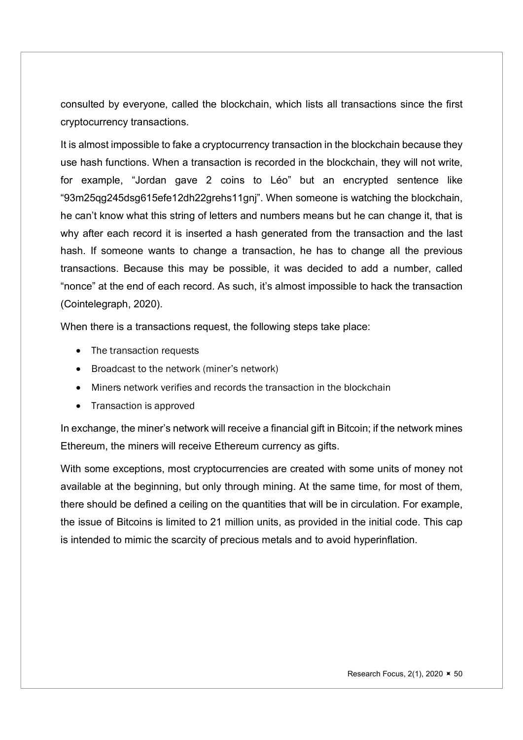consulted by everyone, called the blockchain, which lists all transactions since the first cryptocurrency transactions.

It is almost impossible to fake a cryptocurrency transaction in the blockchain because they use hash functions. When a transaction is recorded in the blockchain, they will not write, for example, "Jordan gave 2 coins to Léo" but an encrypted sentence like "93m25qg245dsg615efe12dh22grehs11gnj". When someone is watching the blockchain, he can't know what this string of letters and numbers means but he can change it, that is why after each record it is inserted a hash generated from the transaction and the last hash. If someone wants to change a transaction, he has to change all the previous transactions. Because this may be possible, it was decided to add a number, called "nonce" at the end of each record. As such, it's almost impossible to hack the transaction (Cointelegraph, 2020).

When there is a transactions request, the following steps take place:

- The transaction requests
- Broadcast to the network (miner's network)
- Miners network verifies and records the transaction in the blockchain
- Transaction is approved

In exchange, the miner's network will receive a financial gift in Bitcoin; if the network mines Ethereum, the miners will receive Ethereum currency as gifts.

With some exceptions, most cryptocurrencies are created with some units of money not available at the beginning, but only through mining. At the same time, for most of them, there should be defined a ceiling on the quantities that will be in circulation. For example, the issue of Bitcoins is limited to 21 million units, as provided in the initial code. This cap is intended to mimic the scarcity of precious metals and to avoid hyperinflation.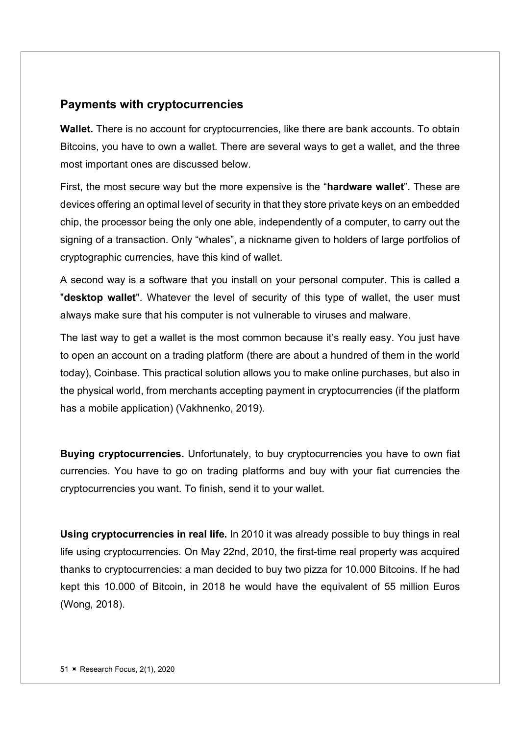## Payments with cryptocurrencies

**Wallet.** There is no account for cryptocurrencies, like there are bank accounts. To obtain Bitcoins, you have to own a wallet. There are several ways to get a wallet, and the three most important ones are discussed below.

First, the most secure way but the more expensive is the "**hardware wallet**". These are devices offering an optimal level of security in that they store private keys on an embedded chip, the processor being the only one able, independently of a computer, to carry out the signing of a transaction. Only "whales", a nickname given to holders of large portfolios of cryptographic currencies, have this kind of wallet.

A second way is a software that you install on your personal computer. This is called a "**desktop wallet**". Whatever the level of security of this type of wallet, the user must always make sure that his computer is not vulnerable to viruses and malware.

The last way to get a wallet is the most common because it's really easy. You just have to open an account on a trading platform (there are about a hundred of them in the world today), Coinbase. This practical solution allows you to make online purchases, but also in the physical world, from merchants accepting payment in cryptocurrencies (if the platform has a mobile application) (Vakhnenko, 2019).

**Buying cryptocurrencies.** Unfortunately, to buy cryptocurrencies you have to own fiat currencies. You have to go on trading platforms and buy with your fiat currencies the cryptocurrencies you want. To finish, send it to your wallet.

**Using cryptocurrencies in real life.** In 2010 it was already possible to buy things in real life using cryptocurrencies. On May 22nd, 2010, the first-time real property was acquired thanks to cryptocurrencies: a man decided to buy two pizza for 10.000 Bitcoins. If he had kept this 10.000 of Bitcoin, in 2018 he would have the equivalent of 55 million Euros (Wong, 2018).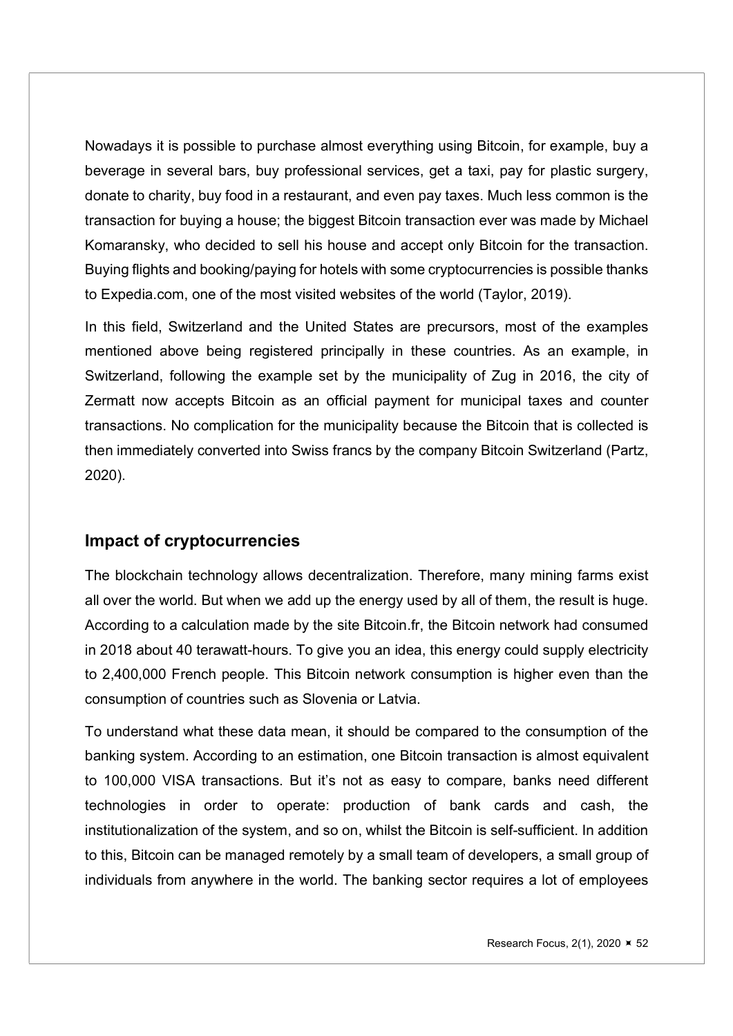Nowadays it is possible to purchase almost everything using Bitcoin, for example, buy a beverage in several bars, buy professional services, get a taxi, pay for plastic surgery, donate to charity, buy food in a restaurant, and even pay taxes. Much less common is the transaction for buying a house; the biggest Bitcoin transaction ever was made by Michael Komaransky, who decided to sell his house and accept only Bitcoin for the transaction. Buying flights and booking/paying for hotels with some cryptocurrencies is possible thanks to Expedia.com, one of the most visited websites of the world (Taylor, 2019).

In this field, Switzerland and the United States are precursors, most of the examples mentioned above being registered principally in these countries. As an example, in Switzerland, following the example set by the municipality of Zug in 2016, the city of Zermatt now accepts Bitcoin as an official payment for municipal taxes and counter transactions. No complication for the municipality because the Bitcoin that is collected is then immediately converted into Swiss francs by the company Bitcoin Switzerland (Partz, 2020).

## Impact of cryptocurrencies

The blockchain technology allows decentralization. Therefore, many mining farms exist all over the world. But when we add up the energy used by all of them, the result is huge. According to a calculation made by the site Bitcoin.fr, the Bitcoin network had consumed in 2018 about 40 terawatt-hours. To give you an idea, this energy could supply electricity to 2,400,000 French people. This Bitcoin network consumption is higher even than the consumption of countries such as Slovenia or Latvia.

To understand what these data mean, it should be compared to the consumption of the banking system. According to an estimation, one Bitcoin transaction is almost equivalent to 100,000 VISA transactions. But it's not as easy to compare, banks need different technologies in order to operate: production of bank cards and cash, the institutionalization of the system, and so on, whilst the Bitcoin is self-sufficient. In addition to this, Bitcoin can be managed remotely by a small team of developers, a small group of individuals from anywhere in the world. The banking sector requires a lot of employees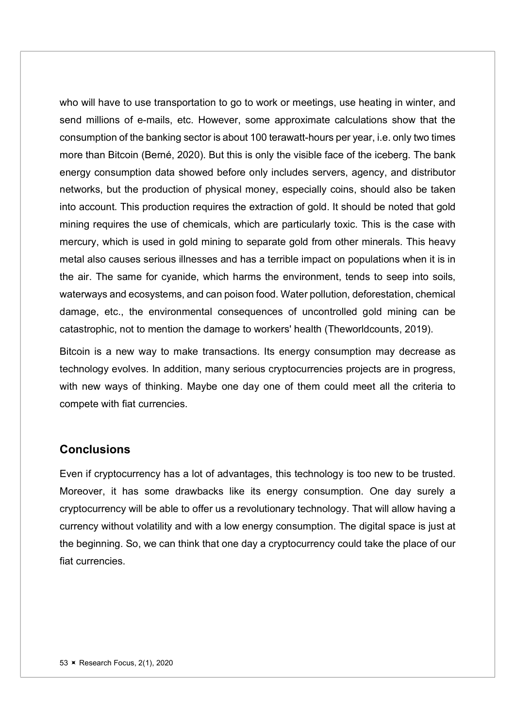who will have to use transportation to go to work or meetings, use heating in winter, and send millions of e-mails, etc. However, some approximate calculations show that the consumption of the banking sector is about 100 terawatt-hours per year, i.e. only two times more than Bitcoin (Berné, 2020). But this is only the visible face of the iceberg. The bank energy consumption data showed before only includes servers, agency, and distributor networks, but the production of physical money, especially coins, should also be taken into account. This production requires the extraction of gold. It should be noted that gold mining requires the use of chemicals, which are particularly toxic. This is the case with mercury, which is used in gold mining to separate gold from other minerals. This heavy metal also causes serious illnesses and has a terrible impact on populations when it is in the air. The same for cyanide, which harms the environment, tends to seep into soils, waterways and ecosystems, and can poison food. Water pollution, deforestation, chemical damage, etc., the environmental consequences of uncontrolled gold mining can be catastrophic, not to mention the damage to workers' health (Theworldcounts, 2019).

Bitcoin is a new way to make transactions. Its energy consumption may decrease as technology evolves. In addition, many serious cryptocurrencies projects are in progress, with new ways of thinking. Maybe one day one of them could meet all the criteria to compete with fiat currencies.

## Conclusions

Even if cryptocurrency has a lot of advantages, this technology is too new to be trusted. Moreover, it has some drawbacks like its energy consumption. One day surely a cryptocurrency will be able to offer us a revolutionary technology. That will allow having a currency without volatility and with a low energy consumption. The digital space is just at the beginning. So, we can think that one day a cryptocurrency could take the place of our fiat currencies.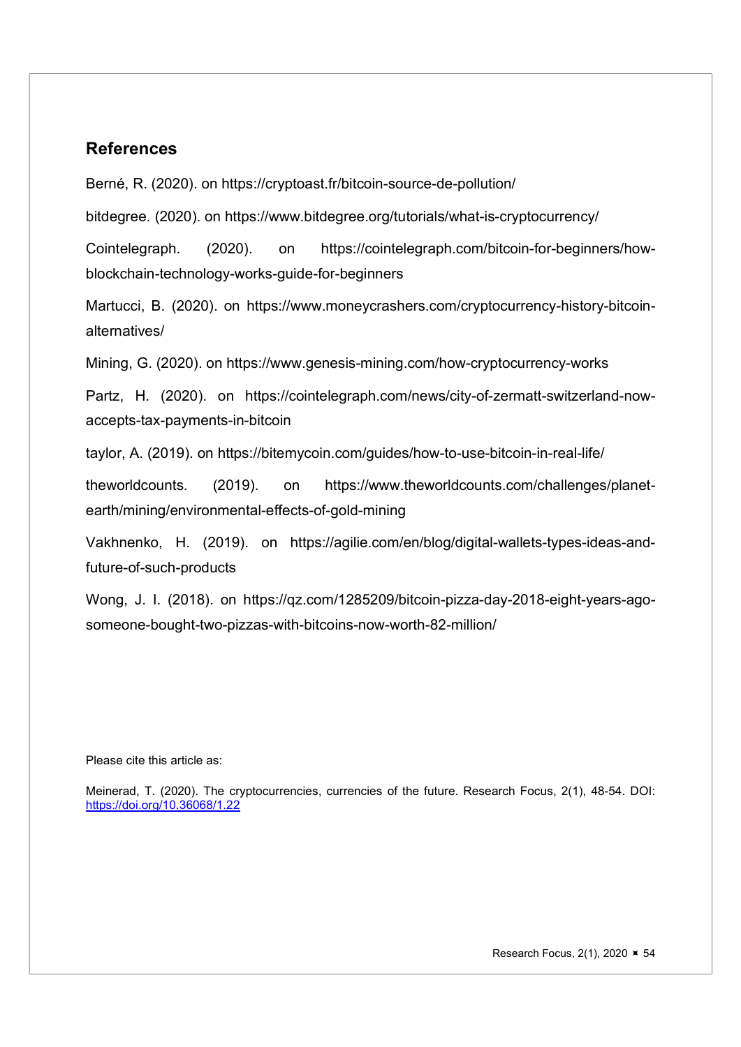## References

Berné, R. (2020). on https://cryptoast.fr/bitcoin-source-de-pollution/

bitdegree. (2020). on https://www.bitdegree.org/tutorials/what-is-cryptocurrency/

Cointelegraph. (2020). on https://cointelegraph.com/bitcoin-for-beginners/how-blockchain-technology-works-guide-for-beginners

Martucci, B. (2020). on https://www.moneycrashers.com/cryptocurrency-history-bitcoin-alternatives/

Mining, G. (2020). on https://www.genesis-mining.com/how-cryptocurrency-works

Partz, H. (2020). on https://cointelegraph.com/news/city-of-zermatt-switzerland-now-accepts-tax-payments-in-bitcoin

taylor, A. (2019). on https://bitemycoin.com/guides/how-to-use-bitcoin-in-real-life/

theworldcounts. (2019). on https://www.theworldcounts.com/challenges/planet-earth/mining/environmental-effects-of-gold-mining

Vakhnenko, H. (2019). on https://agilie.com/en/blog/digital-wallets-types-ideas-and-future-of-such-products

Wong, J. I. (2018). on https://qz.com/1285209/bitcoin-pizza-day-2018-eight-years-ago-someone-bought-two-pizzas-with-bitcoins-now-worth-82-million/

Please cite this article as:

Meinerad, T. (2020). The cryptocurrencies, currencies of the future. Research Focus, 2(1), 48-54. DOI: https://doi.org/10.36068/1.22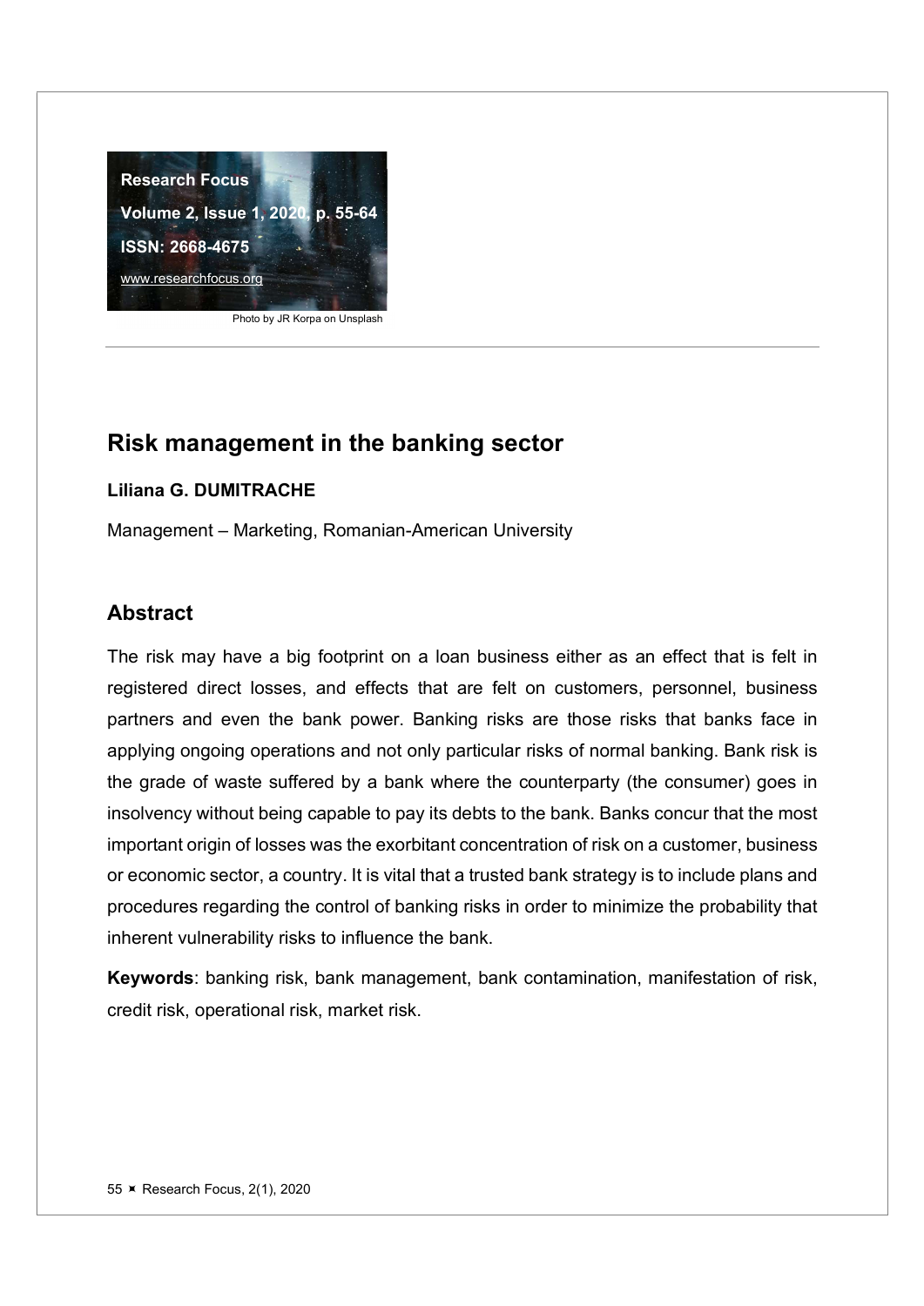# Risk management in the banking sector

**Liliana G. DUMITRACHE**

Management – Marketing, Romanian-American University

## Abstract

The risk may have a big footprint on a loan business either as an effect that is felt in registered direct losses, and effects that are felt on customers, personnel, business partners and even the bank power. Banking risks are those risks that banks face in applying ongoing operations and not only particular risks of normal banking. Bank risk is the grade of waste suffered by a bank where the counterparty (the consumer) goes in insolvency without being capable to pay its debts to the bank. Banks concur that the most important origin of losses was the exorbitant concentration of risk on a customer, business or economic sector, a country. It is vital that a trusted bank strategy is to include plans and procedures regarding the control of banking risks in order to minimize the probability that inherent vulnerability risks to influence the bank.

**Keywords**: banking risk, bank management, bank contamination, manifestation of risk, credit risk, operational risk, market risk.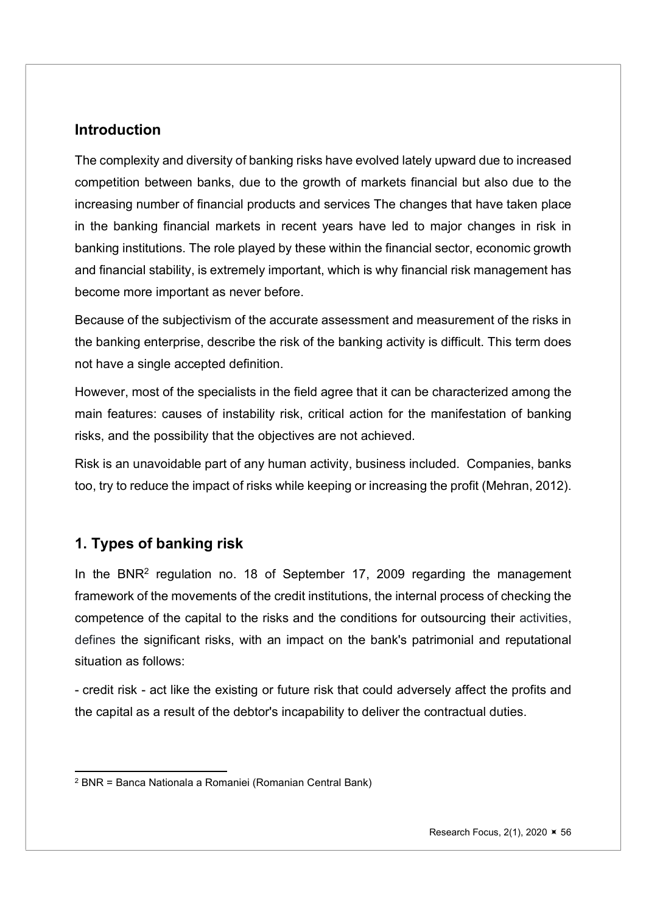## Introduction

The complexity and diversity of banking risks have evolved lately upward due to increased competition between banks, due to the growth of markets financial but also due to the increasing number of financial products and services The changes that have taken place in the banking financial markets in recent years have led to major changes in risk in banking institutions. The role played by these within the financial sector, economic growth and financial stability, is extremely important, which is why financial risk management has become more important as never before.

Because of the subjectivism of the accurate assessment and measurement of the risks in the banking enterprise, describe the risk of the banking activity is difficult. This term does not have a single accepted definition.

However, most of the specialists in the field agree that it can be characterized among the main features: causes of instability risk, critical action for the manifestation of banking risks, and the possibility that the objectives are not achieved.

Risk is an unavoidable part of any human activity, business included. Companies, banks too, try to reduce the impact of risks while keeping or increasing the profit (Mehran, 2012).

## 1. Types of banking risk

In the BNR[2] regulation no. 18 of September 17, 2009 regarding the management framework of the movements of the credit institutions, the internal process of checking the competence of the capital to the risks and the conditions for outsourcing their activities, defines the significant risks, with an impact on the bank's patrimonial and reputational situation as follows:

- credit risk - act like the existing or future risk that could adversely affect the profits and the capital as a result of the debtor's incapability to deliver the contractual duties.

[2] BNR = Banca Nationala a Romaniei (Romanian Central Bank)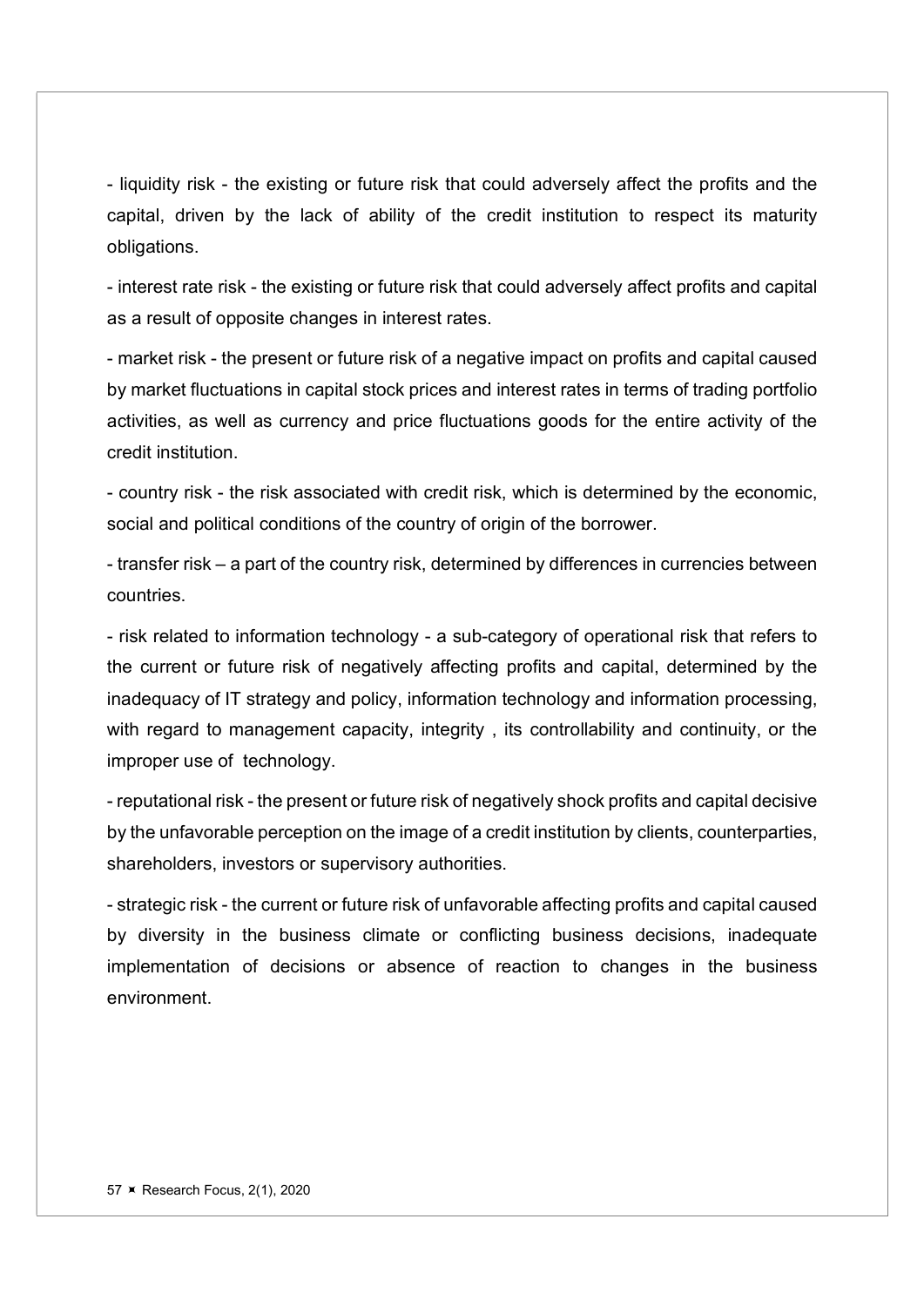- liquidity risk - the existing or future risk that could adversely affect the profits and the capital, driven by the lack of ability of the credit institution to respect its maturity obligations.

- interest rate risk - the existing or future risk that could adversely affect profits and capital as a result of opposite changes in interest rates.

- market risk - the present or future risk of a negative impact on profits and capital caused by market fluctuations in capital stock prices and interest rates in terms of trading portfolio activities, as well as currency and price fluctuations goods for the entire activity of the credit institution.

- country risk - the risk associated with credit risk, which is determined by the economic, social and political conditions of the country of origin of the borrower.

- transfer risk – a part of the country risk, determined by differences in currencies between countries.

- risk related to information technology - a sub-category of operational risk that refers to the current or future risk of negatively affecting profits and capital, determined by the inadequacy of IT strategy and policy, information technology and information processing, with regard to management capacity, integrity , its controllability and continuity, or the improper use of  technology.

- reputational risk - the present or future risk of negatively shock profits and capital decisive by the unfavorable perception on the image of a credit institution by clients, counterparties, shareholders, investors or supervisory authorities.

- strategic risk - the current or future risk of unfavorable affecting profits and capital caused by diversity in the business climate or conflicting business decisions, inadequate implementation of decisions or absence of reaction to changes in the business environment.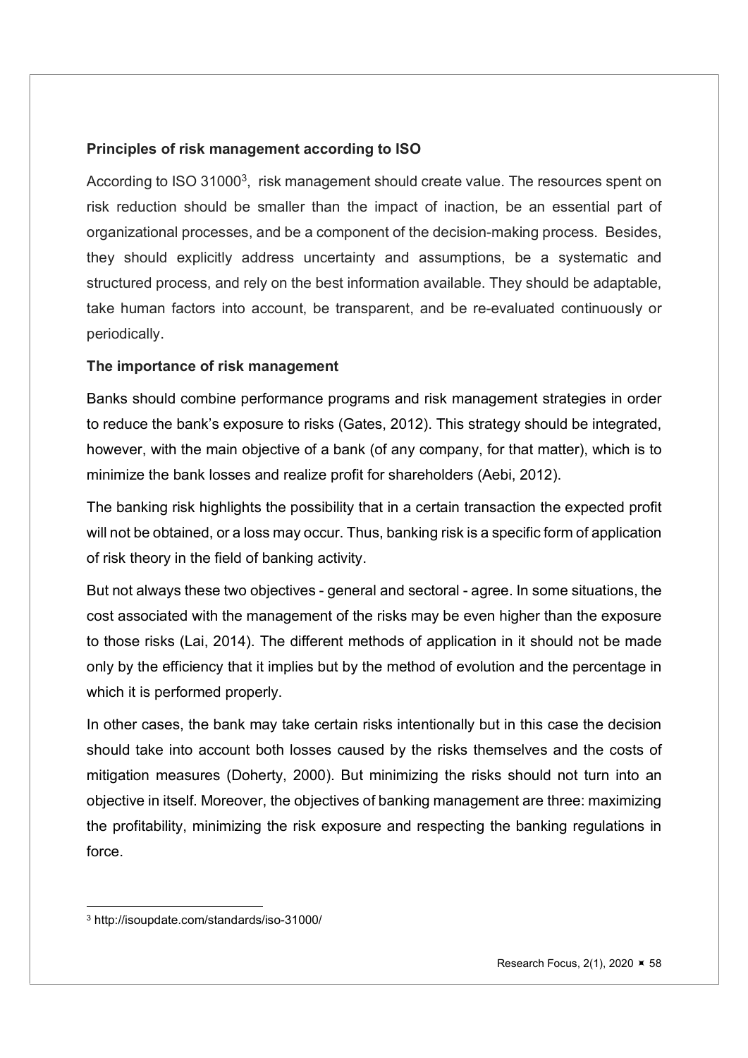**Principles of risk management according to ISO**

According to ISO 31000[3], risk management should create value. The resources spent on risk reduction should be smaller than the impact of inaction, be an essential part of organizational processes, and be a component of the decision-making process. Besides, they should explicitly address uncertainty and assumptions, be a systematic and structured process, and rely on the best information available. They should be adaptable, take human factors into account, be transparent, and be re-evaluated continuously or periodically.

**The importance of risk management**

Banks should combine performance programs and risk management strategies in order to reduce the bank's exposure to risks (Gates, 2012). This strategy should be integrated, however, with the main objective of a bank (of any company, for that matter), which is to minimize the bank losses and realize profit for shareholders (Aebi, 2012).

The banking risk highlights the possibility that in a certain transaction the expected profit will not be obtained, or a loss may occur. Thus, banking risk is a specific form of application of risk theory in the field of banking activity.

But not always these two objectives - general and sectoral - agree. In some situations, the cost associated with the management of the risks may be even higher than the exposure to those risks (Lai, 2014). The different methods of application in it should not be made only by the efficiency that it implies but by the method of evolution and the percentage in which it is performed properly.

In other cases, the bank may take certain risks intentionally but in this case the decision should take into account both losses caused by the risks themselves and the costs of mitigation measures (Doherty, 2000). But minimizing the risks should not turn into an objective in itself. Moreover, the objectives of banking management are three: maximizing the profitability, minimizing the risk exposure and respecting the banking regulations in force.

---

[3] http://isoupdate.com/standards/iso-31000/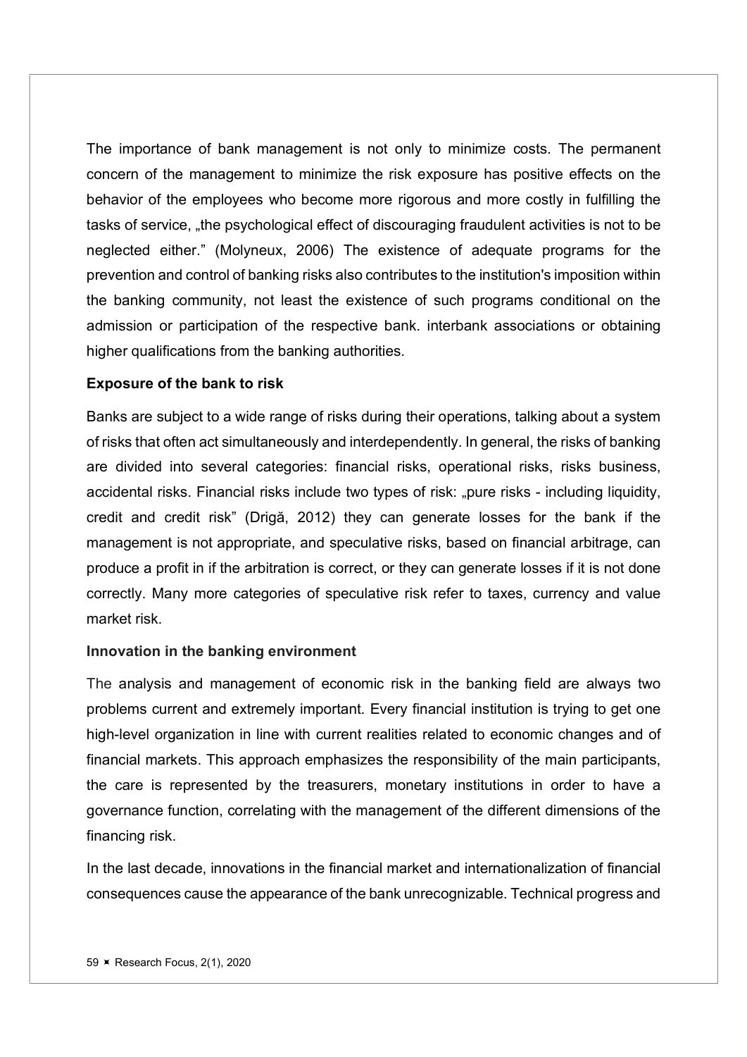The importance of bank management is not only to minimize costs. The permanent concern of the management to minimize the risk exposure has positive effects on the behavior of the employees who become more rigorous and more costly in fulfilling the tasks of service, „the psychological effect of discouraging fraudulent activities is not to be neglected either." (Molyneux, 2006) The existence of adequate programs for the prevention and control of banking risks also contributes to the institution's imposition within the banking community, not least the existence of such programs conditional on the admission or participation of the respective bank. interbank associations or obtaining higher qualifications from the banking authorities.

**Exposure of the bank to risk**

Banks are subject to a wide range of risks during their operations, talking about a system of risks that often act simultaneously and interdependently. In general, the risks of banking are divided into several categories: financial risks, operational risks, risks business, accidental risks. Financial risks include two types of risk: „pure risks - including liquidity, credit and credit risk" (Drigă, 2012) they can generate losses for the bank if the management is not appropriate, and speculative risks, based on financial arbitrage, can produce a profit in if the arbitration is correct, or they can generate losses if it is not done correctly. Many more categories of speculative risk refer to taxes, currency and value market risk.

**Innovation in the banking environment**

The analysis and management of economic risk in the banking field are always two problems current and extremely important. Every financial institution is trying to get one high-level organization in line with current realities related to economic changes and of financial markets. This approach emphasizes the responsibility of the main participants, the care is represented by the treasurers, monetary institutions in order to have a governance function, correlating with the management of the different dimensions of the financing risk.

In the last decade, innovations in the financial market and internationalization of financial consequences cause the appearance of the bank unrecognizable. Technical progress and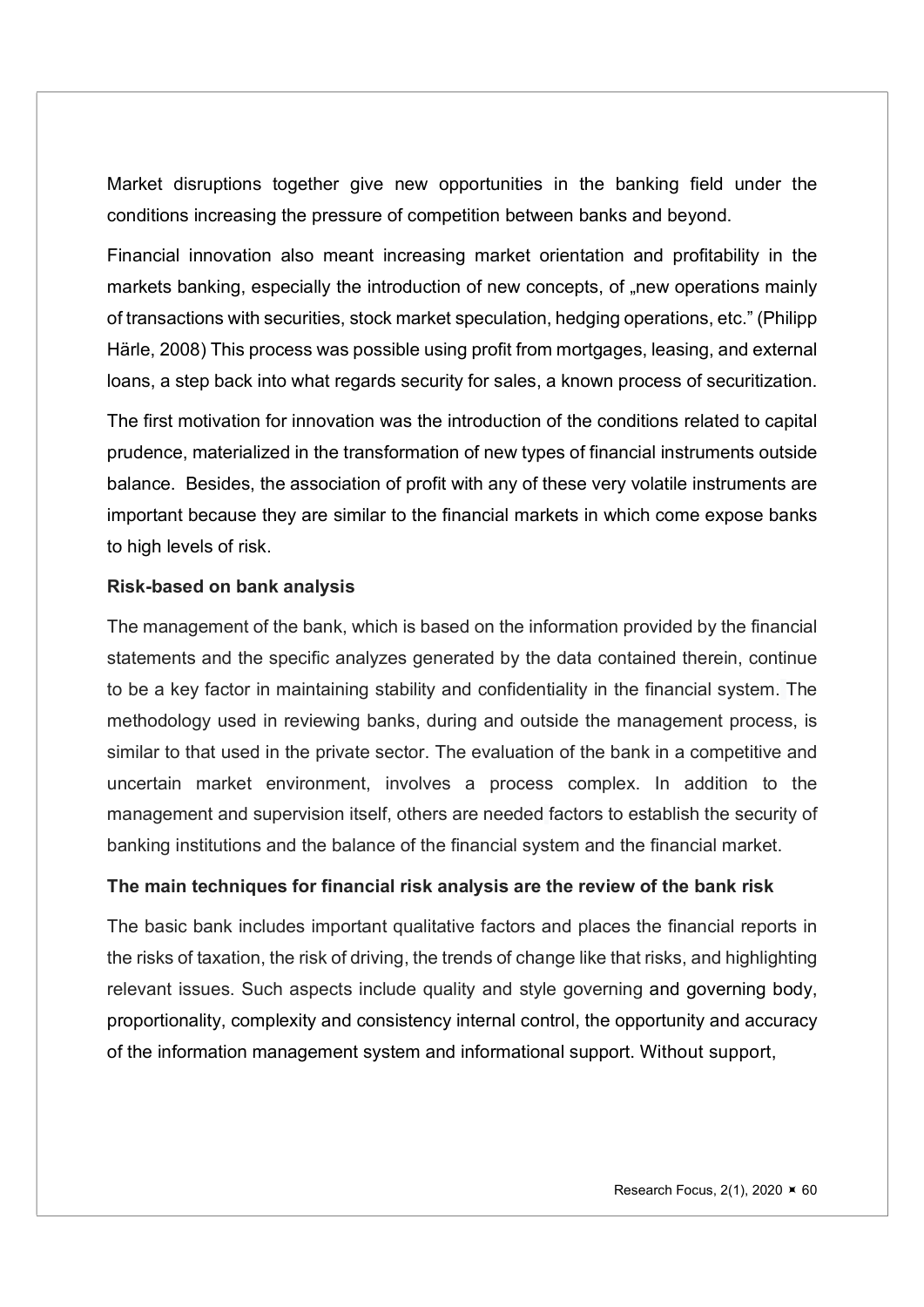Market disruptions together give new opportunities in the banking field under the conditions increasing the pressure of competition between banks and beyond.

Financial innovation also meant increasing market orientation and profitability in the markets banking, especially the introduction of new concepts, of „new operations mainly of transactions with securities, stock market speculation, hedging operations, etc." (Philipp Härle, 2008) This process was possible using profit from mortgages, leasing, and external loans, a step back into what regards security for sales, a known process of securitization.

The first motivation for innovation was the introduction of the conditions related to capital prudence, materialized in the transformation of new types of financial instruments outside balance. Besides, the association of profit with any of these very volatile instruments are important because they are similar to the financial markets in which come expose banks to high levels of risk.

**Risk-based on bank analysis**

The management of the bank, which is based on the information provided by the financial statements and the specific analyzes generated by the data contained therein, continue to be a key factor in maintaining stability and confidentiality in the financial system. The methodology used in reviewing banks, during and outside the management process, is similar to that used in the private sector. The evaluation of the bank in a competitive and uncertain market environment, involves a process complex. In addition to the management and supervision itself, others are needed factors to establish the security of banking institutions and the balance of the financial system and the financial market.

**The main techniques for financial risk analysis are the review of the bank risk**

The basic bank includes important qualitative factors and places the financial reports in the risks of taxation, the risk of driving, the trends of change like that risks, and highlighting relevant issues. Such aspects include quality and style governing and governing body, proportionality, complexity and consistency internal control, the opportunity and accuracy of the information management system and informational support. Without support,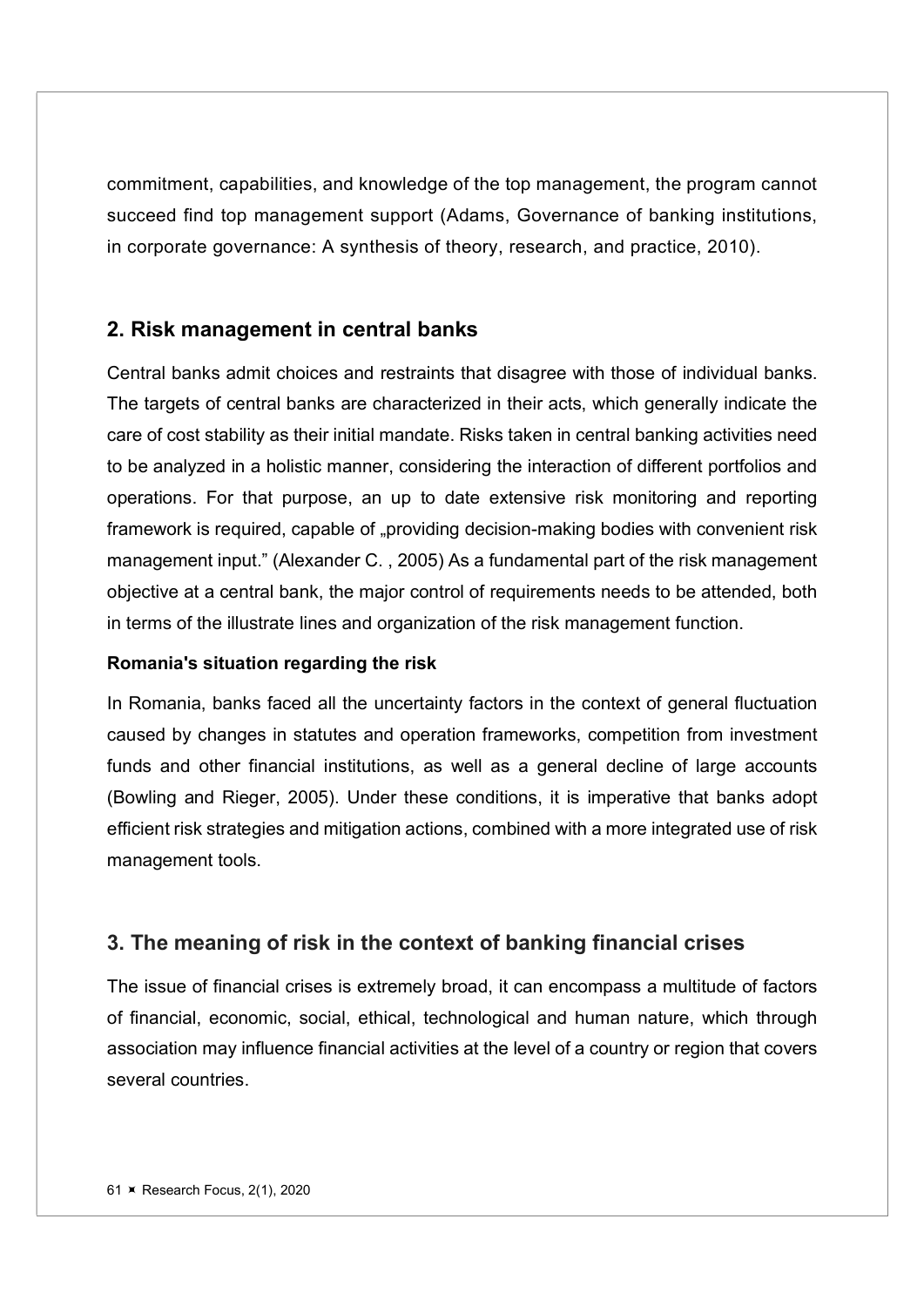commitment, capabilities, and knowledge of the top management, the program cannot succeed find top management support (Adams, Governance of banking institutions, in corporate governance: A synthesis of theory, research, and practice, 2010).

## 2. Risk management in central banks

Central banks admit choices and restraints that disagree with those of individual banks. The targets of central banks are characterized in their acts, which generally indicate the care of cost stability as their initial mandate. Risks taken in central banking activities need to be analyzed in a holistic manner, considering the interaction of different portfolios and operations. For that purpose, an up to date extensive risk monitoring and reporting framework is required, capable of „providing decision-making bodies with convenient risk management input." (Alexander C. , 2005) As a fundamental part of the risk management objective at a central bank, the major control of requirements needs to be attended, both in terms of the illustrate lines and organization of the risk management function.

**Romania's situation regarding the risk**

In Romania, banks faced all the uncertainty factors in the context of general fluctuation caused by changes in statutes and operation frameworks, competition from investment funds and other financial institutions, as well as a general decline of large accounts (Bowling and Rieger, 2005). Under these conditions, it is imperative that banks adopt efficient risk strategies and mitigation actions, combined with a more integrated use of risk management tools.

## 3. The meaning of risk in the context of banking financial crises

The issue of financial crises is extremely broad, it can encompass a multitude of factors of financial, economic, social, ethical, technological and human nature, which through association may influence financial activities at the level of a country or region that covers several countries.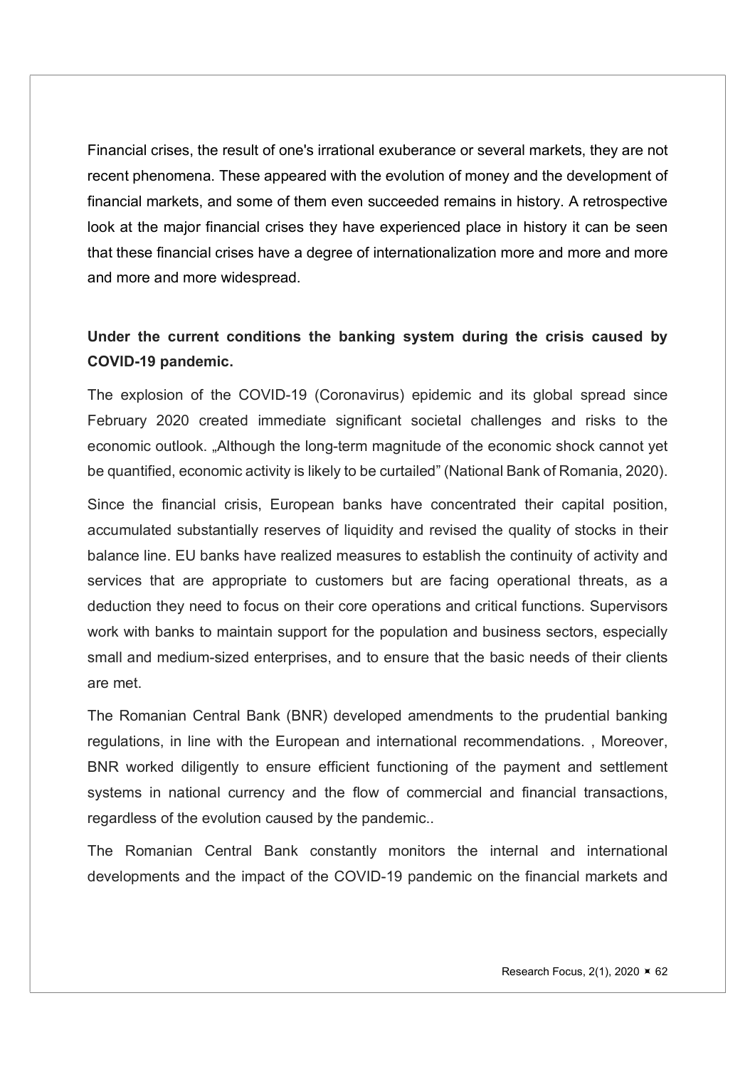Financial crises, the result of one's irrational exuberance or several markets, they are not recent phenomena. These appeared with the evolution of money and the development of financial markets, and some of them even succeeded remains in history. A retrospective look at the major financial crises they have experienced place in history it can be seen that these financial crises have a degree of internationalization more and more and more and more and more and more widespread.

**Under the current conditions the banking system during the crisis caused by COVID-19 pandemic.**

The explosion of the COVID-19 (Coronavirus) epidemic and its global spread since February 2020 created immediate significant societal challenges and risks to the economic outlook. „Although the long-term magnitude of the economic shock cannot yet be quantified, economic activity is likely to be curtailed" (National Bank of Romania, 2020).

Since the financial crisis, European banks have concentrated their capital position, accumulated substantially reserves of liquidity and revised the quality of stocks in their balance line. EU banks have realized measures to establish the continuity of activity and services that are appropriate to customers but are facing operational threats, as a deduction they need to focus on their core operations and critical functions. Supervisors work with banks to maintain support for the population and business sectors, especially small and medium-sized enterprises, and to ensure that the basic needs of their clients are met.

The Romanian Central Bank (BNR) developed amendments to the prudential banking regulations, in line with the European and international recommendations. , Moreover, BNR worked diligently to ensure efficient functioning of the payment and settlement systems in national currency and the flow of commercial and financial transactions, regardless of the evolution caused by the pandemic..

The Romanian Central Bank constantly monitors the internal and international developments and the impact of the COVID-19 pandemic on the financial markets and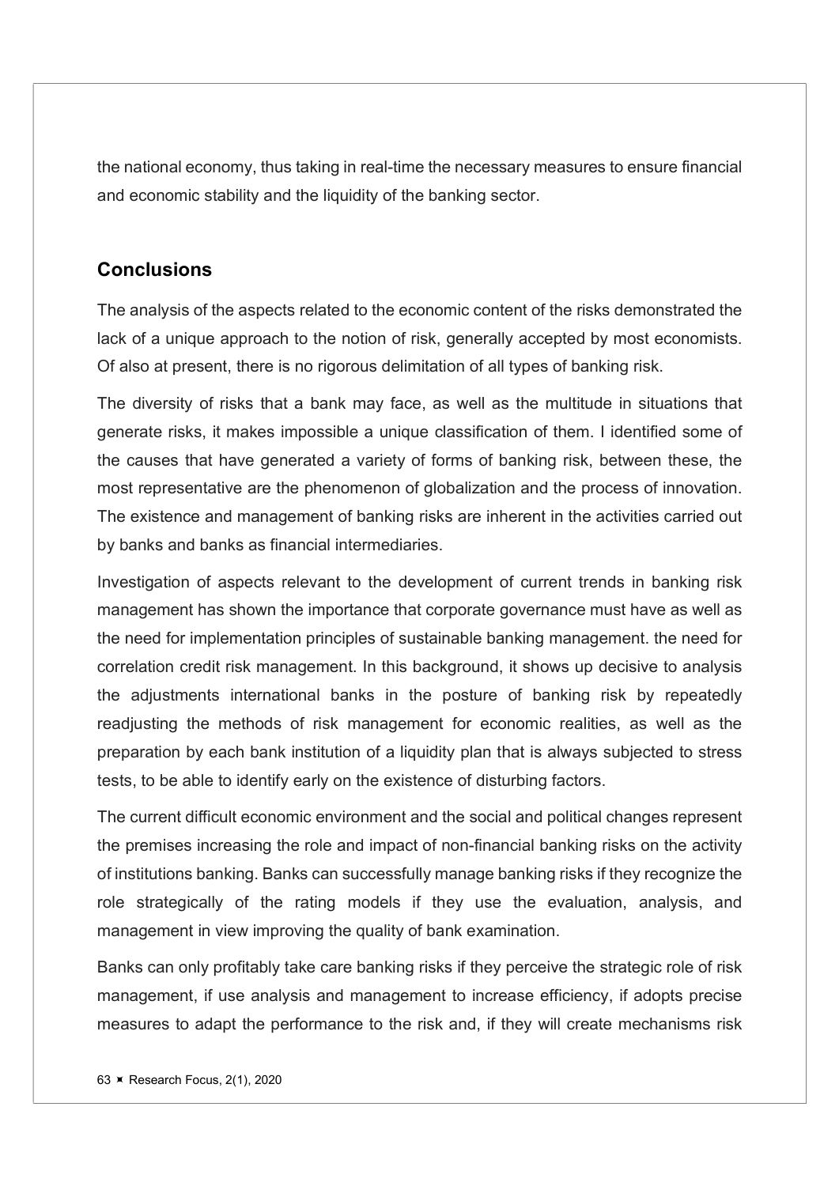the national economy, thus taking in real-time the necessary measures to ensure financial and economic stability and the liquidity of the banking sector.

## Conclusions

The analysis of the aspects related to the economic content of the risks demonstrated the lack of a unique approach to the notion of risk, generally accepted by most economists. Of also at present, there is no rigorous delimitation of all types of banking risk.

The diversity of risks that a bank may face, as well as the multitude in situations that generate risks, it makes impossible a unique classification of them. I identified some of the causes that have generated a variety of forms of banking risk, between these, the most representative are the phenomenon of globalization and the process of innovation. The existence and management of banking risks are inherent in the activities carried out by banks and banks as financial intermediaries.

Investigation of aspects relevant to the development of current trends in banking risk management has shown the importance that corporate governance must have as well as the need for implementation principles of sustainable banking management. the need for correlation credit risk management. In this background, it shows up decisive to analysis the adjustments international banks in the posture of banking risk by repeatedly readjusting the methods of risk management for economic realities, as well as the preparation by each bank institution of a liquidity plan that is always subjected to stress tests, to be able to identify early on the existence of disturbing factors.

The current difficult economic environment and the social and political changes represent the premises increasing the role and impact of non-financial banking risks on the activity of institutions banking. Banks can successfully manage banking risks if they recognize the role strategically of the rating models if they use the evaluation, analysis, and management in view improving the quality of bank examination.

Banks can only profitably take care banking risks if they perceive the strategic role of risk management, if use analysis and management to increase efficiency, if adopts precise measures to adapt the performance to the risk and, if they will create mechanisms risk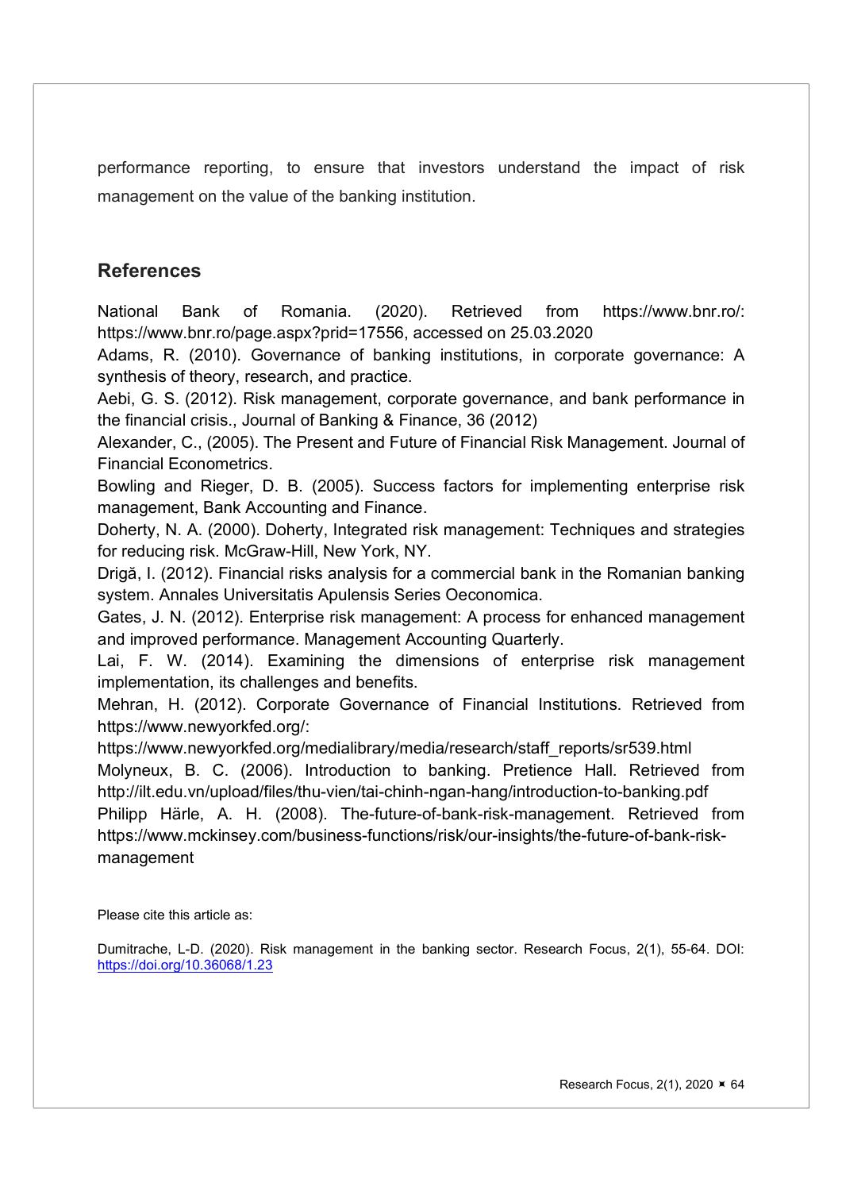performance reporting, to ensure that investors understand the impact of risk management on the value of the banking institution.

## References

National Bank of Romania. (2020). Retrieved from https://www.bnr.ro/: https://www.bnr.ro/page.aspx?prid=17556, accessed on 25.03.2020

Adams, R. (2010). Governance of banking institutions, in corporate governance: A synthesis of theory, research, and practice.

Aebi, G. S. (2012). Risk management, corporate governance, and bank performance in the financial crisis., Journal of Banking & Finance, 36 (2012)

Alexander, C., (2005). The Present and Future of Financial Risk Management. Journal of Financial Econometrics.

Bowling and Rieger, D. B. (2005). Success factors for implementing enterprise risk management, Bank Accounting and Finance.

Doherty, N. A. (2000). Doherty, Integrated risk management: Techniques and strategies for reducing risk. McGraw-Hill, New York, NY.

Drigă, I. (2012). Financial risks analysis for a commercial bank in the Romanian banking system. Annales Universitatis Apulensis Series Oeconomica.

Gates, J. N. (2012). Enterprise risk management: A process for enhanced management and improved performance. Management Accounting Quarterly.

Lai, F. W. (2014). Examining the dimensions of enterprise risk management implementation, its challenges and benefits.

Mehran, H. (2012). Corporate Governance of Financial Institutions. Retrieved from https://www.newyorkfed.org/: https://www.newyorkfed.org/medialibrary/media/research/staff_reports/sr539.html

Molyneux, B. C. (2006). Introduction to banking. Pretience Hall. Retrieved from http://ilt.edu.vn/upload/files/thu-vien/tai-chinh-ngan-hang/introduction-to-banking.pdf

Philipp Härle, A. H. (2008). The-future-of-bank-risk-management. Retrieved from https://www.mckinsey.com/business-functions/risk/our-insights/the-future-of-bank-risk-management

Please cite this article as:

Dumitrache, L-D. (2020). Risk management in the banking sector. Research Focus, 2(1), 55-64. DOI: https://doi.org/10.36068/1.23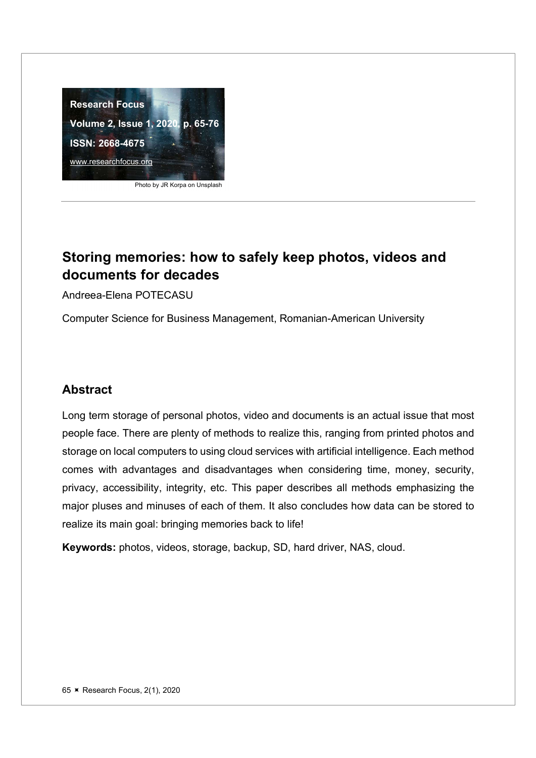# Storing memories: how to safely keep photos, videos and documents for decades

Andreea-Elena POTECASU

Computer Science for Business Management, Romanian-American University

## Abstract

Long term storage of personal photos, video and documents is an actual issue that most people face. There are plenty of methods to realize this, ranging from printed photos and storage on local computers to using cloud services with artificial intelligence. Each method comes with advantages and disadvantages when considering time, money, security, privacy, accessibility, integrity, etc. This paper describes all methods emphasizing the major pluses and minuses of each of them. It also concludes how data can be stored to realize its main goal: bringing memories back to life!

**Keywords:** photos, videos, storage, backup, SD, hard driver, NAS, cloud.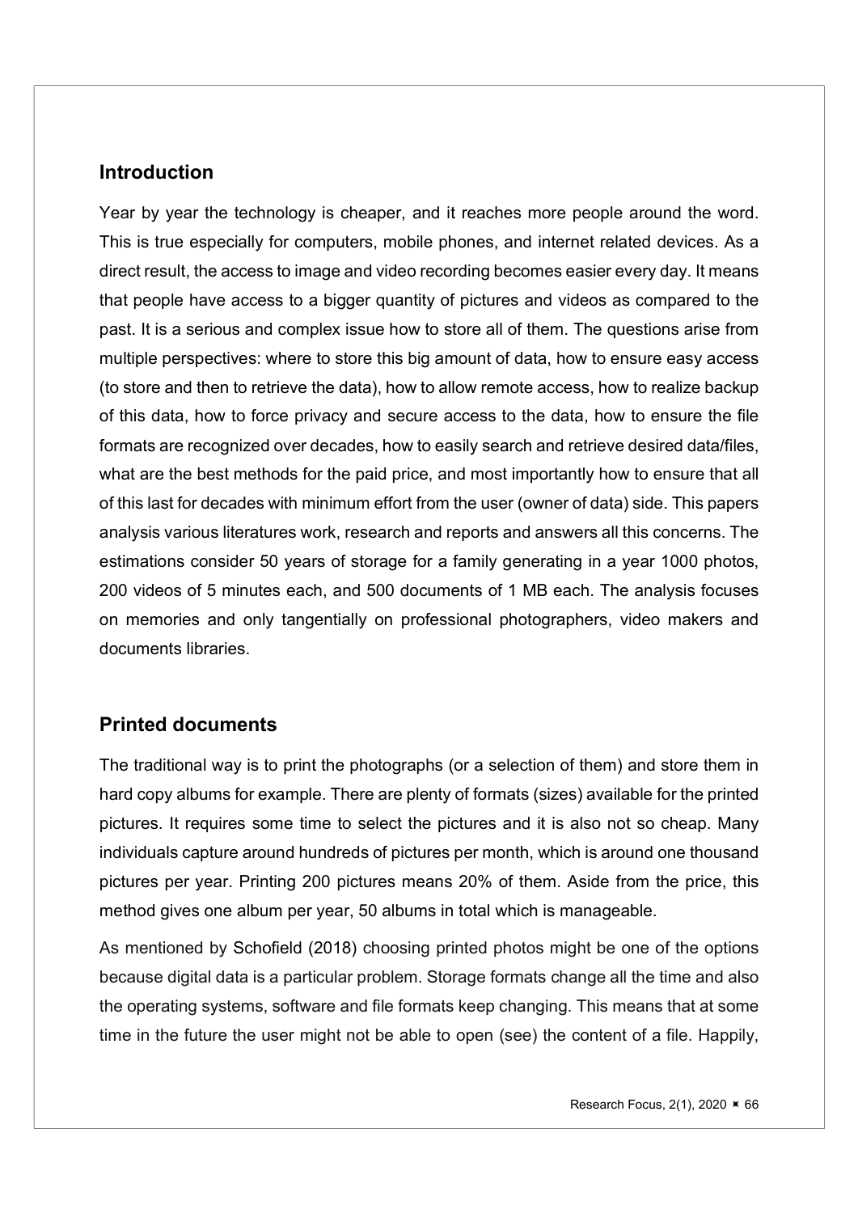## Introduction

Year by year the technology is cheaper, and it reaches more people around the word. This is true especially for computers, mobile phones, and internet related devices. As a direct result, the access to image and video recording becomes easier every day. It means that people have access to a bigger quantity of pictures and videos as compared to the past. It is a serious and complex issue how to store all of them. The questions arise from multiple perspectives: where to store this big amount of data, how to ensure easy access (to store and then to retrieve the data), how to allow remote access, how to realize backup of this data, how to force privacy and secure access to the data, how to ensure the file formats are recognized over decades, how to easily search and retrieve desired data/files, what are the best methods for the paid price, and most importantly how to ensure that all of this last for decades with minimum effort from the user (owner of data) side. This papers analysis various literatures work, research and reports and answers all this concerns. The estimations consider 50 years of storage for a family generating in a year 1000 photos, 200 videos of 5 minutes each, and 500 documents of 1 MB each. The analysis focuses on memories and only tangentially on professional photographers, video makers and documents libraries.

## Printed documents

The traditional way is to print the photographs (or a selection of them) and store them in hard copy albums for example. There are plenty of formats (sizes) available for the printed pictures. It requires some time to select the pictures and it is also not so cheap. Many individuals capture around hundreds of pictures per month, which is around one thousand pictures per year. Printing 200 pictures means 20% of them. Aside from the price, this method gives one album per year, 50 albums in total which is manageable.

As mentioned by Schofield (2018) choosing printed photos might be one of the options because digital data is a particular problem. Storage formats change all the time and also the operating systems, software and file formats keep changing. This means that at some time in the future the user might not be able to open (see) the content of a file. Happily,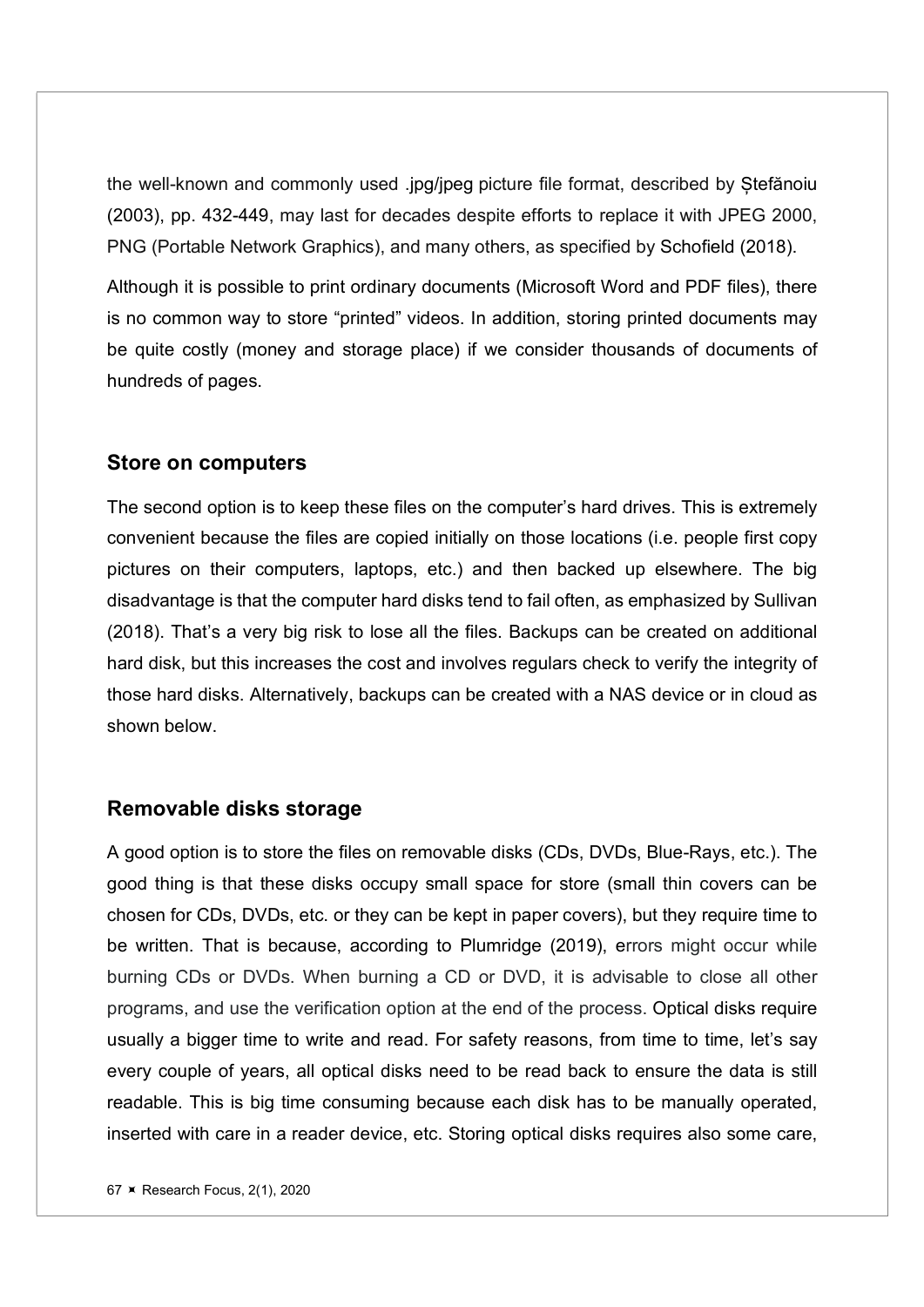the well-known and commonly used .jpg/jpeg picture file format, described by Ștefănoiu (2003), pp. 432-449, may last for decades despite efforts to replace it with JPEG 2000, PNG (Portable Network Graphics), and many others, as specified by Schofield (2018).

Although it is possible to print ordinary documents (Microsoft Word and PDF files), there is no common way to store "printed" videos. In addition, storing printed documents may be quite costly (money and storage place) if we consider thousands of documents of hundreds of pages.

## Store on computers

The second option is to keep these files on the computer's hard drives. This is extremely convenient because the files are copied initially on those locations (i.e. people first copy pictures on their computers, laptops, etc.) and then backed up elsewhere. The big disadvantage is that the computer hard disks tend to fail often, as emphasized by Sullivan (2018). That's a very big risk to lose all the files. Backups can be created on additional hard disk, but this increases the cost and involves regulars check to verify the integrity of those hard disks. Alternatively, backups can be created with a NAS device or in cloud as shown below.

## Removable disks storage

A good option is to store the files on removable disks (CDs, DVDs, Blue-Rays, etc.). The good thing is that these disks occupy small space for store (small thin covers can be chosen for CDs, DVDs, etc. or they can be kept in paper covers), but they require time to be written. That is because, according to Plumridge (2019), errors might occur while burning CDs or DVDs. When burning a CD or DVD, it is advisable to close all other programs, and use the verification option at the end of the process. Optical disks require usually a bigger time to write and read. For safety reasons, from time to time, let's say every couple of years, all optical disks need to be read back to ensure the data is still readable. This is big time consuming because each disk has to be manually operated, inserted with care in a reader device, etc. Storing optical disks requires also some care,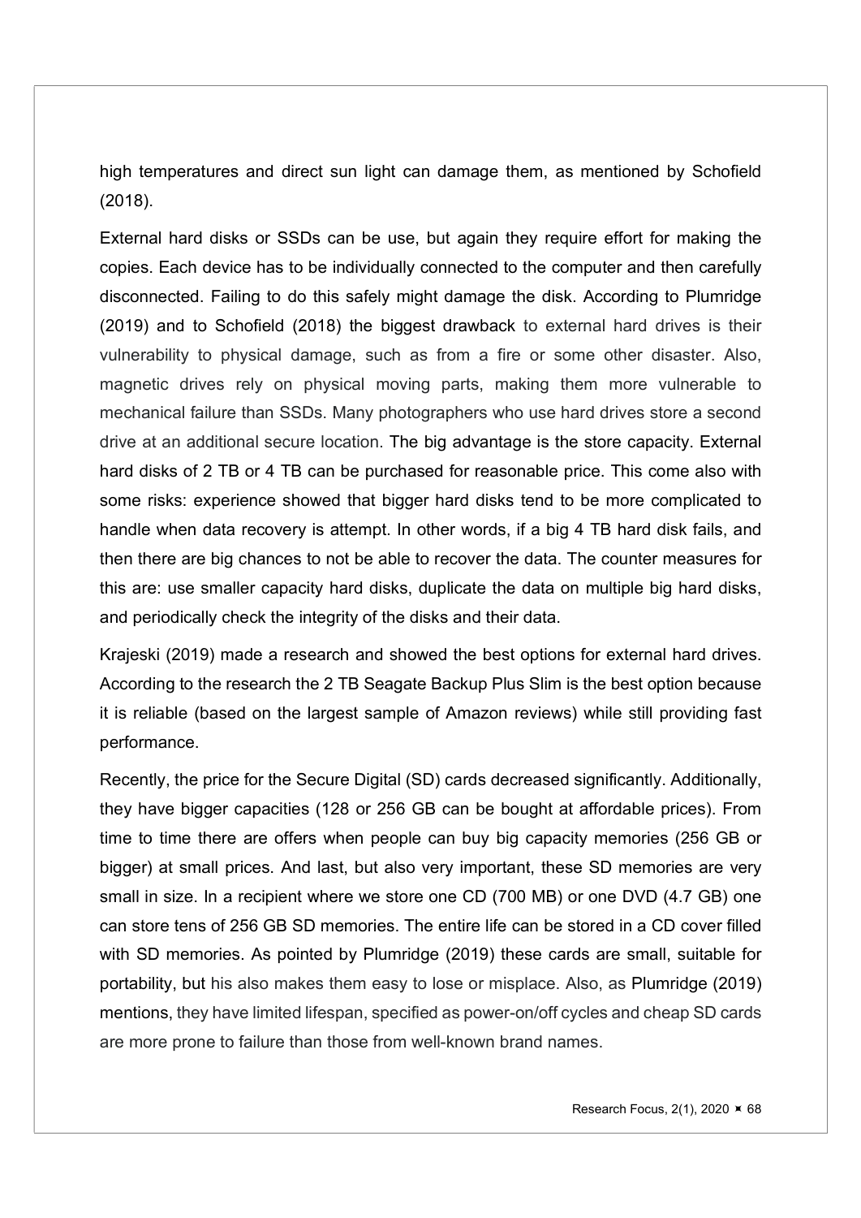high temperatures and direct sun light can damage them, as mentioned by Schofield (2018).

External hard disks or SSDs can be use, but again they require effort for making the copies. Each device has to be individually connected to the computer and then carefully disconnected. Failing to do this safely might damage the disk. According to Plumridge (2019) and to Schofield (2018) the biggest drawback to external hard drives is their vulnerability to physical damage, such as from a fire or some other disaster. Also, magnetic drives rely on physical moving parts, making them more vulnerable to mechanical failure than SSDs. Many photographers who use hard drives store a second drive at an additional secure location. The big advantage is the store capacity. External hard disks of 2 TB or 4 TB can be purchased for reasonable price. This come also with some risks: experience showed that bigger hard disks tend to be more complicated to handle when data recovery is attempt. In other words, if a big 4 TB hard disk fails, and then there are big chances to not be able to recover the data. The counter measures for this are: use smaller capacity hard disks, duplicate the data on multiple big hard disks, and periodically check the integrity of the disks and their data.

Krajeski (2019) made a research and showed the best options for external hard drives. According to the research the 2 TB Seagate Backup Plus Slim is the best option because it is reliable (based on the largest sample of Amazon reviews) while still providing fast performance.

Recently, the price for the Secure Digital (SD) cards decreased significantly. Additionally, they have bigger capacities (128 or 256 GB can be bought at affordable prices). From time to time there are offers when people can buy big capacity memories (256 GB or bigger) at small prices. And last, but also very important, these SD memories are very small in size. In a recipient where we store one CD (700 MB) or one DVD (4.7 GB) one can store tens of 256 GB SD memories. The entire life can be stored in a CD cover filled with SD memories. As pointed by Plumridge (2019) these cards are small, suitable for portability, but his also makes them easy to lose or misplace. Also, as Plumridge (2019) mentions, they have limited lifespan, specified as power-on/off cycles and cheap SD cards are more prone to failure than those from well-known brand names.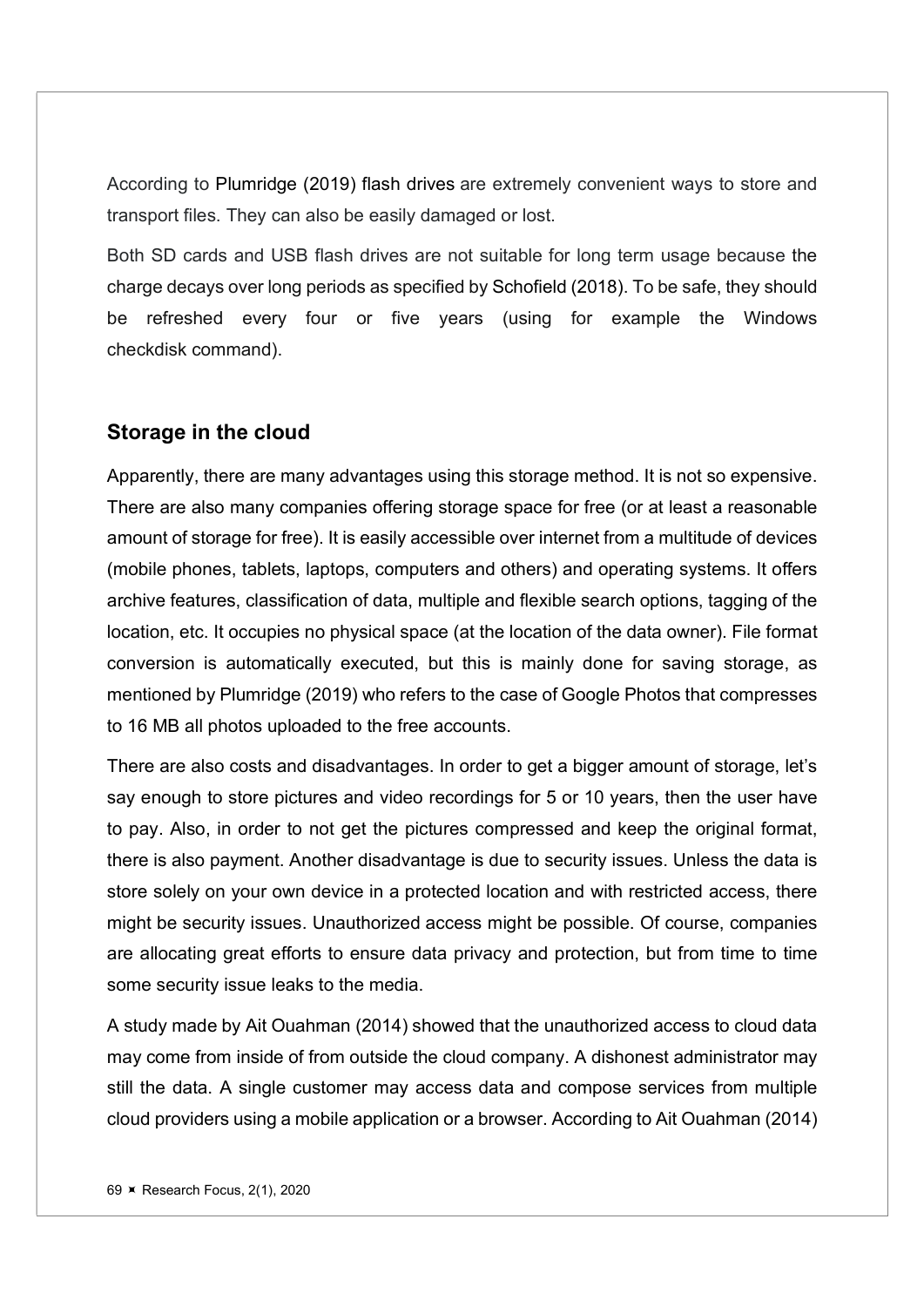According to Plumridge (2019) flash drives are extremely convenient ways to store and transport files. They can also be easily damaged or lost.

Both SD cards and USB flash drives are not suitable for long term usage because the charge decays over long periods as specified by Schofield (2018). To be safe, they should be refreshed every four or five years (using for example the Windows checkdisk command).

## Storage in the cloud

Apparently, there are many advantages using this storage method. It is not so expensive. There are also many companies offering storage space for free (or at least a reasonable amount of storage for free). It is easily accessible over internet from a multitude of devices (mobile phones, tablets, laptops, computers and others) and operating systems. It offers archive features, classification of data, multiple and flexible search options, tagging of the location, etc. It occupies no physical space (at the location of the data owner). File format conversion is automatically executed, but this is mainly done for saving storage, as mentioned by Plumridge (2019) who refers to the case of Google Photos that compresses to 16 MB all photos uploaded to the free accounts.

There are also costs and disadvantages. In order to get a bigger amount of storage, let's say enough to store pictures and video recordings for 5 or 10 years, then the user have to pay. Also, in order to not get the pictures compressed and keep the original format, there is also payment. Another disadvantage is due to security issues. Unless the data is store solely on your own device in a protected location and with restricted access, there might be security issues. Unauthorized access might be possible. Of course, companies are allocating great efforts to ensure data privacy and protection, but from time to time some security issue leaks to the media.

A study made by Ait Ouahman (2014) showed that the unauthorized access to cloud data may come from inside of from outside the cloud company. A dishonest administrator may still the data. A single customer may access data and compose services from multiple cloud providers using a mobile application or a browser. According to Ait Ouahman (2014)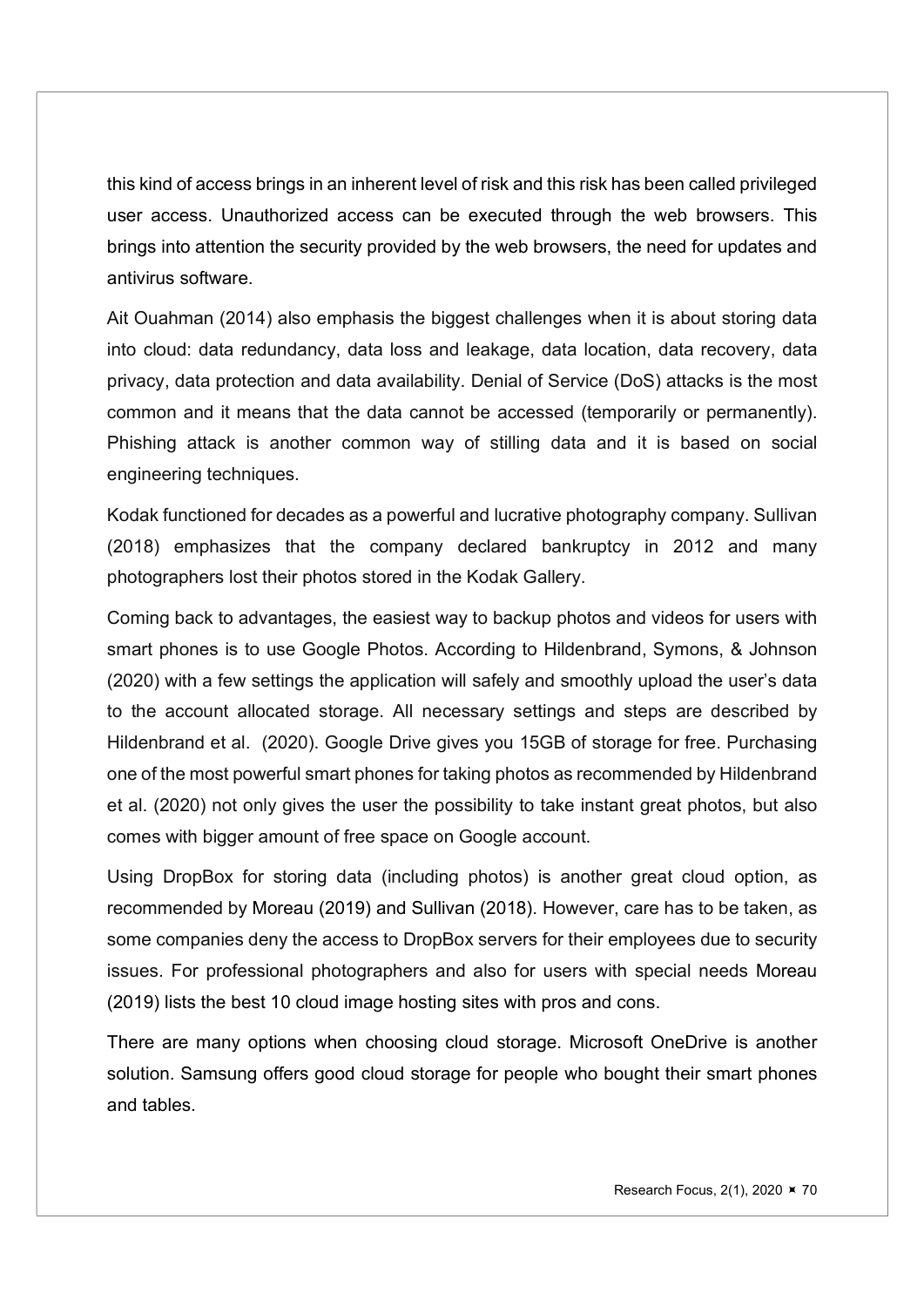this kind of access brings in an inherent level of risk and this risk has been called privileged user access. Unauthorized access can be executed through the web browsers. This brings into attention the security provided by the web browsers, the need for updates and antivirus software.

Ait Ouahman (2014) also emphasis the biggest challenges when it is about storing data into cloud: data redundancy, data loss and leakage, data location, data recovery, data privacy, data protection and data availability. Denial of Service (DoS) attacks is the most common and it means that the data cannot be accessed (temporarily or permanently). Phishing attack is another common way of stilling data and it is based on social engineering techniques.

Kodak functioned for decades as a powerful and lucrative photography company. Sullivan (2018) emphasizes that the company declared bankruptcy in 2012 and many photographers lost their photos stored in the Kodak Gallery.

Coming back to advantages, the easiest way to backup photos and videos for users with smart phones is to use Google Photos. According to Hildenbrand, Symons, & Johnson (2020) with a few settings the application will safely and smoothly upload the user's data to the account allocated storage. All necessary settings and steps are described by Hildenbrand et al. (2020). Google Drive gives you 15GB of storage for free. Purchasing one of the most powerful smart phones for taking photos as recommended by Hildenbrand et al. (2020) not only gives the user the possibility to take instant great photos, but also comes with bigger amount of free space on Google account.

Using DropBox for storing data (including photos) is another great cloud option, as recommended by Moreau (2019) and Sullivan (2018). However, care has to be taken, as some companies deny the access to DropBox servers for their employees due to security issues. For professional photographers and also for users with special needs Moreau (2019) lists the best 10 cloud image hosting sites with pros and cons.

There are many options when choosing cloud storage. Microsoft OneDrive is another solution. Samsung offers good cloud storage for people who bought their smart phones and tables.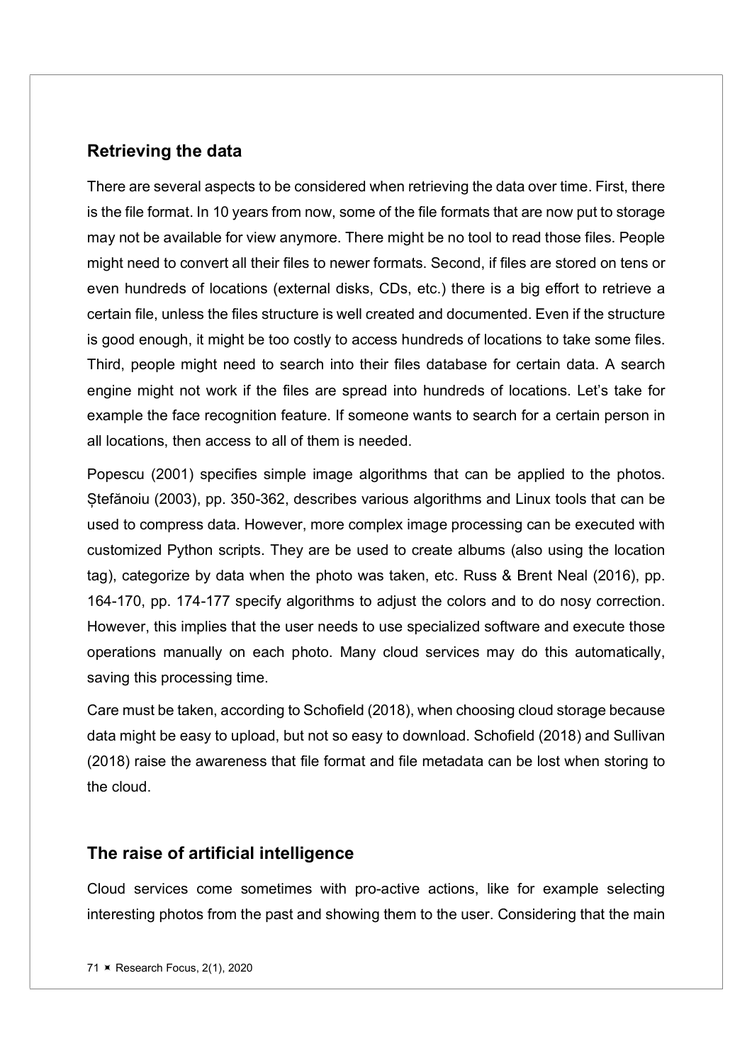## Retrieving the data

There are several aspects to be considered when retrieving the data over time. First, there is the file format. In 10 years from now, some of the file formats that are now put to storage may not be available for view anymore. There might be no tool to read those files. People might need to convert all their files to newer formats. Second, if files are stored on tens or even hundreds of locations (external disks, CDs, etc.) there is a big effort to retrieve a certain file, unless the files structure is well created and documented. Even if the structure is good enough, it might be too costly to access hundreds of locations to take some files. Third, people might need to search into their files database for certain data. A search engine might not work if the files are spread into hundreds of locations. Let's take for example the face recognition feature. If someone wants to search for a certain person in all locations, then access to all of them is needed.

Popescu (2001) specifies simple image algorithms that can be applied to the photos. Ștefănoiu (2003), pp. 350-362, describes various algorithms and Linux tools that can be used to compress data. However, more complex image processing can be executed with customized Python scripts. They are be used to create albums (also using the location tag), categorize by data when the photo was taken, etc. Russ & Brent Neal (2016), pp. 164-170, pp. 174-177 specify algorithms to adjust the colors and to do nosy correction. However, this implies that the user needs to use specialized software and execute those operations manually on each photo. Many cloud services may do this automatically, saving this processing time.

Care must be taken, according to Schofield (2018), when choosing cloud storage because data might be easy to upload, but not so easy to download. Schofield (2018) and Sullivan (2018) raise the awareness that file format and file metadata can be lost when storing to the cloud.

## The raise of artificial intelligence

Cloud services come sometimes with pro-active actions, like for example selecting interesting photos from the past and showing them to the user. Considering that the main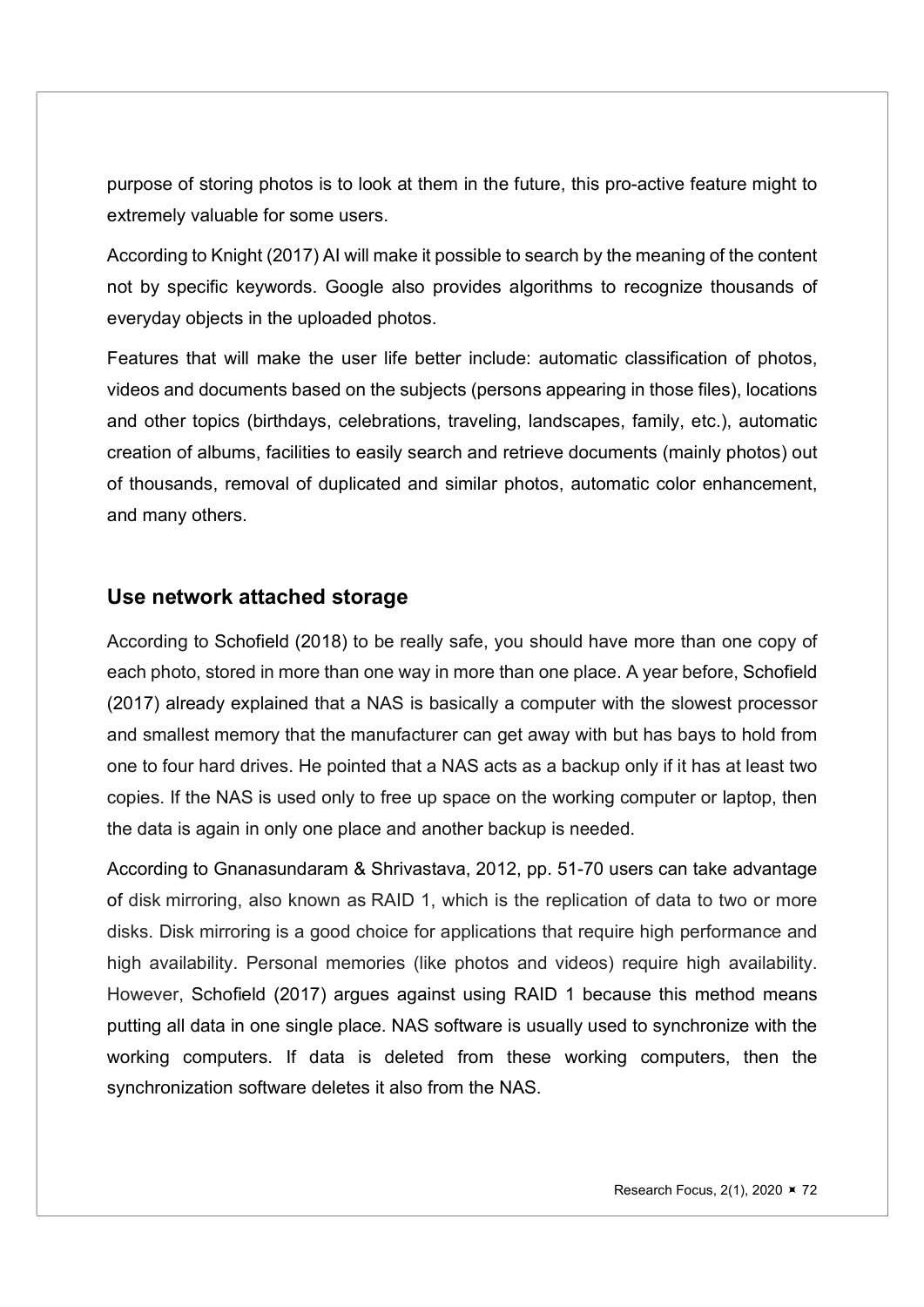purpose of storing photos is to look at them in the future, this pro-active feature might to extremely valuable for some users.

According to Knight (2017) AI will make it possible to search by the meaning of the content not by specific keywords. Google also provides algorithms to recognize thousands of everyday objects in the uploaded photos.

Features that will make the user life better include: automatic classification of photos, videos and documents based on the subjects (persons appearing in those files), locations and other topics (birthdays, celebrations, traveling, landscapes, family, etc.), automatic creation of albums, facilities to easily search and retrieve documents (mainly photos) out of thousands, removal of duplicated and similar photos, automatic color enhancement, and many others.

## Use network attached storage

According to Schofield (2018) to be really safe, you should have more than one copy of each photo, stored in more than one way in more than one place. A year before, Schofield (2017) already explained that a NAS is basically a computer with the slowest processor and smallest memory that the manufacturer can get away with but has bays to hold from one to four hard drives. He pointed that a NAS acts as a backup only if it has at least two copies. If the NAS is used only to free up space on the working computer or laptop, then the data is again in only one place and another backup is needed.

According to Gnanasundaram & Shrivastava, 2012, pp. 51-70 users can take advantage of disk mirroring, also known as RAID 1, which is the replication of data to two or more disks. Disk mirroring is a good choice for applications that require high performance and high availability. Personal memories (like photos and videos) require high availability. However, Schofield (2017) argues against using RAID 1 because this method means putting all data in one single place. NAS software is usually used to synchronize with the working computers. If data is deleted from these working computers, then the synchronization software deletes it also from the NAS.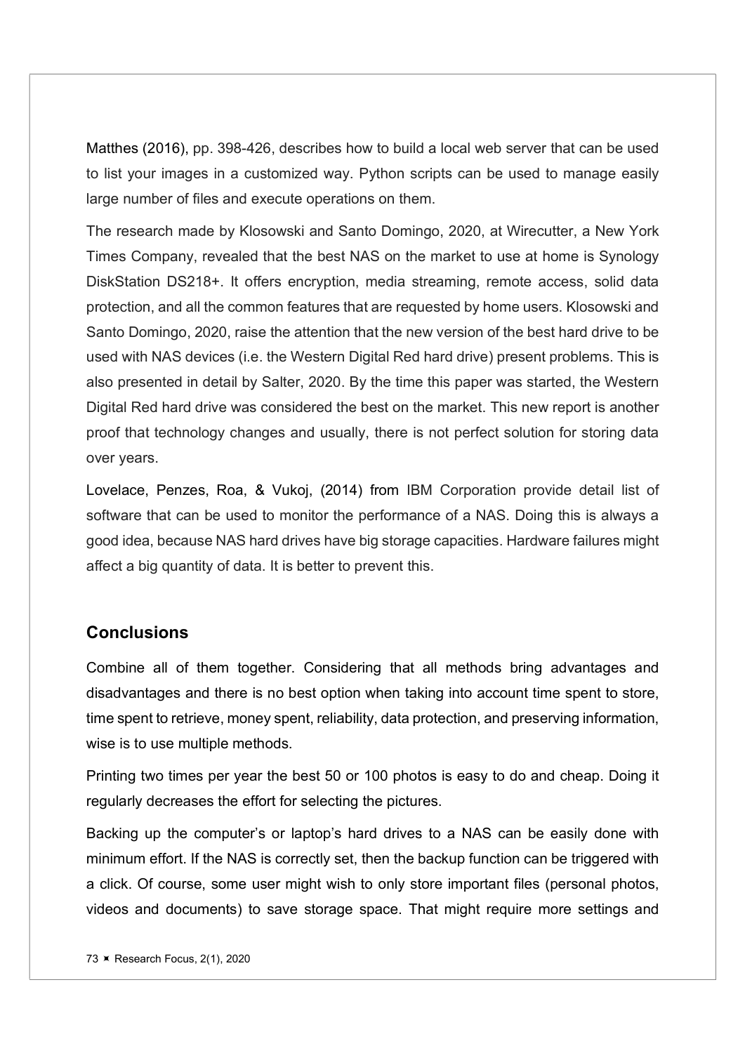Matthes (2016), pp. 398-426, describes how to build a local web server that can be used to list your images in a customized way. Python scripts can be used to manage easily large number of files and execute operations on them.

The research made by Klosowski and Santo Domingo, 2020, at Wirecutter, a New York Times Company, revealed that the best NAS on the market to use at home is Synology DiskStation DS218+. It offers encryption, media streaming, remote access, solid data protection, and all the common features that are requested by home users. Klosowski and Santo Domingo, 2020, raise the attention that the new version of the best hard drive to be used with NAS devices (i.e. the Western Digital Red hard drive) present problems. This is also presented in detail by Salter, 2020. By the time this paper was started, the Western Digital Red hard drive was considered the best on the market. This new report is another proof that technology changes and usually, there is not perfect solution for storing data over years.

Lovelace, Penzes, Roa, & Vukoj, (2014) from IBM Corporation provide detail list of software that can be used to monitor the performance of a NAS. Doing this is always a good idea, because NAS hard drives have big storage capacities. Hardware failures might affect a big quantity of data. It is better to prevent this.

## Conclusions

Combine all of them together. Considering that all methods bring advantages and disadvantages and there is no best option when taking into account time spent to store, time spent to retrieve, money spent, reliability, data protection, and preserving information, wise is to use multiple methods.

Printing two times per year the best 50 or 100 photos is easy to do and cheap. Doing it regularly decreases the effort for selecting the pictures.

Backing up the computer's or laptop's hard drives to a NAS can be easily done with minimum effort. If the NAS is correctly set, then the backup function can be triggered with a click. Of course, some user might wish to only store important files (personal photos, videos and documents) to save storage space. That might require more settings and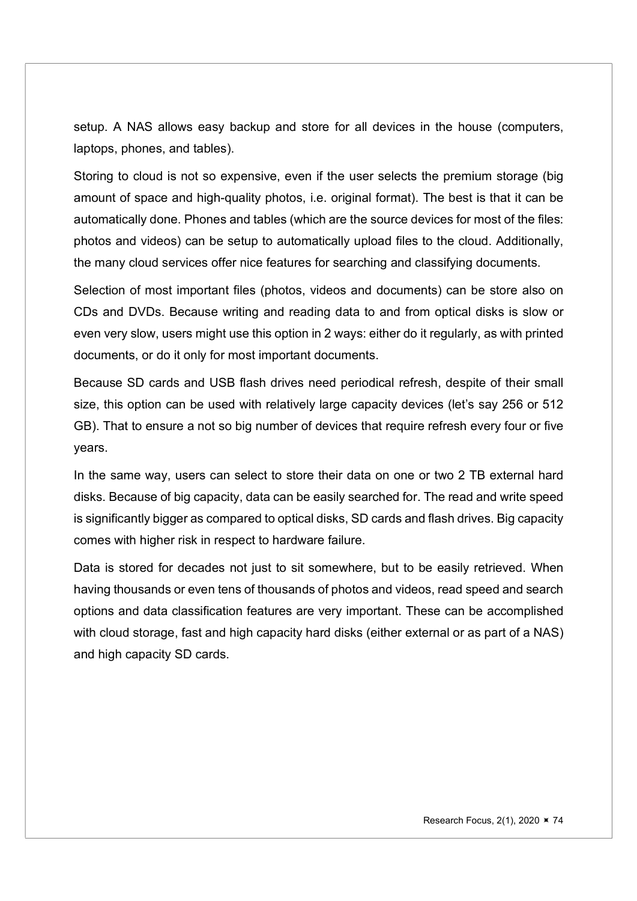setup. A NAS allows easy backup and store for all devices in the house (computers, laptops, phones, and tables).

Storing to cloud is not so expensive, even if the user selects the premium storage (big amount of space and high-quality photos, i.e. original format). The best is that it can be automatically done. Phones and tables (which are the source devices for most of the files: photos and videos) can be setup to automatically upload files to the cloud. Additionally, the many cloud services offer nice features for searching and classifying documents.

Selection of most important files (photos, videos and documents) can be store also on CDs and DVDs. Because writing and reading data to and from optical disks is slow or even very slow, users might use this option in 2 ways: either do it regularly, as with printed documents, or do it only for most important documents.

Because SD cards and USB flash drives need periodical refresh, despite of their small size, this option can be used with relatively large capacity devices (let's say 256 or 512 GB). That to ensure a not so big number of devices that require refresh every four or five years.

In the same way, users can select to store their data on one or two 2 TB external hard disks. Because of big capacity, data can be easily searched for. The read and write speed is significantly bigger as compared to optical disks, SD cards and flash drives. Big capacity comes with higher risk in respect to hardware failure.

Data is stored for decades not just to sit somewhere, but to be easily retrieved. When having thousands or even tens of thousands of photos and videos, read speed and search options and data classification features are very important. These can be accomplished with cloud storage, fast and high capacity hard disks (either external or as part of a NAS) and high capacity SD cards.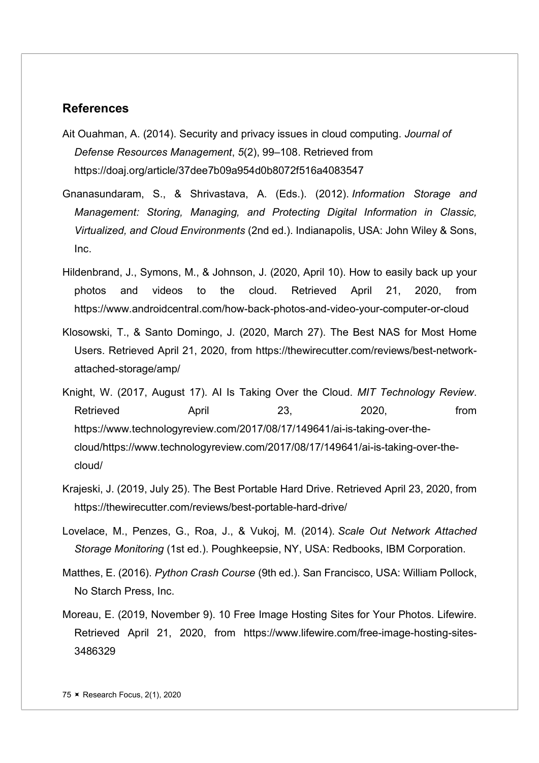## References

Ait Ouahman, A. (2014). Security and privacy issues in cloud computing. *Journal of Defense Resources Management*, *5*(2), 99–108. Retrieved from https://doaj.org/article/37dee7b09a954d0b8072f516a4083547

Gnanasundaram, S., & Shrivastava, A. (Eds.). (2012). *Information Storage and Management: Storing, Managing, and Protecting Digital Information in Classic, Virtualized, and Cloud Environments* (2nd ed.). Indianapolis, USA: John Wiley & Sons, Inc.

Hildenbrand, J., Symons, M., & Johnson, J. (2020, April 10). How to easily back up your photos and videos to the cloud. Retrieved April 21, 2020, from https://www.androidcentral.com/how-back-photos-and-video-your-computer-or-cloud

Klosowski, T., & Santo Domingo, J. (2020, March 27). The Best NAS for Most Home Users. Retrieved April 21, 2020, from https://thewirecutter.com/reviews/best-network-attached-storage/amp/

Knight, W. (2017, August 17). AI Is Taking Over the Cloud. *MIT Technology Review*. Retrieved April 23, 2020, from https://www.technologyreview.com/2017/08/17/149641/ai-is-taking-over-the-cloud/https://www.technologyreview.com/2017/08/17/149641/ai-is-taking-over-the-cloud/

Krajeski, J. (2019, July 25). The Best Portable Hard Drive. Retrieved April 23, 2020, from https://thewirecutter.com/reviews/best-portable-hard-drive/

Lovelace, M., Penzes, G., Roa, J., & Vukoj, M. (2014). *Scale Out Network Attached Storage Monitoring* (1st ed.). Poughkeepsie, NY, USA: Redbooks, IBM Corporation.

Matthes, E. (2016). *Python Crash Course* (9th ed.). San Francisco, USA: William Pollock, No Starch Press, Inc.

Moreau, E. (2019, November 9). 10 Free Image Hosting Sites for Your Photos. Lifewire. Retrieved April 21, 2020, from https://www.lifewire.com/free-image-hosting-sites-3486329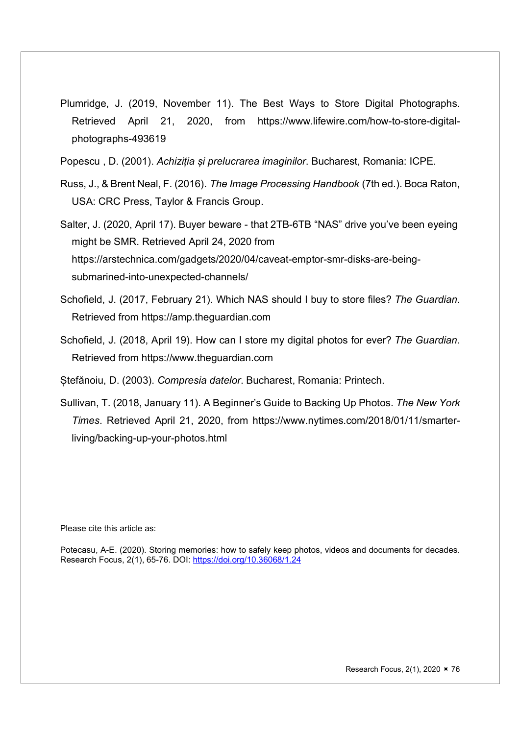Plumridge, J. (2019, November 11). The Best Ways to Store Digital Photographs. Retrieved April 21, 2020, from https://www.lifewire.com/how-to-store-digital-photographs-493619

Popescu , D. (2001). *Achiziția și prelucrarea imaginilor*. Bucharest, Romania: ICPE.

Russ, J., & Brent Neal, F. (2016). *The Image Processing Handbook* (7th ed.). Boca Raton, USA: CRC Press, Taylor & Francis Group.

Salter, J. (2020, April 17). Buyer beware - that 2TB-6TB "NAS" drive you've been eyeing might be SMR. Retrieved April 24, 2020 from https://arstechnica.com/gadgets/2020/04/caveat-emptor-smr-disks-are-being-submarined-into-unexpected-channels/

Schofield, J. (2017, February 21). Which NAS should I buy to store files? *The Guardian*. Retrieved from https://amp.theguardian.com

Schofield, J. (2018, April 19). How can I store my digital photos for ever? *The Guardian*. Retrieved from https://www.theguardian.com

Ștefănoiu, D. (2003). *Compresia datelor*. Bucharest, Romania: Printech.

Sullivan, T. (2018, January 11). A Beginner's Guide to Backing Up Photos. *The New York Times*. Retrieved April 21, 2020, from https://www.nytimes.com/2018/01/11/smarter-living/backing-up-your-photos.html

Please cite this article as:

Potecasu, A-E. (2020). Storing memories: how to safely keep photos, videos and documents for decades. Research Focus, 2(1), 65-76. DOI: https://doi.org/10.36068/1.24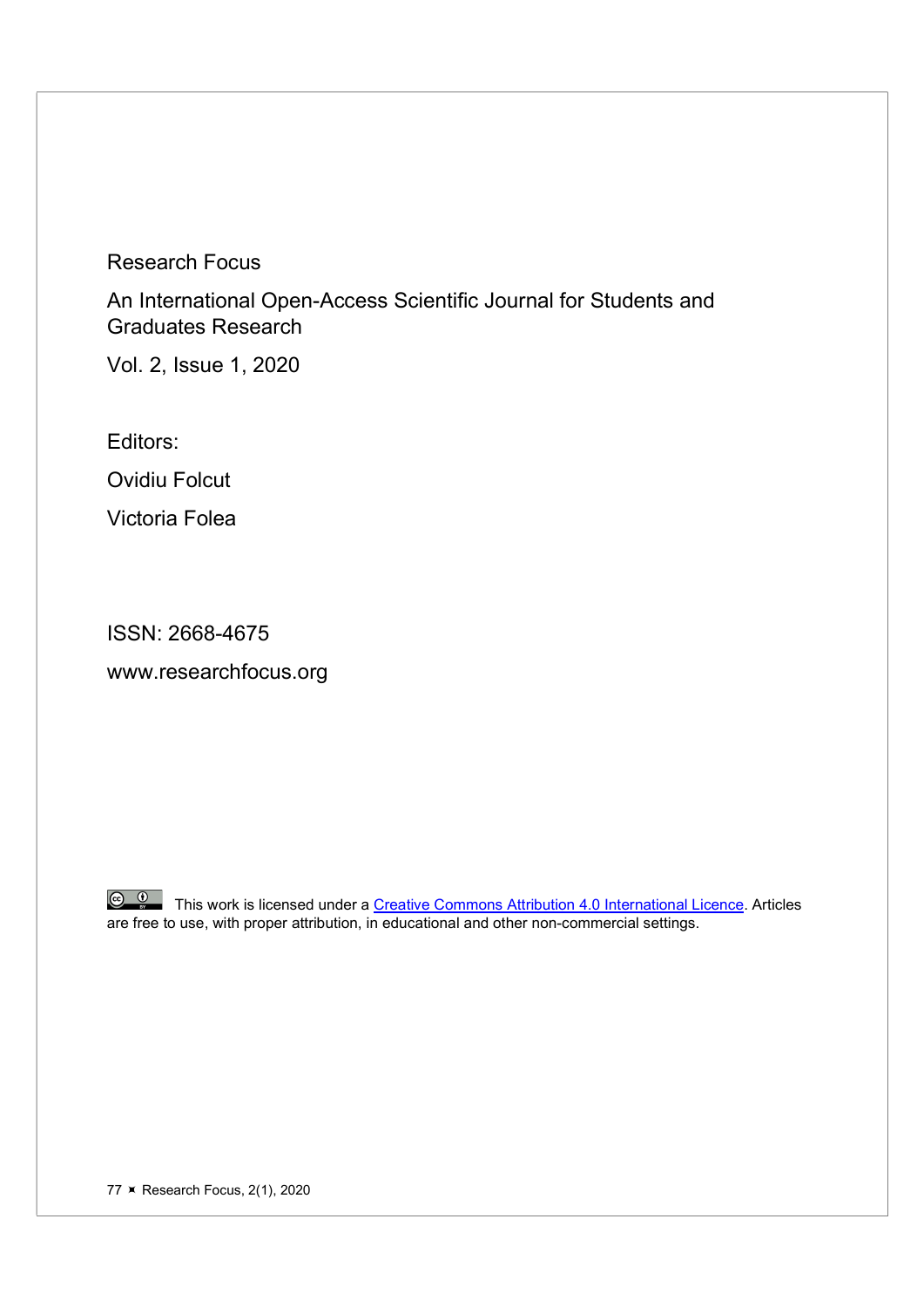Research Focus

An International Open-Access Scientific Journal for Students and Graduates Research

Vol. 2, Issue 1, 2020

Editors:

Ovidiu Folcut

Victoria Folea

ISSN: 2668-4675

www.researchfocus.org

This work is licensed under a [Creative Commons Attribution 4.0 International Licence](https://creativecommons.org/licenses/by/4.0/). Articles are free to use, with proper attribution, in educational and other non-commercial settings.